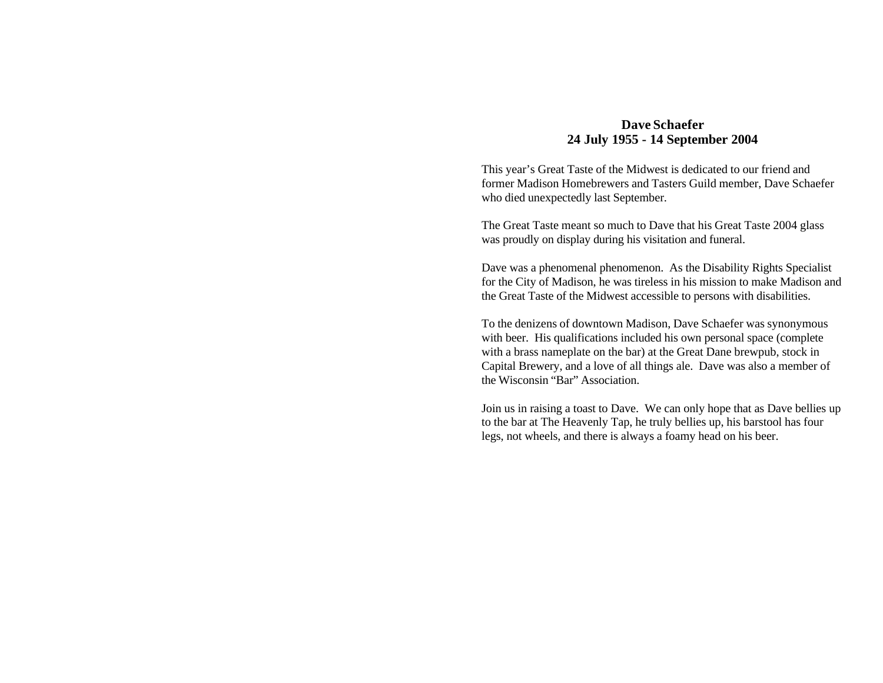**Dave Schaefer**
**24 July 1955 - 14 September 2004**

This year's Great Taste of the Midwest is dedicated to our friend and former Madison Homebrewers and Tasters Guild member, Dave Schaefer who died unexpectedly last September.

The Great Taste meant so much to Dave that his Great Taste 2004 glass was proudly on display during his visitation and funeral.

Dave was a phenomenal phenomenon. As the Disability Rights Specialist for the City of Madison, he was tireless in his mission to make Madison and the Great Taste of the Midwest accessible to persons with disabilities.

To the denizens of downtown Madison, Dave Schaefer was synonymous with beer. His qualifications included his own personal space (complete with a brass nameplate on the bar) at the Great Dane brewpub, stock in Capital Brewery, and a love of all things ale. Dave was also a member of the Wisconsin "Bar" Association.

Join us in raising a toast to Dave. We can only hope that as Dave bellies up to the bar at The Heavenly Tap, he truly bellies up, his barstool has four legs, not wheels, and there is always a foamy head on his beer.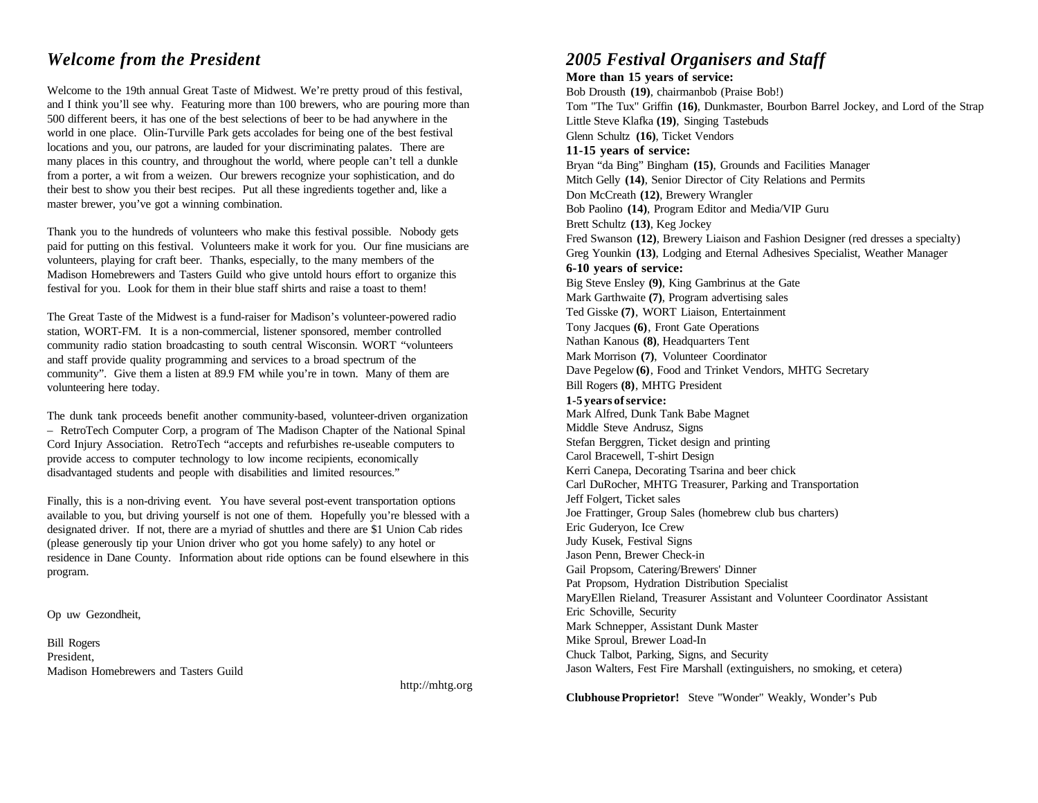## *Welcome from the President*

Welcome to the 19th annual Great Taste of Midwest. We're pretty proud of this festival, and I think you'll see why. Featuring more than 100 brewers, who are pouring more than 500 different beers, it has one of the best selections of beer to be had anywhere in the world in one place. Olin-Turville Park gets accolades for being one of the best festival locations and you, our patrons, are lauded for your discriminating palates. There are many places in this country, and throughout the world, where people can't tell a dunkle from a porter, a wit from a weizen. Our brewers recognize your sophistication, and do their best to show you their best recipes. Put all these ingredients together and, like a master brewer, you've got a winning combination.

Thank you to the hundreds of volunteers who make this festival possible. Nobody gets paid for putting on this festival. Volunteers make it work for you. Our fine musicians are volunteers, playing for craft beer. Thanks, especially, to the many members of the Madison Homebrewers and Tasters Guild who give untold hours effort to organize this festival for you. Look for them in their blue staff shirts and raise a toast to them!

The Great Taste of the Midwest is a fund-raiser for Madison's volunteer-powered radio station, WORT-FM. It is a non-commercial, listener sponsored, member controlled community radio station broadcasting to south central Wisconsin. WORT "volunteers and staff provide quality programming and services to a broad spectrum of the community". Give them a listen at 89.9 FM while you're in town. Many of them are volunteering here today.

The dunk tank proceeds benefit another community-based, volunteer-driven organization – RetroTech Computer Corp, a program of The Madison Chapter of the National Spinal Cord Injury Association. RetroTech "accepts and refurbishes re-useable computers to provide access to computer technology to low income recipients, economically disadvantaged students and people with disabilities and limited resources."

Finally, this is a non-driving event. You have several post-event transportation options available to you, but driving yourself is not one of them. Hopefully you're blessed with a designated driver. If not, there are a myriad of shuttles and there are $1 Union Cab rides (please generously tip your Union driver who got you home safely) to any hotel or residence in Dane County. Information about ride options can be found elsewhere in this program.

Op uw Gezondheit,

Bill Rogers
President,
Madison Homebrewers and Tasters Guild

http://mhtg.org

## *2005 Festival Organisers and Staff*

**More than 15 years of service:**

Bob Drousth **(19)**, chairmanbob (Praise Bob!)
Tom "The Tux" Griffin **(16)**, Dunkmaster, Bourbon Barrel Jockey, and Lord of the Strap
Little Steve Klafka **(19)**, Singing Tastebuds
Glenn Schultz **(16)**, Ticket Vendors

**11-15 years of service:**

Bryan "da Bing" Bingham **(15)**, Grounds and Facilities Manager
Mitch Gelly **(14)**, Senior Director of City Relations and Permits
Don McCreath **(12)**, Brewery Wrangler
Bob Paolino **(14)**, Program Editor and Media/VIP Guru
Brett Schultz **(13)**, Keg Jockey
Fred Swanson **(12)**, Brewery Liaison and Fashion Designer (red dresses a specialty)
Greg Younkin **(13)**, Lodging and Eternal Adhesives Specialist, Weather Manager

**6-10 years of service:**

Big Steve Ensley **(9)**, King Gambrinus at the Gate
Mark Garthwaite **(7)**, Program advertising sales
Ted Gisske **(7)**, WORT Liaison, Entertainment
Tony Jacques **(6)**, Front Gate Operations
Nathan Kanous **(8)**, Headquarters Tent
Mark Morrison **(7)**, Volunteer Coordinator
Dave Pegelow **(6)**, Food and Trinket Vendors, MHTG Secretary
Bill Rogers **(8)**, MHTG President

**1-5 years of service:**

Mark Alfred, Dunk Tank Babe Magnet
Middle Steve Andrusz, Signs
Stefan Berggren, Ticket design and printing
Carol Bracewell, T-shirt Design
Kerri Canepa, Decorating Tsarina and beer chick
Carl DuRocher, MHTG Treasurer, Parking and Transportation
Jeff Folgert, Ticket sales
Joe Frattinger, Group Sales (homebrew club bus charters)
Eric Guderyon, Ice Crew
Judy Kusek, Festival Signs
Jason Penn, Brewer Check-in
Gail Propsom, Catering/Brewers' Dinner
Pat Propsom, Hydration Distribution Specialist
MaryEllen Rieland, Treasurer Assistant and Volunteer Coordinator Assistant
Eric Schoville, Security
Mark Schnepper, Assistant Dunk Master
Mike Sproul, Brewer Load-In
Chuck Talbot, Parking, Signs, and Security
Jason Walters, Fest Fire Marshall (extinguishers, no smoking, et cetera)

**Clubhouse Proprietor!** Steve "Wonder" Weakly, Wonder's Pub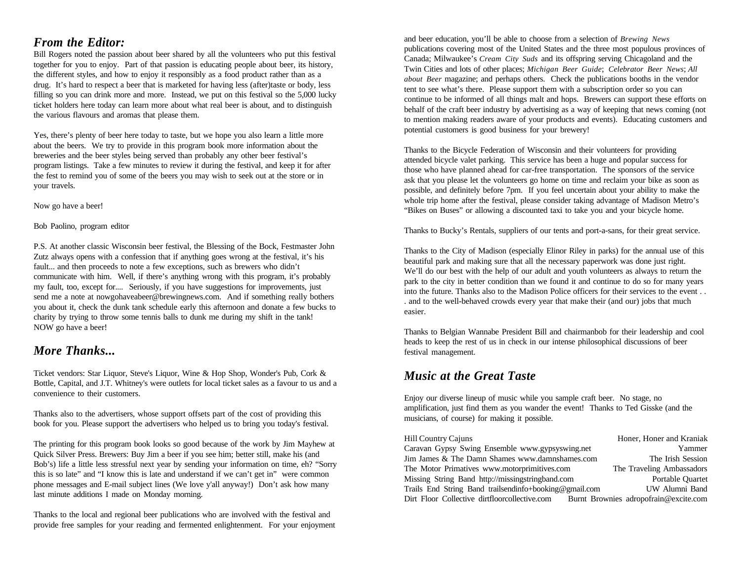## *From the Editor:*

Bill Rogers noted the passion about beer shared by all the volunteers who put this festival together for you to enjoy. Part of that passion is educating people about beer, its history, the different styles, and how to enjoy it responsibly as a food product rather than as a drug. It's hard to respect a beer that is marketed for having less (after)taste or body, less filling so you can drink more and more. Instead, we put on this festival so the 5,000 lucky ticket holders here today can learn more about what real beer is about, and to distinguish the various flavours and aromas that please them.

Yes, there's plenty of beer here today to taste, but we hope you also learn a little more about the beers. We try to provide in this program book more information about the breweries and the beer styles being served than probably any other beer festival's program listings. Take a few minutes to review it during the festival, and keep it for after the fest to remind you of some of the beers you may wish to seek out at the store or in your travels.

Now go have a beer!

Bob Paolino, program editor

P.S. At another classic Wisconsin beer festival, the Blessing of the Bock, Festmaster John Zutz always opens with a confession that if anything goes wrong at the festival, it's his fault... and then proceeds to note a few exceptions, such as brewers who didn't communicate with him. Well, if there's anything wrong with this program, it's probably my fault, too, except for.... Seriously, if you have suggestions for improvements, just send me a note at nowgohaveabeer@brewingnews.com. And if something really bothers you about it, check the dunk tank schedule early this afternoon and donate a few bucks to charity by trying to throw some tennis balls to dunk me during my shift in the tank! NOW go have a beer!

## *More Thanks...*

Ticket vendors: Star Liquor, Steve's Liquor, Wine & Hop Shop, Wonder's Pub, Cork & Bottle, Capital, and J.T. Whitney's were outlets for local ticket sales as a favour to us and a convenience to their customers.

Thanks also to the advertisers, whose support offsets part of the cost of providing this book for you. Please support the advertisers who helped us to bring you today's festival.

The printing for this program book looks so good because of the work by Jim Mayhew at Quick Silver Press. Brewers: Buy Jim a beer if you see him; better still, make his (and Bob's) life a little less stressful next year by sending your information on time, eh? "Sorry this is so late" and "I know this is late and understand if we can't get in" were common phone messages and E-mail subject lines (We love y'all anyway!) Don't ask how many last minute additions I made on Monday morning.

Thanks to the local and regional beer publications who are involved with the festival and provide free samples for your reading and fermented enlightenment. For your enjoyment and beer education, you'll be able to choose from a selection of *Brewing News* publications covering most of the United States and the three most populous provinces of Canada; Milwaukee's *Cream City Suds* and its offspring serving Chicagoland and the Twin Cities and lots of other places; *Michigan Beer Guide*; *Celebrator Beer News*; *All about Beer* magazine; and perhaps others. Check the publications booths in the vendor tent to see what's there. Please support them with a subscription order so you can continue to be informed of all things malt and hops. Brewers can support these efforts on behalf of the craft beer industry by advertising as a way of keeping that news coming (not to mention making readers aware of your products and events). Educating customers and potential customers is good business for your brewery!

Thanks to the Bicycle Federation of Wisconsin and their volunteers for providing attended bicycle valet parking. This service has been a huge and popular success for those who have planned ahead for car-free transportation. The sponsors of the service ask that you please let the volunteers go home on time and reclaim your bike as soon as possible, and definitely before 7pm. If you feel uncertain about your ability to make the whole trip home after the festival, please consider taking advantage of Madison Metro's "Bikes on Buses" or allowing a discounted taxi to take you and your bicycle home.

Thanks to Bucky's Rentals, suppliers of our tents and port-a-sans, for their great service.

Thanks to the City of Madison (especially Elinor Riley in parks) for the annual use of this beautiful park and making sure that all the necessary paperwork was done just right. We'll do our best with the help of our adult and youth volunteers as always to return the park to the city in better condition than we found it and continue to do so for many years into the future. Thanks also to the Madison Police officers for their services to the event . . . and to the well-behaved crowds every year that make their (and our) jobs that much easier.

Thanks to Belgian Wannabe President Bill and chairmanbob for their leadership and cool heads to keep the rest of us in check in our intense philosophical discussions of beer festival management.

## *Music at the Great Taste*

Enjoy our diverse lineup of music while you sample craft beer. No stage, no amplification, just find them as you wander the event! Thanks to Ted Gisske (and the musicians, of course) for making it possible.

Hill Country Cajuns
Caravan Gypsy Swing Ensemble www.gypsyswing.net
Jim James & The Damn Shames www.damnshames.com
The Motor Primatives www.motorprimitives.com
Missing String Band http://missingstringband.com
Trails End String Band trailsendinfo+booking@gmail.com
Dirt Floor Collective dirtfloorcollective.com
Honer, Honer and Kraniak
Yammer
The Irish Session
The Traveling Ambassadors
Portable Quartet
UW Alumni Band
Burnt Brownies adropofrain@excite.com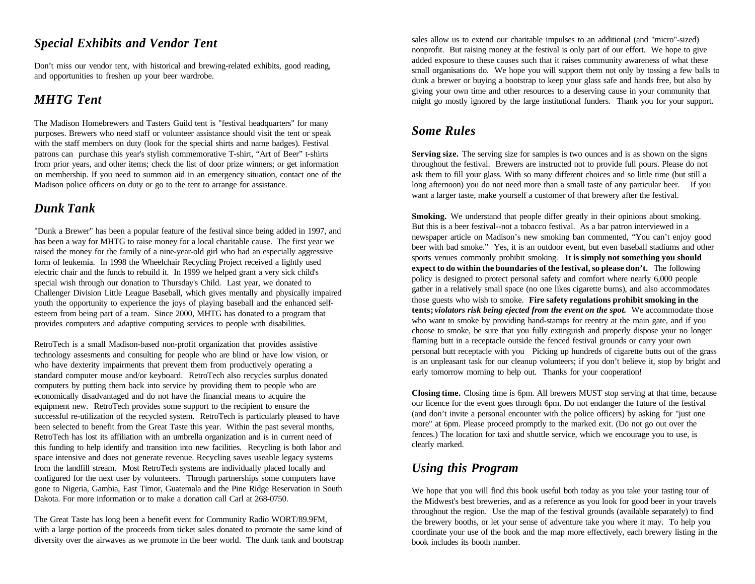## *Special Exhibits and Vendor Tent*

Don't miss our vendor tent, with historical and brewing-related exhibits, good reading, and opportunities to freshen up your beer wardrobe.

## *MHTG Tent*

The Madison Homebrewers and Tasters Guild tent is "festival headquarters" for many purposes. Brewers who need staff or volunteer assistance should visit the tent or speak with the staff members on duty (look for the special shirts and name badges). Festival patrons can purchase this year's stylish commemorative T-shirt, "Art of Beer" t-shirts from prior years, and other items; check the list of door prize winners; or get information on membership. If you need to summon aid in an emergency situation, contact one of the Madison police officers on duty or go to the tent to arrange for assistance.

## *Dunk Tank*

"Dunk a Brewer" has been a popular feature of the festival since being added in 1997, and has been a way for MHTG to raise money for a local charitable cause. The first year we raised the money for the family of a nine-year-old girl who had an especially aggressive form of leukemia. In 1998 the Wheelchair Recycling Project received a lightly used electric chair and the funds to rebuild it. In 1999 we helped grant a very sick child's special wish through our donation to Thursday's Child. Last year, we donated to Challenger Division Little League Baseball, which gives mentally and physically impaired youth the opportunity to experience the joys of playing baseball and the enhanced self-esteem from being part of a team. Since 2000, MHTG has donated to a program that provides computers and adaptive computing services to people with disabilities.

RetroTech is a small Madison-based non-profit organization that provides assistive technology assesments and consulting for people who are blind or have low vision, or who have dexterity impairments that prevent them from productively operating a standard computer mouse and/or keyboard. RetroTech also recycles surplus donated computers by putting them back into service by providing them to people who are economically disadvantaged and do not have the financial means to acquire the equipment new. RetroTech provides some support to the recipient to ensure the successful re-utilization of the recycled system. RetroTech is particularly pleased to have been selected to benefit from the Great Taste this year. Within the past several months, RetroTech has lost its affiliation with an umbrella organization and is in current need of this funding to help identify and transition into new facilities. Recycling is both labor and space intensive and does not generate revenue. Recycling saves useable legacy systems from the landfill stream. Most RetroTech systems are individually placed locally and configured for the next user by volunteers. Through partnerships some computers have gone to Nigeria, Gambia, East Timor, Guatemala and the Pine Ridge Reservation in South Dakota. For more information or to make a donation call Carl at 268-0750.

The Great Taste has long been a benefit event for Community Radio WORT/89.9FM, with a large portion of the proceeds from ticket sales donated to promote the same kind of diversity over the airwaves as we promote in the beer world. The dunk tank and bootstrap sales allow us to extend our charitable impulses to an additional (and "micro"-sized) nonprofit. But raising money at the festival is only part of our effort. We hope to give added exposure to these causes such that it raises community awareness of what these small organisations do. We hope you will support them not only by tossing a few balls to dunk a brewer or buying a bootstrap to keep your glass safe and hands free, but also by giving your own time and other resources to a deserving cause in your community that might go mostly ignored by the large institutional funders. Thank you for your support.

## *Some Rules*

**Serving size.** The serving size for samples is two ounces and is as shown on the signs throughout the festival. Brewers are instructed not to provide full pours. Please do not ask them to fill your glass. With so many different choices and so little time (but still a long afternoon) you do not need more than a small taste of any particular beer. If you want a larger taste, make yourself a customer of that brewery after the festival.

**Smoking.** We understand that people differ greatly in their opinions about smoking. But this is a beer festival--not a tobacco festival. As a bar patron interviewed in a newspaper article on Madison's new smoking ban commented, "You can't enjoy good beer with bad smoke." Yes, it is an outdoor event, but even baseball stadiums and other sports venues commonly prohibit smoking. **It is simply not something you should expect to do within the boundaries of the festival, so please don't.** The following policy is designed to protect personal safety and comfort where nearly 6,000 people gather in a relatively small space (no one likes cigarette burns), and also accommodates those guests who wish to smoke. **Fire safety regulations prohibit smoking in the tents;** ***violators risk being ejected from the event on the spot.*** We accommodate those who want to smoke by providing hand-stamps for reentry at the main gate, and if you choose to smoke, be sure that you fully extinguish and properly dispose your no longer flaming butt in a receptacle outside the fenced festival grounds or carry your own personal butt receptacle with you Picking up hundreds of cigarette butts out of the grass is an unpleasant task for our cleanup volunteers; if you don't believe it, stop by bright and early tomorrow morning to help out. Thanks for your cooperation!

**Closing time.** Closing time is 6pm. All brewers MUST stop serving at that time, because our licence for the event goes through 6pm. Do not endanger the future of the festival (and don't invite a personal encounter with the police officers) by asking for "just one more" at 6pm. Please proceed promptly to the marked exit. (Do not go out over the fences.) The location for taxi and shuttle service, which we encourage you to use, is clearly marked.

## *Using this Program*

We hope that you will find this book useful both today as you take your tasting tour of the Midwest's best breweries, and as a reference as you look for good beer in your travels throughout the region. Use the map of the festival grounds (available separately) to find the brewery booths, or let your sense of adventure take you where it may. To help you coordinate your use of the book and the map more effectively, each brewery listing in the book includes its booth number.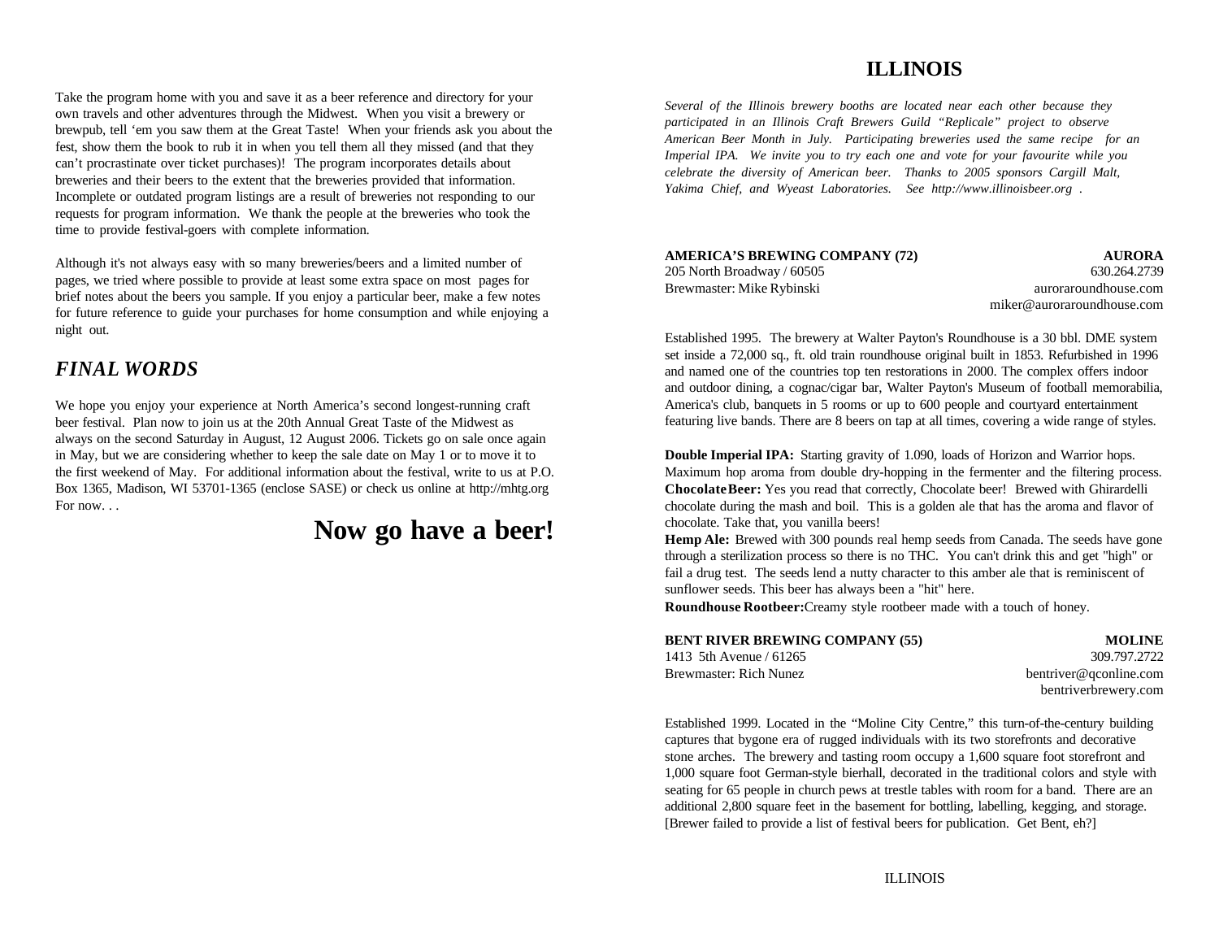Take the program home with you and save it as a beer reference and directory for your own travels and other adventures through the Midwest. When you visit a brewery or brewpub, tell 'em you saw them at the Great Taste! When your friends ask you about the fest, show them the book to rub it in when you tell them all they missed (and that they can't procrastinate over ticket purchases)! The program incorporates details about breweries and their beers to the extent that the breweries provided that information. Incomplete or outdated program listings are a result of breweries not responding to our requests for program information. We thank the people at the breweries who took the time to provide festival-goers with complete information.

Although it's not always easy with so many breweries/beers and a limited number of pages, we tried where possible to provide at least some extra space on most pages for brief notes about the beers you sample. If you enjoy a particular beer, make a few notes for future reference to guide your purchases for home consumption and while enjoying a night out.

## *FINAL WORDS*

We hope you enjoy your experience at North America's second longest-running craft beer festival. Plan now to join us at the 20th Annual Great Taste of the Midwest as always on the second Saturday in August, 12 August 2006. Tickets go on sale once again in May, but we are considering whether to keep the sale date on May 1 or to move it to the first weekend of May. For additional information about the festival, write to us at P.O. Box 1365, Madison, WI 53701-1365 (enclose SASE) or check us online at http://mhtg.org For now. . .

# Now go have a beer!

# ILLINOIS

*Several of the Illinois brewery booths are located near each other because they participated in an Illinois Craft Brewers Guild "Replicale" project to observe American Beer Month in July. Participating breweries used the same recipe for an Imperial IPA. We invite you to try each one and vote for your favourite while you celebrate the diversity of American beer. Thanks to 2005 sponsors Cargill Malt, Yakima Chief, and Wyeast Laboratories. See http://www.illinoisbeer.org .*

**AMERICA'S BREWING COMPANY (72)** — **AURORA**
205 North Broadway / 60505 — 630.264.2739
Brewmaster: Mike Rybinski — auroraroundhouse.com
miker@auroraroundhouse.com

Established 1995. The brewery at Walter Payton's Roundhouse is a 30 bbl. DME system set inside a 72,000 sq., ft. old train roundhouse original built in 1853. Refurbished in 1996 and named one of the countries top ten restorations in 2000. The complex offers indoor and outdoor dining, a cognac/cigar bar, Walter Payton's Museum of football memorabilia, America's club, banquets in 5 rooms or up to 600 people and courtyard entertainment featuring live bands. There are 8 beers on tap at all times, covering a wide range of styles.

**Double Imperial IPA:** Starting gravity of 1.090, loads of Horizon and Warrior hops. Maximum hop aroma from double dry-hopping in the fermenter and the filtering process.
**Chocolate Beer:** Yes you read that correctly, Chocolate beer! Brewed with Ghirardelli chocolate during the mash and boil. This is a golden ale that has the aroma and flavor of chocolate. Take that, you vanilla beers!
**Hemp Ale:** Brewed with 300 pounds real hemp seeds from Canada. The seeds have gone through a sterilization process so there is no THC. You can't drink this and get "high" or fail a drug test. The seeds lend a nutty character to this amber ale that is reminiscent of sunflower seeds. This beer has always been a "hit" here.
**Roundhouse Rootbeer:**Creamy style rootbeer made with a touch of honey.

**BENT RIVER BREWING COMPANY (55)** — **MOLINE**
1413 5th Avenue / 61265 — 309.797.2722
Brewmaster: Rich Nunez — bentriver@qconline.com
bentriverbrewery.com

Established 1999. Located in the "Moline City Centre," this turn-of-the-century building captures that bygone era of rugged individuals with its two storefronts and decorative stone arches. The brewery and tasting room occupy a 1,600 square foot storefront and 1,000 square foot German-style bierhall, decorated in the traditional colors and style with seating for 65 people in church pews at trestle tables with room for a band. There are an additional 2,800 square feet in the basement for bottling, labelling, kegging, and storage. [Brewer failed to provide a list of festival beers for publication. Get Bent, eh?]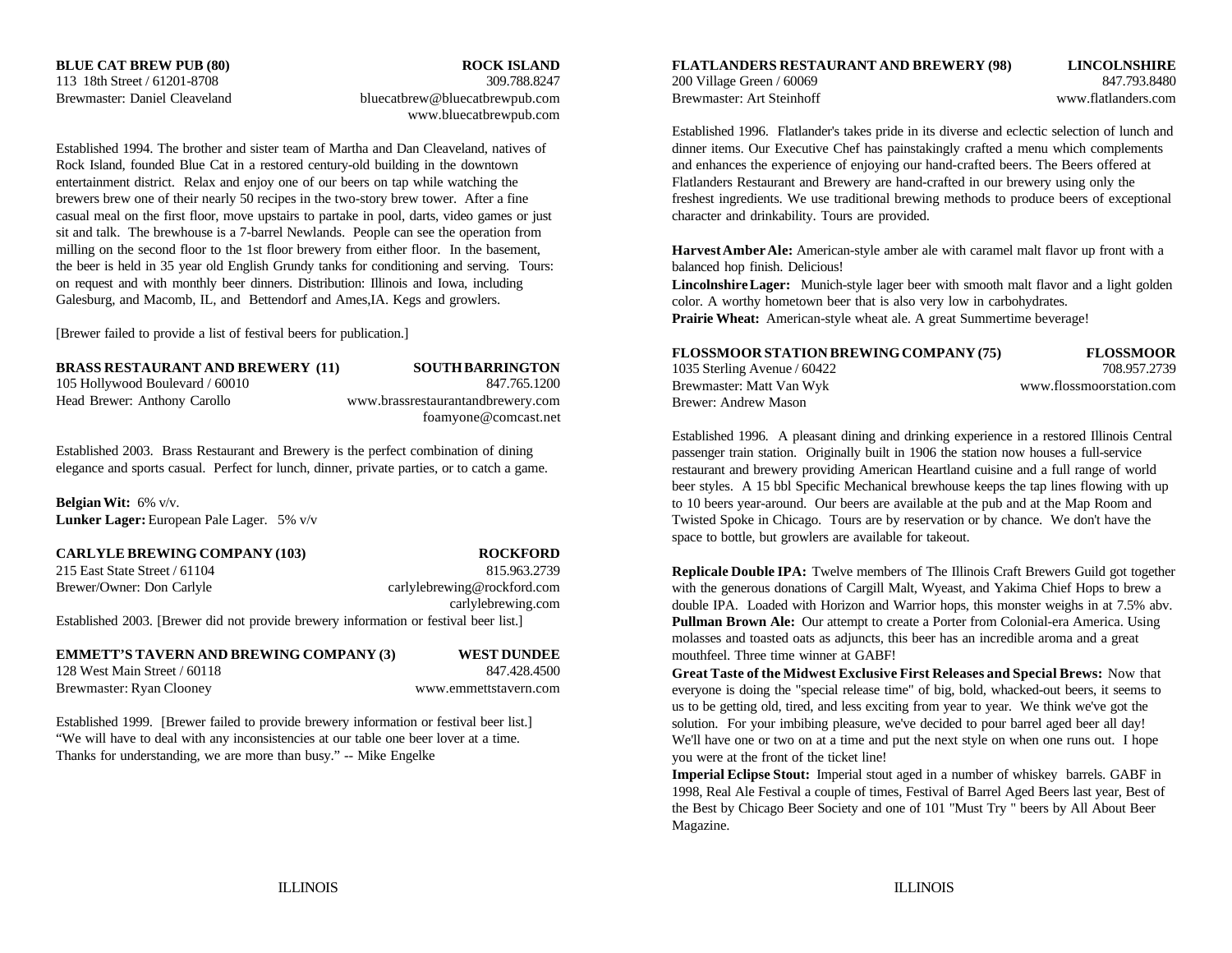**BLUE CAT BREW PUB (80)** **ROCK ISLAND**
113 18th Street / 61201-8708 309.788.8247
Brewmaster: Daniel Cleaveland bluecatbrew@bluecatbrewpub.com
www.bluecatbrewpub.com

Established 1994. The brother and sister team of Martha and Dan Cleaveland, natives of Rock Island, founded Blue Cat in a restored century-old building in the downtown entertainment district. Relax and enjoy one of our beers on tap while watching the brewers brew one of their nearly 50 recipes in the two-story brew tower. After a fine casual meal on the first floor, move upstairs to partake in pool, darts, video games or just sit and talk. The brewhouse is a 7-barrel Newlands. People can see the operation from milling on the second floor to the 1st floor brewery from either floor. In the basement, the beer is held in 35 year old English Grundy tanks for conditioning and serving. Tours: on request and with monthly beer dinners. Distribution: Illinois and Iowa, including Galesburg, and Macomb, IL, and Bettendorf and Ames,IA. Kegs and growlers.

[Brewer failed to provide a list of festival beers for publication.]

**BRASS RESTAURANT AND BREWERY (11)** **SOUTH BARRINGTON**
105 Hollywood Boulevard / 60010 847.765.1200
Head Brewer: Anthony Carollo www.brassrestaurantandbrewery.com
foamyone@comcast.net

Established 2003. Brass Restaurant and Brewery is the perfect combination of dining elegance and sports casual. Perfect for lunch, dinner, private parties, or to catch a game.

**Belgian Wit:** 6% v/v.
**Lunker Lager:** European Pale Lager. 5% v/v

**CARLYLE BREWING COMPANY (103)** **ROCKFORD**
215 East State Street / 61104 815.963.2739
Brewer/Owner: Don Carlyle carlylebrewing@rockford.com
carlylebrewing.com
Established 2003. [Brewer did not provide brewery information or festival beer list.]

**EMMETT'S TAVERN AND BREWING COMPANY (3)** **WEST DUNDEE**
128 West Main Street / 60118 847.428.4500
Brewmaster: Ryan Clooney www.emmettstavern.com

Established 1999. [Brewer failed to provide brewery information or festival beer list.] "We will have to deal with any inconsistencies at our table one beer lover at a time. Thanks for understanding, we are more than busy." -- Mike Engelke

**FLATLANDERS RESTAURANT AND BREWERY (98)** **LINCOLNSHIRE**
200 Village Green / 60069 847.793.8480
Brewmaster: Art Steinhoff www.flatlanders.com

Established 1996. Flatlander's takes pride in its diverse and eclectic selection of lunch and dinner items. Our Executive Chef has painstakingly crafted a menu which complements and enhances the experience of enjoying our hand-crafted beers. The Beers offered at Flatlanders Restaurant and Brewery are hand-crafted in our brewery using only the freshest ingredients. We use traditional brewing methods to produce beers of exceptional character and drinkability. Tours are provided.

**Harvest Amber Ale:** American-style amber ale with caramel malt flavor up front with a balanced hop finish. Delicious!
**Lincolnshire Lager:** Munich-style lager beer with smooth malt flavor and a light golden color. A worthy hometown beer that is also very low in carbohydrates.
**Prairie Wheat:** American-style wheat ale. A great Summertime beverage!

**FLOSSMOOR STATION BREWING COMPANY (75)** **FLOSSMOOR**
1035 Sterling Avenue / 60422 708.957.2739
Brewmaster: Matt Van Wyk www.flossmoorstation.com
Brewer: Andrew Mason

Established 1996. A pleasant dining and drinking experience in a restored Illinois Central passenger train station. Originally built in 1906 the station now houses a full-service restaurant and brewery providing American Heartland cuisine and a full range of world beer styles. A 15 bbl Specific Mechanical brewhouse keeps the tap lines flowing with up to 10 beers year-around. Our beers are available at the pub and at the Map Room and Twisted Spoke in Chicago. Tours are by reservation or by chance. We don't have the space to bottle, but growlers are available for takeout.

**Replicale Double IPA:** Twelve members of The Illinois Craft Brewers Guild got together with the generous donations of Cargill Malt, Wyeast, and Yakima Chief Hops to brew a double IPA. Loaded with Horizon and Warrior hops, this monster weighs in at 7.5% abv.
**Pullman Brown Ale:** Our attempt to create a Porter from Colonial-era America. Using molasses and toasted oats as adjuncts, this beer has an incredible aroma and a great mouthfeel. Three time winner at GABF!
**Great Taste of the Midwest Exclusive First Releases and Special Brews:** Now that everyone is doing the "special release time" of big, bold, whacked-out beers, it seems to us to be getting old, tired, and less exciting from year to year. We think we've got the solution. For your imbibing pleasure, we've decided to pour barrel aged beer all day! We'll have one or two on at a time and put the next style on when one runs out. I hope you were at the front of the ticket line!
**Imperial Eclipse Stout:** Imperial stout aged in a number of whiskey barrels. GABF in 1998, Real Ale Festival a couple of times, Festival of Barrel Aged Beers last year, Best of the Best by Chicago Beer Society and one of 101 "Must Try " beers by All About Beer Magazine.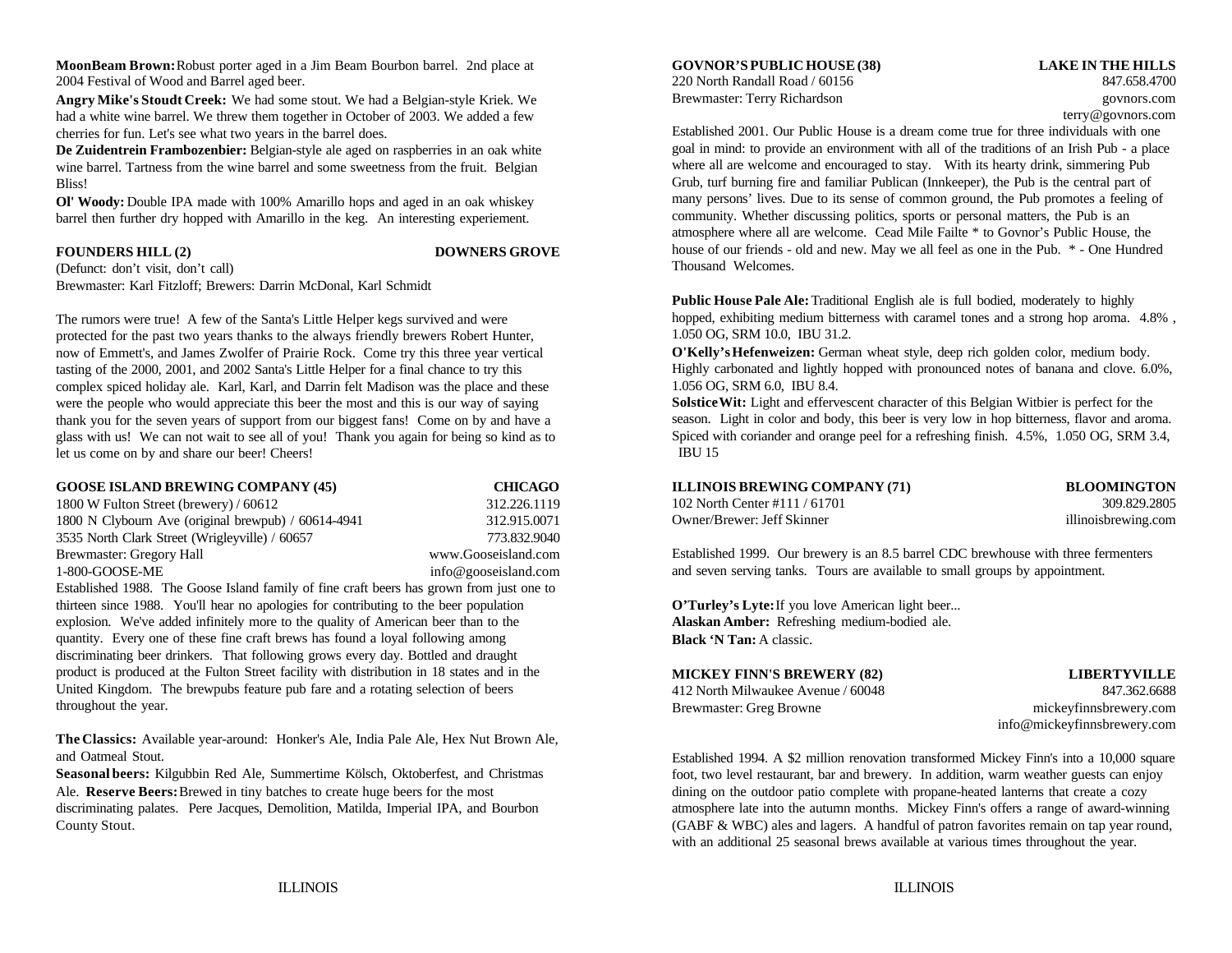**MoonBeam Brown:** Robust porter aged in a Jim Beam Bourbon barrel. 2nd place at 2004 Festival of Wood and Barrel aged beer.

**Angry Mike's Stoudt Creek:** We had some stout. We had a Belgian-style Kriek. We had a white wine barrel. We threw them together in October of 2003. We added a few cherries for fun. Let's see what two years in the barrel does.

**De Zuidentrein Frambozenbier:** Belgian-style ale aged on raspberries in an oak white wine barrel. Tartness from the wine barrel and some sweetness from the fruit. Belgian Bliss!

**Ol' Woody:** Double IPA made with 100% Amarillo hops and aged in an oak whiskey barrel then further dry hopped with Amarillo in the keg. An interesting experiement.

### FOUNDERS HILL (2) — DOWNERS GROVE

(Defunct: don't visit, don't call)
Brewmaster: Karl Fitzloff; Brewers: Darrin McDonal, Karl Schmidt

The rumors were true! A few of the Santa's Little Helper kegs survived and were protected for the past two years thanks to the always friendly brewers Robert Hunter, now of Emmett's, and James Zwolfer of Prairie Rock. Come try this three year vertical tasting of the 2000, 2001, and 2002 Santa's Little Helper for a final chance to try this complex spiced holiday ale. Karl, Karl, and Darrin felt Madison was the place and these were the people who would appreciate this beer the most and this is our way of saying thank you for the seven years of support from our biggest fans! Come on by and have a glass with us! We can not wait to see all of you! Thank you again for being so kind as to let us come on by and share our beer! Cheers!

### GOOSE ISLAND BREWING COMPANY (45) — CHICAGO

1800 W Fulton Street (brewery) / 60612 — 312.226.1119
1800 N Clybourn Ave (original brewpub) / 60614-4941 — 312.915.0071
3535 North Clark Street (Wrigleyville) / 60657 — 773.832.9040
Brewmaster: Gregory Hall — www.Gooseisland.com
1-800-GOOSE-ME — info@gooseisland.com

Established 1988. The Goose Island family of fine craft beers has grown from just one to thirteen since 1988. You'll hear no apologies for contributing to the beer population explosion. We've added infinitely more to the quality of American beer than to the quantity. Every one of these fine craft brews has found a loyal following among discriminating beer drinkers. That following grows every day. Bottled and draught product is produced at the Fulton Street facility with distribution in 18 states and in the United Kingdom. The brewpubs feature pub fare and a rotating selection of beers throughout the year.

**The Classics:** Available year-around: Honker's Ale, India Pale Ale, Hex Nut Brown Ale, and Oatmeal Stout.

**Seasonal beers:** Kilgubbin Red Ale, Summertime Kölsch, Oktoberfest, and Christmas Ale. **Reserve Beers:** Brewed in tiny batches to create huge beers for the most discriminating palates. Pere Jacques, Demolition, Matilda, Imperial IPA, and Bourbon County Stout.

### GOVNOR'S PUBLIC HOUSE (38) — LAKE IN THE HILLS

220 North Randall Road / 60156 — 847.658.4700
Brewmaster: Terry Richardson — govnors.com
terry@govnors.com

Established 2001. Our Public House is a dream come true for three individuals with one goal in mind: to provide an environment with all of the traditions of an Irish Pub - a place where all are welcome and encouraged to stay. With its hearty drink, simmering Pub Grub, turf burning fire and familiar Publican (Innkeeper), the Pub is the central part of many persons' lives. Due to its sense of common ground, the Pub promotes a feeling of community. Whether discussing politics, sports or personal matters, the Pub is an atmosphere where all are welcome. Cead Mile Failte * to Govnor's Public House, the house of our friends - old and new. May we all feel as one in the Pub. * - One Hundred Thousand Welcomes.

**Public House Pale Ale:** Traditional English ale is full bodied, moderately to highly hopped, exhibiting medium bitterness with caramel tones and a strong hop aroma. 4.8% , 1.050 OG, SRM 10.0, IBU 31.2.

**O'Kelly's Hefenweizen:** German wheat style, deep rich golden color, medium body. Highly carbonated and lightly hopped with pronounced notes of banana and clove. 6.0%, 1.056 OG, SRM 6.0, IBU 8.4.

**Solstice Wit:** Light and effervescent character of this Belgian Witbier is perfect for the season. Light in color and body, this beer is very low in hop bitterness, flavor and aroma. Spiced with coriander and orange peel for a refreshing finish. 4.5%, 1.050 OG, SRM 3.4, IBU 15

### ILLINOIS BREWING COMPANY (71) — BLOOMINGTON

102 North Center #111 / 61701 — 309.829.2805
Owner/Brewer: Jeff Skinner — illinoisbrewing.com

Established 1999. Our brewery is an 8.5 barrel CDC brewhouse with three fermenters and seven serving tanks. Tours are available to small groups by appointment.

**O'Turley's Lyte:** If you love American light beer...
**Alaskan Amber:** Refreshing medium-bodied ale.
**Black 'N Tan:** A classic.

### MICKEY FINN'S BREWERY (82) — LIBERTYVILLE

412 North Milwaukee Avenue / 60048 — 847.362.6688
Brewmaster: Greg Browne — mickeyfinnsbrewery.com
info@mickeyfinnsbrewery.com

Established 1994. A $2 million renovation transformed Mickey Finn's into a 10,000 square foot, two level restaurant, bar and brewery. In addition, warm weather guests can enjoy dining on the outdoor patio complete with propane-heated lanterns that create a cozy atmosphere late into the autumn months. Mickey Finn's offers a range of award-winning (GABF & WBC) ales and lagers. A handful of patron favorites remain on tap year round, with an additional 25 seasonal brews available at various times throughout the year.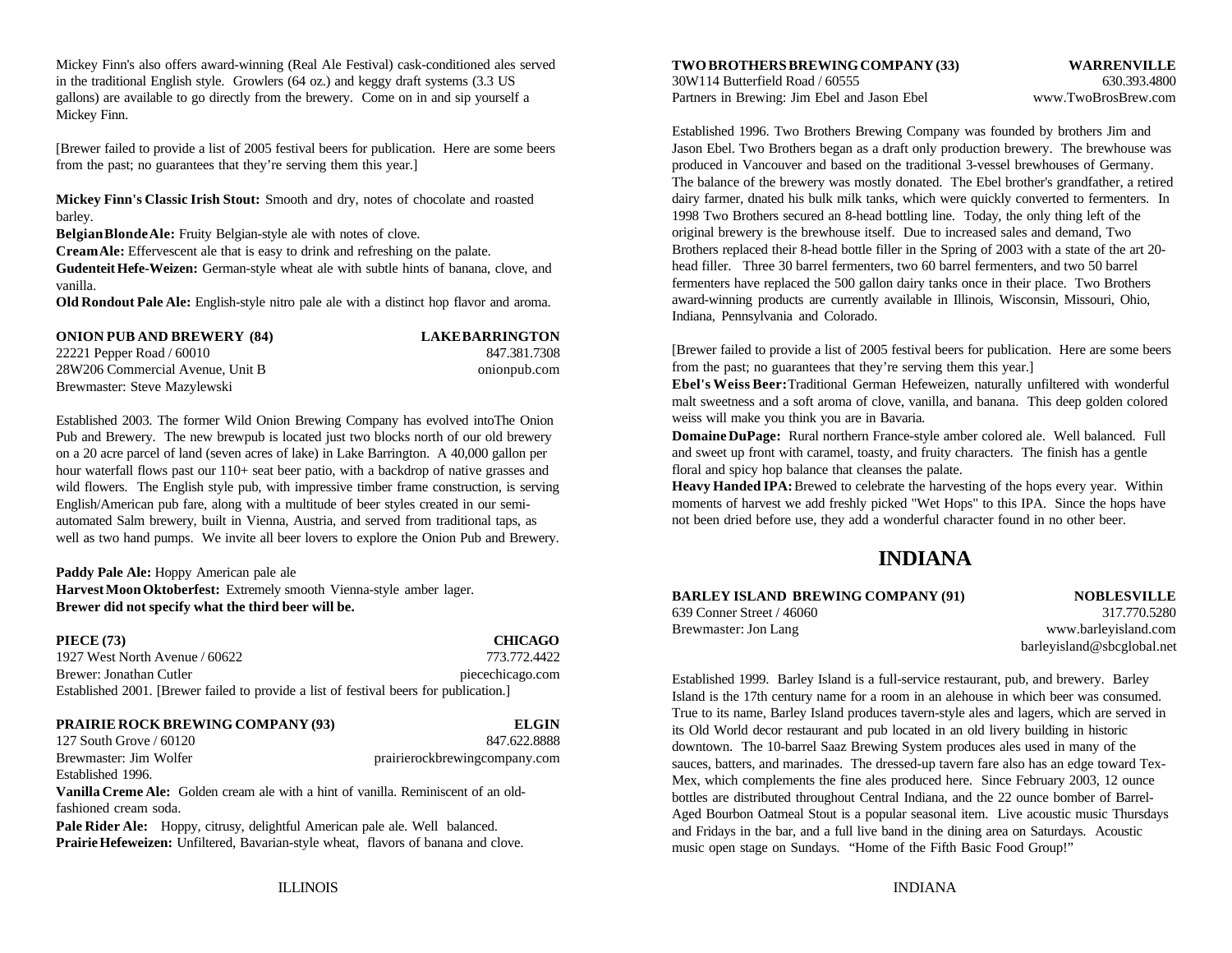Mickey Finn's also offers award-winning (Real Ale Festival) cask-conditioned ales served in the traditional English style. Growlers (64 oz.) and keggy draft systems (3.3 US gallons) are available to go directly from the brewery. Come on in and sip yourself a Mickey Finn.

[Brewer failed to provide a list of 2005 festival beers for publication. Here are some beers from the past; no guarantees that they're serving them this year.]

**Mickey Finn's Classic Irish Stout:** Smooth and dry, notes of chocolate and roasted barley.
**Belgian Blonde Ale:** Fruity Belgian-style ale with notes of clove.
**Cream Ale:** Effervescent ale that is easy to drink and refreshing on the palate.
**Gudenteit Hefe-Weizen:** German-style wheat ale with subtle hints of banana, clove, and vanilla.
**Old Rondout Pale Ale:** English-style nitro pale ale with a distinct hop flavor and aroma.

**ONION PUB AND BREWERY (84)** — **LAKE BARRINGTON**
22221 Pepper Road / 60010 — 847.381.7308
28W206 Commercial Avenue, Unit B — onionpub.com
Brewmaster: Steve Mazylewski

Established 2003. The former Wild Onion Brewing Company has evolved intoThe Onion Pub and Brewery. The new brewpub is located just two blocks north of our old brewery on a 20 acre parcel of land (seven acres of lake) in Lake Barrington. A 40,000 gallon per hour waterfall flows past our 110+ seat beer patio, with a backdrop of native grasses and wild flowers. The English style pub, with impressive timber frame construction, is serving English/American pub fare, along with a multitude of beer styles created in our semi-automated Salm brewery, built in Vienna, Austria, and served from traditional taps, as well as two hand pumps. We invite all beer lovers to explore the Onion Pub and Brewery.

**Paddy Pale Ale:** Hoppy American pale ale
**Harvest Moon Oktoberfest:** Extremely smooth Vienna-style amber lager.
**Brewer did not specify what the third beer will be.**

**PIECE (73)** — **CHICAGO**
1927 West North Avenue / 60622 — 773.772.4422
Brewer: Jonathan Cutler — piecechicago.com
Established 2001. [Brewer failed to provide a list of festival beers for publication.]

**PRAIRIE ROCK BREWING COMPANY (93)** — **ELGIN**
127 South Grove / 60120 — 847.622.8888
Brewmaster: Jim Wolfer — prairierockbrewingcompany.com
Established 1996.

**Vanilla Creme Ale:** Golden cream ale with a hint of vanilla. Reminiscent of an old-fashioned cream soda.
**Pale Rider Ale:** Hoppy, citrusy, delightful American pale ale. Well balanced.
**Prairie Hefeweizen:** Unfiltered, Bavarian-style wheat, flavors of banana and clove.

**TWO BROTHERS BREWING COMPANY (33)** — **WARRENVILLE**
30W114 Butterfield Road / 60555 — 630.393.4800
Partners in Brewing: Jim Ebel and Jason Ebel — www.TwoBrosBrew.com

Established 1996. Two Brothers Brewing Company was founded by brothers Jim and Jason Ebel. Two Brothers began as a draft only production brewery. The brewhouse was produced in Vancouver and based on the traditional 3-vessel brewhouses of Germany. The balance of the brewery was mostly donated. The Ebel brother's grandfather, a retired dairy farmer, dnated his bulk milk tanks, which were quickly converted to fermenters. In 1998 Two Brothers secured an 8-head bottling line. Today, the only thing left of the original brewery is the brewhouse itself. Due to increased sales and demand, Two Brothers replaced their 8-head bottle filler in the Spring of 2003 with a state of the art 20-head filler. Three 30 barrel fermenters, two 60 barrel fermenters, and two 50 barrel fermenters have replaced the 500 gallon dairy tanks once in their place. Two Brothers award-winning products are currently available in Illinois, Wisconsin, Missouri, Ohio, Indiana, Pennsylvania and Colorado.

[Brewer failed to provide a list of 2005 festival beers for publication. Here are some beers from the past; no guarantees that they're serving them this year.]

**Ebel's Weiss Beer:** Traditional German Hefeweizen, naturally unfiltered with wonderful malt sweetness and a soft aroma of clove, vanilla, and banana. This deep golden colored weiss will make you think you are in Bavaria.
**Domaine DuPage:** Rural northern France-style amber colored ale. Well balanced. Full and sweet up front with caramel, toasty, and fruity characters. The finish has a gentle floral and spicy hop balance that cleanses the palate.
**Heavy Handed IPA:** Brewed to celebrate the harvesting of the hops every year. Within moments of harvest we add freshly picked "Wet Hops" to this IPA. Since the hops have not been dried before use, they add a wonderful character found in no other beer.

# INDIANA

**BARLEY ISLAND BREWING COMPANY (91)** — **NOBLESVILLE**
639 Conner Street / 46060 — 317.770.5280
Brewmaster: Jon Lang — www.barleyisland.com
barleyisland@sbcglobal.net

Established 1999. Barley Island is a full-service restaurant, pub, and brewery. Barley Island is the 17th century name for a room in an alehouse in which beer was consumed. True to its name, Barley Island produces tavern-style ales and lagers, which are served in its Old World decor restaurant and pub located in an old livery building in historic downtown. The 10-barrel Saaz Brewing System produces ales used in many of the sauces, batters, and marinades. The dressed-up tavern fare also has an edge toward Tex-Mex, which complements the fine ales produced here. Since February 2003, 12 ounce bottles are distributed throughout Central Indiana, and the 22 ounce bomber of Barrel-Aged Bourbon Oatmeal Stout is a popular seasonal item. Live acoustic music Thursdays and Fridays in the bar, and a full live band in the dining area on Saturdays. Acoustic music open stage on Sundays. "Home of the Fifth Basic Food Group!"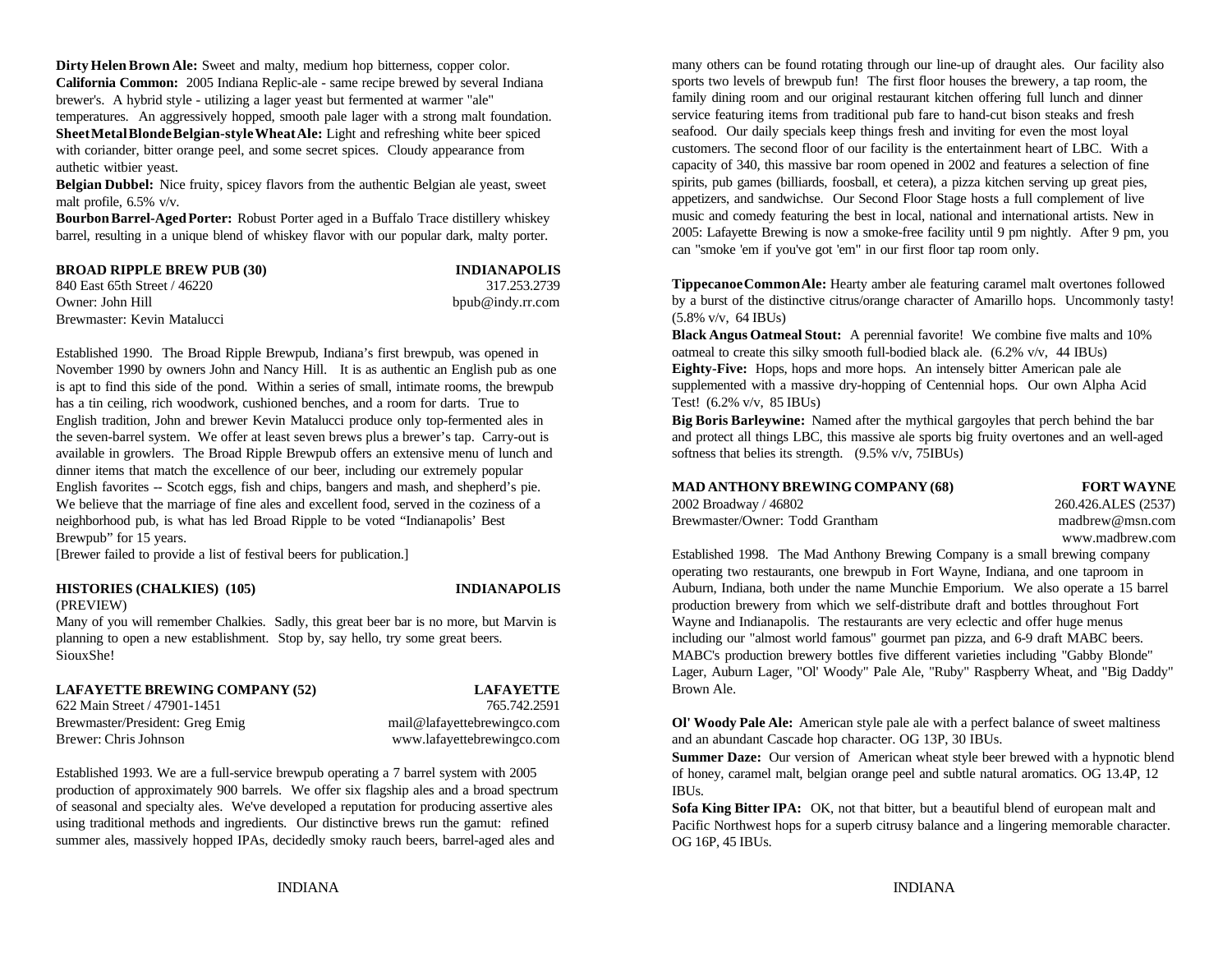**Dirty Helen Brown Ale:** Sweet and malty, medium hop bitterness, copper color.
**California Common:** 2005 Indiana Replic-ale - same recipe brewed by several Indiana brewer's. A hybrid style - utilizing a lager yeast but fermented at warmer "ale" temperatures. An aggressively hopped, smooth pale lager with a strong malt foundation.
**Sheet Metal Blonde Belgian-style Wheat Ale:** Light and refreshing white beer spiced with coriander, bitter orange peel, and some secret spices. Cloudy appearance from authetic witbier yeast.
**Belgian Dubbel:** Nice fruity, spicey flavors from the authentic Belgian ale yeast, sweet malt profile, 6.5% v/v.
**Bourbon Barrel-Aged Porter:** Robust Porter aged in a Buffalo Trace distillery whiskey barrel, resulting in a unique blend of whiskey flavor with our popular dark, malty porter.

**BROAD RIPPLE BREW PUB (30)** — **INDIANAPOLIS**
840 East 65th Street / 46220 — 317.253.2739
Owner: John Hill — bpub@indy.rr.com
Brewmaster: Kevin Matalucci

Established 1990. The Broad Ripple Brewpub, Indiana's first brewpub, was opened in November 1990 by owners John and Nancy Hill. It is as authentic an English pub as one is apt to find this side of the pond. Within a series of small, intimate rooms, the brewpub has a tin ceiling, rich woodwork, cushioned benches, and a room for darts. True to English tradition, John and brewer Kevin Matalucci produce only top-fermented ales in the seven-barrel system. We offer at least seven brews plus a brewer's tap. Carry-out is available in growlers. The Broad Ripple Brewpub offers an extensive menu of lunch and dinner items that match the excellence of our beer, including our extremely popular English favorites -- Scotch eggs, fish and chips, bangers and mash, and shepherd's pie. We believe that the marriage of fine ales and excellent food, served in the coziness of a neighborhood pub, is what has led Broad Ripple to be voted "Indianapolis' Best Brewpub" for 15 years.
[Brewer failed to provide a list of festival beers for publication.]

**HISTORIES (CHALKIES) (105)** — **INDIANAPOLIS**
(PREVIEW)
Many of you will remember Chalkies. Sadly, this great beer bar is no more, but Marvin is planning to open a new establishment. Stop by, say hello, try some great beers. SiouxShe!

**LAFAYETTE BREWING COMPANY (52)** — **LAFAYETTE**
622 Main Street / 47901-1451 — 765.742.2591
Brewmaster/President: Greg Emig — mail@lafayettebrewingco.com
Brewer: Chris Johnson — www.lafayettebrewingco.com

Established 1993. We are a full-service brewpub operating a 7 barrel system with 2005 production of approximately 900 barrels. We offer six flagship ales and a broad spectrum of seasonal and specialty ales. We've developed a reputation for producing assertive ales using traditional methods and ingredients. Our distinctive brews run the gamut: refined summer ales, massively hopped IPAs, decidedly smoky rauch beers, barrel-aged ales and many others can be found rotating through our line-up of draught ales. Our facility also sports two levels of brewpub fun! The first floor houses the brewery, a tap room, the family dining room and our original restaurant kitchen offering full lunch and dinner service featuring items from traditional pub fare to hand-cut bison steaks and fresh seafood. Our daily specials keep things fresh and inviting for even the most loyal customers. The second floor of our facility is the entertainment heart of LBC. With a capacity of 340, this massive bar room opened in 2002 and features a selection of fine spirits, pub games (billiards, foosball, et cetera), a pizza kitchen serving up great pies, appetizers, and sandwichse. Our Second Floor Stage hosts a full complement of live music and comedy featuring the best in local, national and international artists. New in 2005: Lafayette Brewing is now a smoke-free facility until 9 pm nightly. After 9 pm, you can "smoke 'em if you've got 'em" in our first floor tap room only.

**Tippecanoe Common Ale:** Hearty amber ale featuring caramel malt overtones followed by a burst of the distinctive citrus/orange character of Amarillo hops. Uncommonly tasty! (5.8% v/v, 64 IBUs)
**Black Angus Oatmeal Stout:** A perennial favorite! We combine five malts and 10% oatmeal to create this silky smooth full-bodied black ale. (6.2% v/v, 44 IBUs)
**Eighty-Five:** Hops, hops and more hops. An intensely bitter American pale ale supplemented with a massive dry-hopping of Centennial hops. Our own Alpha Acid Test! (6.2% v/v, 85 IBUs)
**Big Boris Barleywine:** Named after the mythical gargoyles that perch behind the bar and protect all things LBC, this massive ale sports big fruity overtones and an well-aged softness that belies its strength. (9.5% v/v, 75IBUs)

**MAD ANTHONY BREWING COMPANY (68)** — **FORT WAYNE**
2002 Broadway / 46802 — 260.426.ALES (2537)
Brewmaster/Owner: Todd Grantham — madbrew@msn.com
www.madbrew.com

Established 1998. The Mad Anthony Brewing Company is a small brewing company operating two restaurants, one brewpub in Fort Wayne, Indiana, and one taproom in Auburn, Indiana, both under the name Munchie Emporium. We also operate a 15 barrel production brewery from which we self-distribute draft and bottles throughout Fort Wayne and Indianapolis. The restaurants are very eclectic and offer huge menus including our "almost world famous" gourmet pan pizza, and 6-9 draft MABC beers. MABC's production brewery bottles five different varieties including "Gabby Blonde" Lager, Auburn Lager, "Ol' Woody" Pale Ale, "Ruby" Raspberry Wheat, and "Big Daddy" Brown Ale.

**Ol' Woody Pale Ale:** American style pale ale with a perfect balance of sweet maltiness and an abundant Cascade hop character. OG 13P, 30 IBUs.
**Summer Daze:** Our version of American wheat style beer brewed with a hypnotic blend of honey, caramel malt, belgian orange peel and subtle natural aromatics. OG 13.4P, 12 IBUs.
**Sofa King Bitter IPA:** OK, not that bitter, but a beautiful blend of european malt and Pacific Northwest hops for a superb citrusy balance and a lingering memorable character. OG 16P, 45 IBUs.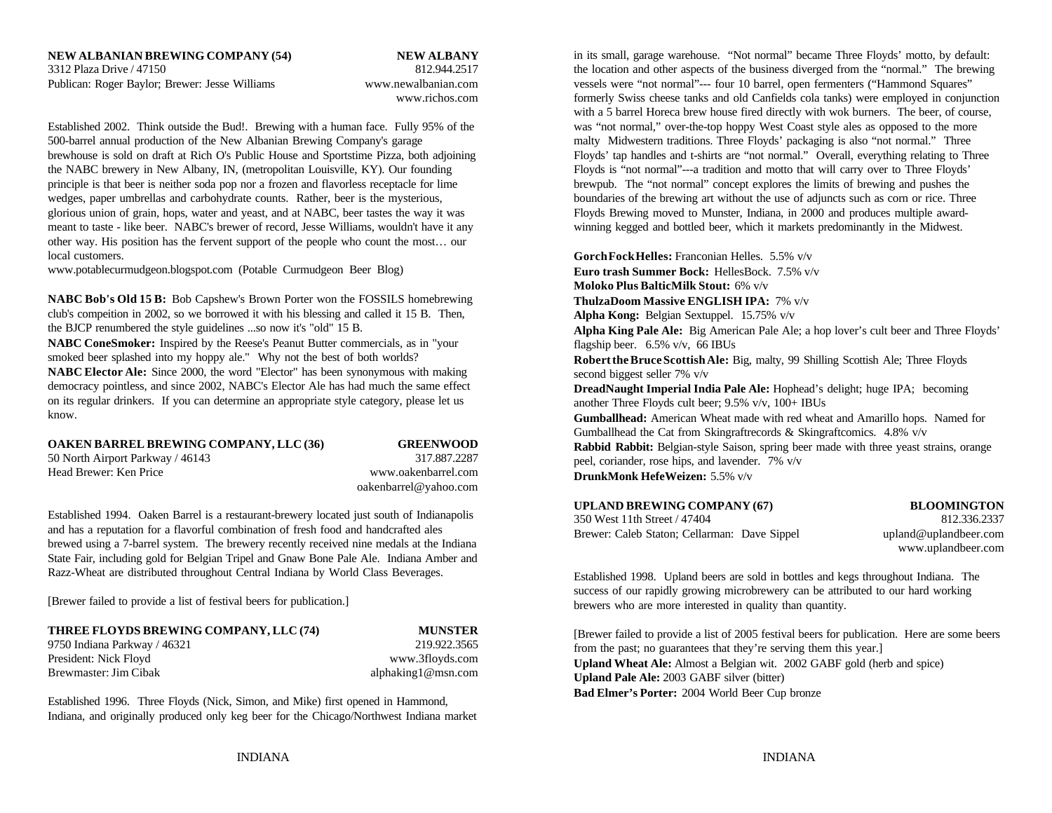**NEW ALBANIAN BREWING COMPANY (54)** **NEW ALBANY**
3312 Plaza Drive / 47150 812.944.2517
Publican: Roger Baylor; Brewer: Jesse Williams www.newalbanian.com
www.richos.com

Established 2002. Think outside the Bud!. Brewing with a human face. Fully 95% of the 500-barrel annual production of the New Albanian Brewing Company's garage brewhouse is sold on draft at Rich O's Public House and Sportstime Pizza, both adjoining the NABC brewery in New Albany, IN, (metropolitan Louisville, KY). Our founding principle is that beer is neither soda pop nor a frozen and flavorless receptacle for lime wedges, paper umbrellas and carbohydrate counts. Rather, beer is the mysterious, glorious union of grain, hops, water and yeast, and at NABC, beer tastes the way it was meant to taste - like beer. NABC's brewer of record, Jesse Williams, wouldn't have it any other way. His position has the fervent support of the people who count the most… our local customers.
www.potablecurmudgeon.blogspot.com (Potable Curmudgeon Beer Blog)

**NABC Bob's Old 15 B:** Bob Capshew's Brown Porter won the FOSSILS homebrewing club's compeition in 2002, so we borrowed it with his blessing and called it 15 B. Then, the BJCP renumbered the style guidelines ...so now it's "old" 15 B.
**NABC ConeSmoker:** Inspired by the Reese's Peanut Butter commercials, as in "your smoked beer splashed into my hoppy ale." Why not the best of both worlds?
**NABC Elector Ale:** Since 2000, the word "Elector" has been synonymous with making democracy pointless, and since 2002, NABC's Elector Ale has had much the same effect on its regular drinkers. If you can determine an appropriate style category, please let us know.

**OAKEN BARREL BREWING COMPANY, LLC (36)** **GREENWOOD**
50 North Airport Parkway / 46143 317.887.2287
Head Brewer: Ken Price www.oakenbarrel.com
oakenbarrel@yahoo.com

Established 1994. Oaken Barrel is a restaurant-brewery located just south of Indianapolis and has a reputation for a flavorful combination of fresh food and handcrafted ales brewed using a 7-barrel system. The brewery recently received nine medals at the Indiana State Fair, including gold for Belgian Tripel and Gnaw Bone Pale Ale. Indiana Amber and Razz-Wheat are distributed throughout Central Indiana by World Class Beverages.

[Brewer failed to provide a list of festival beers for publication.]

**THREE FLOYDS BREWING COMPANY, LLC (74)** **MUNSTER**
9750 Indiana Parkway / 46321 219.922.3565
President: Nick Floyd www.3floyds.com
Brewmaster: Jim Cibak alphaking1@msn.com

Established 1996. Three Floyds (Nick, Simon, and Mike) first opened in Hammond, Indiana, and originally produced only keg beer for the Chicago/Northwest Indiana market in its small, garage warehouse. "Not normal" became Three Floyds' motto, by default: the location and other aspects of the business diverged from the "normal." The brewing vessels were "not normal"--- four 10 barrel, open fermenters ("Hammond Squares" formerly Swiss cheese tanks and old Canfields cola tanks) were employed in conjunction with a 5 barrel Horeca brew house fired directly with wok burners. The beer, of course, was "not normal," over-the-top hoppy West Coast style ales as opposed to the more malty Midwestern traditions. Three Floyds' packaging is also "not normal." Three Floyds' tap handles and t-shirts are "not normal." Overall, everything relating to Three Floyds is "not normal"---a tradition and motto that will carry over to Three Floyds' brewpub. The "not normal" concept explores the limits of brewing and pushes the boundaries of the brewing art without the use of adjuncts such as corn or rice. Three Floyds Brewing moved to Munster, Indiana, in 2000 and produces multiple award-winning kegged and bottled beer, which it markets predominantly in the Midwest.

**GorchFockHelles:** Franconian Helles. 5.5% v/v
**Euro trash Summer Bock:** HellesBock. 7.5% v/v
**Moloko Plus BalticMilk Stout:** 6% v/v
**ThulzaDoom Massive ENGLISH IPA:** 7% v/v
**Alpha Kong:** Belgian Sextuppel. 15.75% v/v
**Alpha King Pale Ale:** Big American Pale Ale; a hop lover's cult beer and Three Floyds' flagship beer. 6.5% v/v, 66 IBUs
**Robert the Bruce Scottish Ale:** Big, malty, 99 Shilling Scottish Ale; Three Floyds second biggest seller 7% v/v
**DreadNaught Imperial India Pale Ale:** Hophead's delight; huge IPA; becoming another Three Floyds cult beer; 9.5% v/v, 100+ IBUs
**Gumballhead:** American Wheat made with red wheat and Amarillo hops. Named for Gumballhead the Cat from Skingraftrecords & Skingraftcomics. 4.8% v/v
**Rabbid Rabbit:** Belgian-style Saison, spring beer made with three yeast strains, orange peel, coriander, rose hips, and lavender. 7% v/v
**DrunkMonk HefeWeizen:** 5.5% v/v

**UPLAND BREWING COMPANY (67)** **BLOOMINGTON**
350 West 11th Street / 47404 812.336.2337
Brewer: Caleb Staton; Cellarman: Dave Sippel upland@uplandbeer.com
www.uplandbeer.com

Established 1998. Upland beers are sold in bottles and kegs throughout Indiana. The success of our rapidly growing microbrewery can be attributed to our hard working brewers who are more interested in quality than quantity.

[Brewer failed to provide a list of 2005 festival beers for publication. Here are some beers from the past; no guarantees that they're serving them this year.]
**Upland Wheat Ale:** Almost a Belgian wit. 2002 GABF gold (herb and spice)
**Upland Pale Ale:** 2003 GABF silver (bitter)
**Bad Elmer's Porter:** 2004 World Beer Cup bronze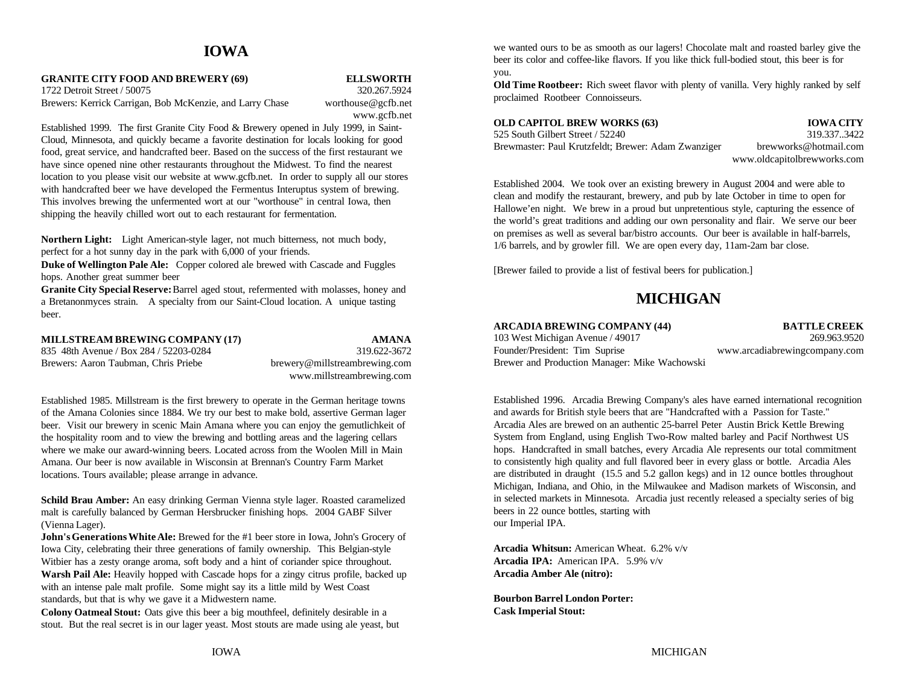# IOWA

**GRANITE CITY FOOD AND BREWERY (69)** **ELLSWORTH**
1722 Detroit Street / 50075 320.267.5924
Brewers: Kerrick Carrigan, Bob McKenzie, and Larry Chase worthouse@gcfb.net
www.gcfb.net

Established 1999. The first Granite City Food & Brewery opened in July 1999, in Saint-Cloud, Minnesota, and quickly became a favorite destination for locals looking for good food, great service, and handcrafted beer. Based on the success of the first restaurant we have since opened nine other restaurants throughout the Midwest. To find the nearest location to you please visit our website at www.gcfb.net. In order to supply all our stores with handcrafted beer we have developed the Fermentus Interuptus system of brewing. This involves brewing the unfermented wort at our "worthouse" in central Iowa, then shipping the heavily chilled wort out to each restaurant for fermentation.

**Northern Light:** Light American-style lager, not much bitterness, not much body, perfect for a hot sunny day in the park with 6,000 of your friends.
**Duke of Wellington Pale Ale:** Copper colored ale brewed with Cascade and Fuggles hops. Another great summer beer
**Granite City Special Reserve:** Barrel aged stout, refermented with molasses, honey and a Bretanonmyces strain. A specialty from our Saint-Cloud location. A unique tasting beer.

**MILLSTREAM BREWING COMPANY (17)** **AMANA**
835 48th Avenue / Box 284 / 52203-0284 319.622-3672
Brewers: Aaron Taubman, Chris Priebe brewery@millstreambrewing.com
www.millstreambrewing.com

Established 1985. Millstream is the first brewery to operate in the German heritage towns of the Amana Colonies since 1884. We try our best to make bold, assertive German lager beer. Visit our brewery in scenic Main Amana where you can enjoy the gemutlichkeit of the hospitality room and to view the brewing and bottling areas and the lagering cellars where we make our award-winning beers. Located across from the Woolen Mill in Main Amana. Our beer is now available in Wisconsin at Brennan's Country Farm Market locations. Tours available; please arrange in advance.

**Schild Brau Amber:** An easy drinking German Vienna style lager. Roasted caramelized malt is carefully balanced by German Hersbrucker finishing hops. 2004 GABF Silver (Vienna Lager).
**John's Generations White Ale:** Brewed for the #1 beer store in Iowa, John's Grocery of Iowa City, celebrating their three generations of family ownership. This Belgian-style Witbier has a zesty orange aroma, soft body and a hint of coriander spice throughout.
**Warsh Pail Ale:** Heavily hopped with Cascade hops for a zingy citrus profile, backed up with an intense pale malt profile. Some might say its a little mild by West Coast standards, but that is why we gave it a Midwestern name.
**Colony Oatmeal Stout:** Oats give this beer a big mouthfeel, definitely desirable in a stout. But the real secret is in our lager yeast. Most stouts are made using ale yeast, but we wanted ours to be as smooth as our lagers! Chocolate malt and roasted barley give the beer its color and coffee-like flavors. If you like thick full-bodied stout, this beer is for you.
**Old Time Rootbeer:** Rich sweet flavor with plenty of vanilla. Very highly ranked by self proclaimed Rootbeer Connoisseurs.

**OLD CAPITOL BREW WORKS (63)** **IOWA CITY**
525 South Gilbert Street / 52240 319.337..3422
Brewmaster: Paul Krutzfeldt; Brewer: Adam Zwanziger brewworks@hotmail.com
www.oldcapitolbrewworks.com

Established 2004. We took over an existing brewery in August 2004 and were able to clean and modify the restaurant, brewery, and pub by late October in time to open for Hallowe'en night. We brew in a proud but unpretentious style, capturing the essence of the world's great traditions and adding our own personality and flair. We serve our beer on premises as well as several bar/bistro accounts. Our beer is available in half-barrels, 1/6 barrels, and by growler fill. We are open every day, 11am-2am bar close.

[Brewer failed to provide a list of festival beers for publication.]

# MICHIGAN

**ARCADIA BREWING COMPANY (44)** **BATTLE CREEK**
103 West Michigan Avenue / 49017 269.963.9520
Founder/President: Tim Suprise www.arcadiabrewingcompany.com
Brewer and Production Manager: Mike Wachowski

Established 1996. Arcadia Brewing Company's ales have earned international recognition and awards for British style beers that are "Handcrafted with a Passion for Taste." Arcadia Ales are brewed on an authentic 25-barrel Peter Austin Brick Kettle Brewing System from England, using English Two-Row malted barley and Pacif Northwest US hops. Handcrafted in small batches, every Arcadia Ale represents our total commitment to consistently high quality and full flavored beer in every glass or bottle. Arcadia Ales are distributed in draught (15.5 and 5.2 gallon kegs) and in 12 ounce bottles throughout Michigan, Indiana, and Ohio, in the Milwaukee and Madison markets of Wisconsin, and in selected markets in Minnesota. Arcadia just recently released a specialty series of big beers in 22 ounce bottles, starting with
our Imperial IPA.

**Arcadia Whitsun:** American Wheat. 6.2% v/v
**Arcadia IPA:** American IPA. 5.9% v/v
**Arcadia Amber Ale (nitro):**

**Bourbon Barrel London Porter:**
**Cask Imperial Stout:**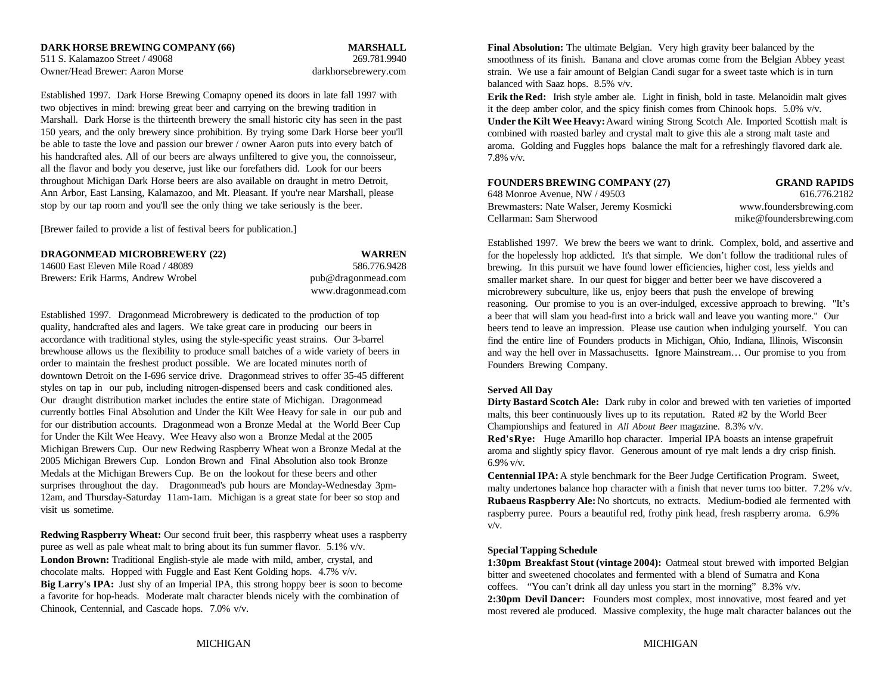**DARK HORSE BREWING COMPANY (66)** **MARSHALL**
511 S. Kalamazoo Street / 49068 269.781.9940
Owner/Head Brewer: Aaron Morse darkhorsebrewery.com

Established 1997. Dark Horse Brewing Comapny opened its doors in late fall 1997 with two objectives in mind: brewing great beer and carrying on the brewing tradition in Marshall. Dark Horse is the thirteenth brewery the small historic city has seen in the past 150 years, and the only brewery since prohibition. By trying some Dark Horse beer you'll be able to taste the love and passion our brewer / owner Aaron puts into every batch of his handcrafted ales. All of our beers are always unfiltered to give you, the connoisseur, all the flavor and body you deserve, just like our forefathers did. Look for our beers throughout Michigan Dark Horse beers are also available on draught in metro Detroit, Ann Arbor, East Lansing, Kalamazoo, and Mt. Pleasant. If you're near Marshall, please stop by our tap room and you'll see the only thing we take seriously is the beer.

[Brewer failed to provide a list of festival beers for publication.]

**DRAGONMEAD MICROBREWERY (22)** **WARREN**
14600 East Eleven Mile Road / 48089 586.776.9428
Brewers: Erik Harms, Andrew Wrobel pub@dragonmead.com
www.dragonmead.com

Established 1997. Dragonmead Microbrewery is dedicated to the production of top quality, handcrafted ales and lagers. We take great care in producing our beers in accordance with traditional styles, using the style-specific yeast strains. Our 3-barrel brewhouse allows us the flexibility to produce small batches of a wide variety of beers in order to maintain the freshest product possible. We are located minutes north of downtown Detroit on the I-696 service drive. Dragonmead strives to offer 35-45 different styles on tap in our pub, including nitrogen-dispensed beers and cask conditioned ales. Our draught distribution market includes the entire state of Michigan. Dragonmead currently bottles Final Absolution and Under the Kilt Wee Heavy for sale in our pub and for our distribution accounts. Dragonmead won a Bronze Medal at the World Beer Cup for Under the Kilt Wee Heavy. Wee Heavy also won a Bronze Medal at the 2005 Michigan Brewers Cup. Our new Redwing Raspberry Wheat won a Bronze Medal at the 2005 Michigan Brewers Cup. London Brown and Final Absolution also took Bronze Medals at the Michigan Brewers Cup. Be on the lookout for these beers and other surprises throughout the day. Dragonmead's pub hours are Monday-Wednesday 3pm-12am, and Thursday-Saturday 11am-1am. Michigan is a great state for beer so stop and visit us sometime.

**Redwing Raspberry Wheat:** Our second fruit beer, this raspberry wheat uses a raspberry puree as well as pale wheat malt to bring about its fun summer flavor. 5.1% v/v.
**London Brown:** Traditional English-style ale made with mild, amber, crystal, and chocolate malts. Hopped with Fuggle and East Kent Golding hops. 4.7% v/v.
**Big Larry's IPA:** Just shy of an Imperial IPA, this strong hoppy beer is soon to become a favorite for hop-heads. Moderate malt character blends nicely with the combination of Chinook, Centennial, and Cascade hops. 7.0% v/v.
**Final Absolution:** The ultimate Belgian. Very high gravity beer balanced by the smoothness of its finish. Banana and clove aromas come from the Belgian Abbey yeast strain. We use a fair amount of Belgian Candi sugar for a sweet taste which is in turn balanced with Saaz hops. 8.5% v/v.
**Erik the Red:** Irish style amber ale. Light in finish, bold in taste. Melanoidin malt gives it the deep amber color, and the spicy finish comes from Chinook hops. 5.0% v/v.
**Under the Kilt Wee Heavy:** Award wining Strong Scotch Ale. Imported Scottish malt is combined with roasted barley and crystal malt to give this ale a strong malt taste and aroma. Golding and Fuggles hops balance the malt for a refreshingly flavored dark ale. 7.8% v/v.

**FOUNDERS BREWING COMPANY (27)** **GRAND RAPIDS**
648 Monroe Avenue, NW / 49503 616.776.2182
Brewmasters: Nate Walser, Jeremy Kosmicki www.foundersbrewing.com
Cellarman: Sam Sherwood mike@foundersbrewing.com

Established 1997. We brew the beers we want to drink. Complex, bold, and assertive and for the hopelessly hop addicted. It's that simple. We don't follow the traditional rules of brewing. In this pursuit we have found lower efficiencies, higher cost, less yields and smaller market share. In our quest for bigger and better beer we have discovered a microbrewery subculture, like us, enjoy beers that push the envelope of brewing reasoning. Our promise to you is an over-indulged, excessive approach to brewing. "It's a beer that will slam you head-first into a brick wall and leave you wanting more." Our beers tend to leave an impression. Please use caution when indulging yourself. You can find the entire line of Founders products in Michigan, Ohio, Indiana, Illinois, Wisconsin and way the hell over in Massachusetts. Ignore Mainstream… Our promise to you from Founders Brewing Company.

**Served All Day**
**Dirty Bastard Scotch Ale:** Dark ruby in color and brewed with ten varieties of imported malts, this beer continuously lives up to its reputation. Rated #2 by the World Beer Championships and featured in *All About Beer* magazine. 8.3% v/v.
**Red's Rye:** Huge Amarillo hop character. Imperial IPA boasts an intense grapefruit aroma and slightly spicy flavor. Generous amount of rye malt lends a dry crisp finish. 6.9% v/v.
**Centennial IPA:** A style benchmark for the Beer Judge Certification Program. Sweet, malty undertones balance hop character with a finish that never turns too bitter. 7.2% v/v.
**Rubaeus Raspberry Ale:** No shortcuts, no extracts. Medium-bodied ale fermented with raspberry puree. Pours a beautiful red, frothy pink head, fresh raspberry aroma. 6.9% v/v.

**Special Tapping Schedule**
**1:30pm Breakfast Stout (vintage 2004):** Oatmeal stout brewed with imported Belgian bitter and sweetened chocolates and fermented with a blend of Sumatra and Kona coffees. "You can't drink all day unless you start in the morning" 8.3% v/v.
**2:30pm Devil Dancer:** Founders most complex, most innovative, most feared and yet most revered ale produced. Massive complexity, the huge malt character balances out the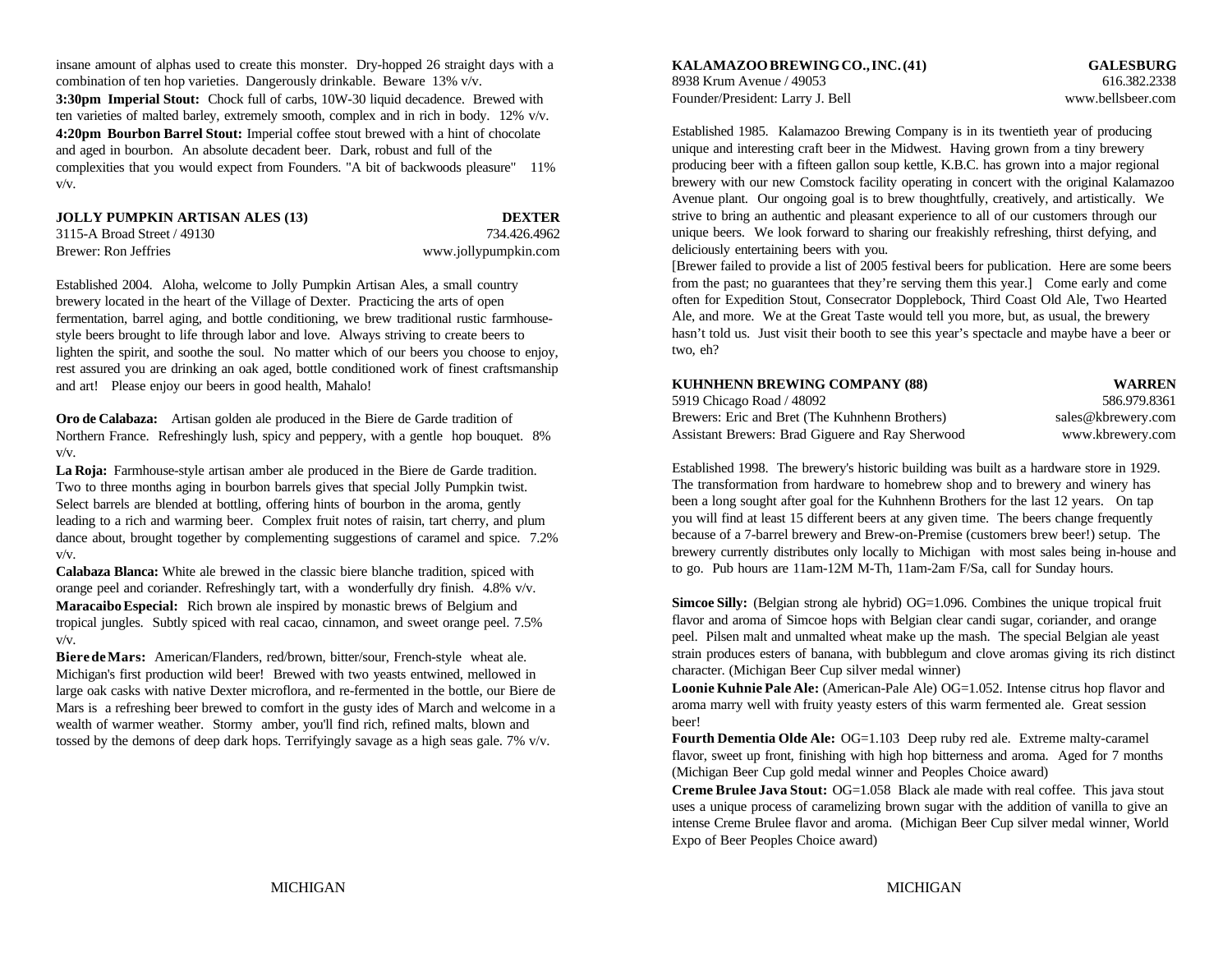insane amount of alphas used to create this monster. Dry-hopped 26 straight days with a combination of ten hop varieties. Dangerously drinkable. Beware 13% v/v.

**3:30pm Imperial Stout:** Chock full of carbs, 10W-30 liquid decadence. Brewed with ten varieties of malted barley, extremely smooth, complex and in rich in body. 12% v/v.

**4:20pm Bourbon Barrel Stout:** Imperial coffee stout brewed with a hint of chocolate and aged in bourbon. An absolute decadent beer. Dark, robust and full of the complexities that you would expect from Founders. "A bit of backwoods pleasure" 11% v/v.

## JOLLY PUMPKIN ARTISAN ALES (13) — DEXTER

3115-A Broad Street / 49130 — 734.426.4962
Brewer: Ron Jeffries — www.jollypumpkin.com

Established 2004. Aloha, welcome to Jolly Pumpkin Artisan Ales, a small country brewery located in the heart of the Village of Dexter. Practicing the arts of open fermentation, barrel aging, and bottle conditioning, we brew traditional rustic farmhouse-style beers brought to life through labor and love. Always striving to create beers to lighten the spirit, and soothe the soul. No matter which of our beers you choose to enjoy, rest assured you are drinking an oak aged, bottle conditioned work of finest craftsmanship and art! Please enjoy our beers in good health, Mahalo!

**Oro de Calabaza:** Artisan golden ale produced in the Biere de Garde tradition of Northern France. Refreshingly lush, spicy and peppery, with a gentle hop bouquet. 8% v/v.

**La Roja:** Farmhouse-style artisan amber ale produced in the Biere de Garde tradition. Two to three months aging in bourbon barrels gives that special Jolly Pumpkin twist. Select barrels are blended at bottling, offering hints of bourbon in the aroma, gently leading to a rich and warming beer. Complex fruit notes of raisin, tart cherry, and plum dance about, brought together by complementing suggestions of caramel and spice. 7.2% v/v.

**Calabaza Blanca:** White ale brewed in the classic biere blanche tradition, spiced with orange peel and coriander. Refreshingly tart, with a wonderfully dry finish. 4.8% v/v.

**Maracaibo Especial:** Rich brown ale inspired by monastic brews of Belgium and tropical jungles. Subtly spiced with real cacao, cinnamon, and sweet orange peel. 7.5% v/v.

**Biere de Mars:** American/Flanders, red/brown, bitter/sour, French-style wheat ale. Michigan's first production wild beer! Brewed with two yeasts entwined, mellowed in large oak casks with native Dexter microflora, and re-fermented in the bottle, our Biere de Mars is a refreshing beer brewed to comfort in the gusty ides of March and welcome in a wealth of warmer weather. Stormy amber, you'll find rich, refined malts, blown and tossed by the demons of deep dark hops. Terrifyingly savage as a high seas gale. 7% v/v.

## KALAMAZOO BREWING CO., INC. (41) — GALESBURG

8938 Krum Avenue / 49053 — 616.382.2338
Founder/President: Larry J. Bell — www.bellsbeer.com

Established 1985. Kalamazoo Brewing Company is in its twentieth year of producing unique and interesting craft beer in the Midwest. Having grown from a tiny brewery producing beer with a fifteen gallon soup kettle, K.B.C. has grown into a major regional brewery with our new Comstock facility operating in concert with the original Kalamazoo Avenue plant. Our ongoing goal is to brew thoughtfully, creatively, and artistically. We strive to bring an authentic and pleasant experience to all of our customers through our unique beers. We look forward to sharing our freakishly refreshing, thirst defying, and deliciously entertaining beers with you.

[Brewer failed to provide a list of 2005 festival beers for publication. Here are some beers from the past; no guarantees that they're serving them this year.] Come early and come often for Expedition Stout, Consecrator Dopplebock, Third Coast Old Ale, Two Hearted Ale, and more. We at the Great Taste would tell you more, but, as usual, the brewery hasn't told us. Just visit their booth to see this year's spectacle and maybe have a beer or two, eh?

## KUHNHENN BREWING COMPANY (88) — WARREN

5919 Chicago Road / 48092 — 586.979.8361
Brewers: Eric and Bret (The Kuhnhenn Brothers) — sales@kbrewery.com
Assistant Brewers: Brad Giguere and Ray Sherwood — www.kbrewery.com

Established 1998. The brewery's historic building was built as a hardware store in 1929. The transformation from hardware to homebrew shop and to brewery and winery has been a long sought after goal for the Kuhnhenn Brothers for the last 12 years. On tap you will find at least 15 different beers at any given time. The beers change frequently because of a 7-barrel brewery and Brew-on-Premise (customers brew beer!) setup. The brewery currently distributes only locally to Michigan with most sales being in-house and to go. Pub hours are 11am-12M M-Th, 11am-2am F/Sa, call for Sunday hours.

**Simcoe Silly:** (Belgian strong ale hybrid) OG=1.096. Combines the unique tropical fruit flavor and aroma of Simcoe hops with Belgian clear candi sugar, coriander, and orange peel. Pilsen malt and unmalted wheat make up the mash. The special Belgian ale yeast strain produces esters of banana, with bubblegum and clove aromas giving its rich distinct character. (Michigan Beer Cup silver medal winner)

**Loonie Kuhnie Pale Ale:** (American-Pale Ale) OG=1.052. Intense citrus hop flavor and aroma marry well with fruity yeasty esters of this warm fermented ale. Great session beer!

**Fourth Dementia Olde Ale:** OG=1.103 Deep ruby red ale. Extreme malty-caramel flavor, sweet up front, finishing with high hop bitterness and aroma. Aged for 7 months (Michigan Beer Cup gold medal winner and Peoples Choice award)

**Creme Brulee Java Stout:** OG=1.058 Black ale made with real coffee. This java stout uses a unique process of caramelizing brown sugar with the addition of vanilla to give an intense Creme Brulee flavor and aroma. (Michigan Beer Cup silver medal winner, World Expo of Beer Peoples Choice award)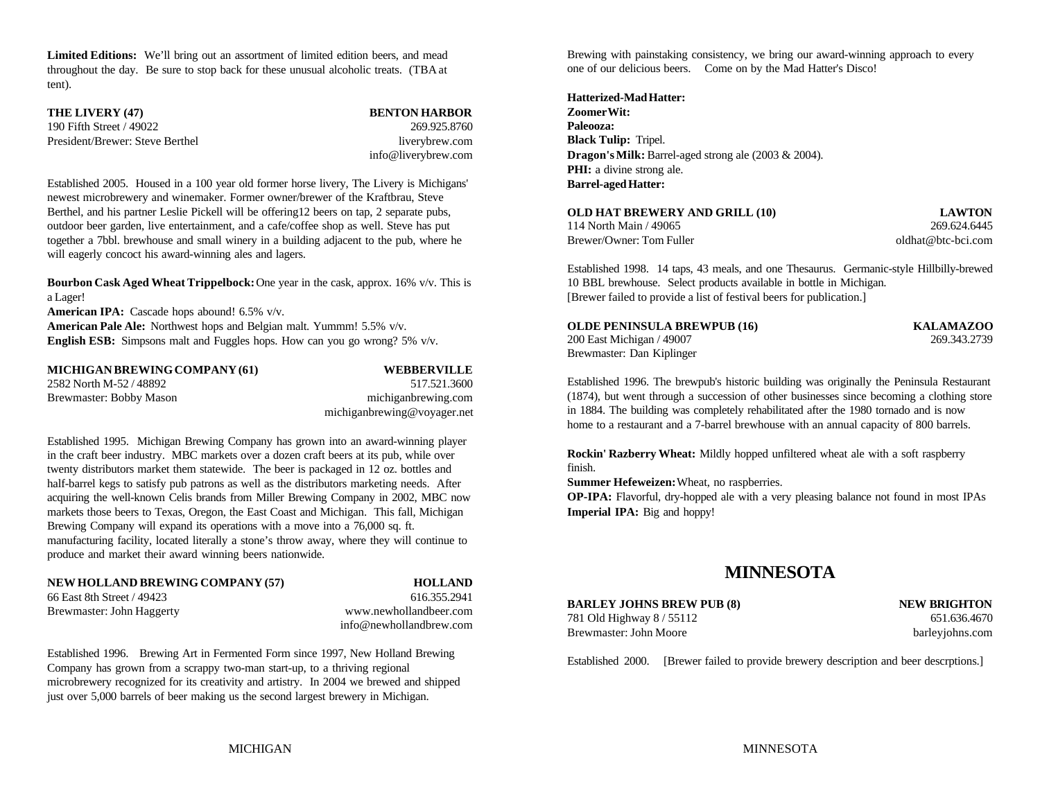**Limited Editions:** We'll bring out an assortment of limited edition beers, and mead throughout the day. Be sure to stop back for these unusual alcoholic treats. (TBA at tent).

**THE LIVERY (47)** — **BENTON HARBOR**
190 Fifth Street / 49022 — 269.925.8760
President/Brewer: Steve Berthel — liverybrew.com
info@liverybrew.com

Established 2005. Housed in a 100 year old former horse livery, The Livery is Michigans' newest microbrewery and winemaker. Former owner/brewer of the Kraftbrau, Steve Berthel, and his partner Leslie Pickell will be offering12 beers on tap, 2 separate pubs, outdoor beer garden, live entertainment, and a cafe/coffee shop as well. Steve has put together a 7bbl. brewhouse and small winery in a building adjacent to the pub, where he will eagerly concoct his award-winning ales and lagers.

**Bourbon Cask Aged Wheat Trippelbock:** One year in the cask, approx. 16% v/v. This is a Lager!
**American IPA:** Cascade hops abound! 6.5% v/v.
**American Pale Ale:** Northwest hops and Belgian malt. Yummm! 5.5% v/v.
**English ESB:** Simpsons malt and Fuggles hops. How can you go wrong? 5% v/v.

**MICHIGAN BREWING COMPANY (61)** — **WEBBERVILLE**
2582 North M-52 / 48892 — 517.521.3600
Brewmaster: Bobby Mason — michiganbrewing.com
michiganbrewing@voyager.net

Established 1995. Michigan Brewing Company has grown into an award-winning player in the craft beer industry. MBC markets over a dozen craft beers at its pub, while over twenty distributors market them statewide. The beer is packaged in 12 oz. bottles and half-barrel kegs to satisfy pub patrons as well as the distributors marketing needs. After acquiring the well-known Celis brands from Miller Brewing Company in 2002, MBC now markets those beers to Texas, Oregon, the East Coast and Michigan. This fall, Michigan Brewing Company will expand its operations with a move into a 76,000 sq. ft. manufacturing facility, located literally a stone's throw away, where they will continue to produce and market their award winning beers nationwide.

**NEW HOLLAND BREWING COMPANY (57)** — **HOLLAND**
66 East 8th Street / 49423 — 616.355.2941
Brewmaster: John Haggerty — www.newhollandbeer.com
info@newhollandbrew.com

Established 1996. Brewing Art in Fermented Form since 1997, New Holland Brewing Company has grown from a scrappy two-man start-up, to a thriving regional microbrewery recognized for its creativity and artistry. In 2004 we brewed and shipped just over 5,000 barrels of beer making us the second largest brewery in Michigan. Brewing with painstaking consistency, we bring our award-winning approach to every one of our delicious beers. Come on by the Mad Hatter's Disco!

**Hatterized-Mad Hatter:**
**Zoomer Wit:**
**Paleooza:**
**Black Tulip:** Tripel.
**Dragon's Milk:** Barrel-aged strong ale (2003 & 2004).
**PHI:** a divine strong ale.
**Barrel-aged Hatter:**

**OLD HAT BREWERY AND GRILL (10)** — **LAWTON**
114 North Main / 49065 — 269.624.6445
Brewer/Owner: Tom Fuller — oldhat@btc-bci.com

Established 1998. 14 taps, 43 meals, and one Thesaurus. Germanic-style Hillbilly-brewed 10 BBL brewhouse. Select products available in bottle in Michigan.
[Brewer failed to provide a list of festival beers for publication.]

**OLDE PENINSULA BREWPUB (16)** — **KALAMAZOO**
200 East Michigan / 49007 — 269.343.2739
Brewmaster: Dan Kiplinger

Established 1996. The brewpub's historic building was originally the Peninsula Restaurant (1874), but went through a succession of other businesses since becoming a clothing store in 1884. The building was completely rehabilitated after the 1980 tornado and is now home to a restaurant and a 7-barrel brewhouse with an annual capacity of 800 barrels.

**Rockin' Razberry Wheat:** Mildly hopped unfiltered wheat ale with a soft raspberry finish.
**Summer Hefeweizen:** Wheat, no raspberries.
**OP-IPA:** Flavorful, dry-hopped ale with a very pleasing balance not found in most IPAs
**Imperial IPA:** Big and hoppy!

# MINNESOTA

**BARLEY JOHNS BREW PUB (8)** — **NEW BRIGHTON**
781 Old Highway 8 / 55112 — 651.636.4670
Brewmaster: John Moore — barleyjohns.com

Established 2000. [Brewer failed to provide brewery description and beer descrptions.]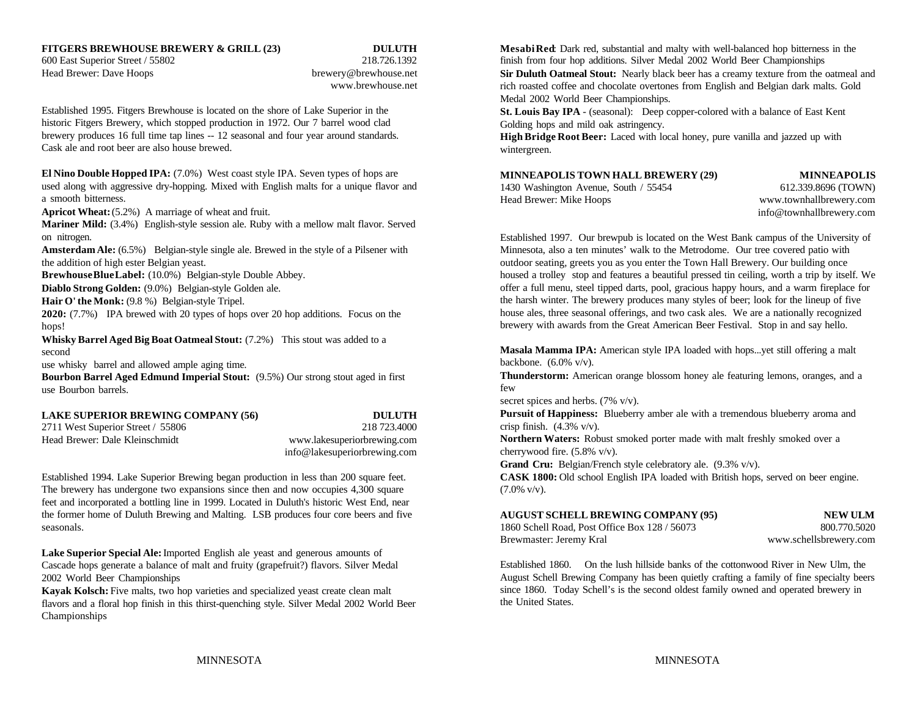## FITGERS BREWHOUSE BREWERY & GRILL (23) — DULUTH

600 East Superior Street / 55802 — 218.726.1392
Head Brewer: Dave Hoops — brewery@brewhouse.net
www.brewhouse.net

Established 1995. Fitgers Brewhouse is located on the shore of Lake Superior in the historic Fitgers Brewery, which stopped production in 1972. Our 7 barrel wood clad brewery produces 16 full time tap lines -- 12 seasonal and four year around standards. Cask ale and root beer are also house brewed.

**El Nino Double Hopped IPA:** (7.0%) West coast style IPA. Seven types of hops are used along with aggressive dry-hopping. Mixed with English malts for a unique flavor and a smooth bitterness.
**Apricot Wheat:** (5.2%) A marriage of wheat and fruit.
**Mariner Mild:** (3.4%) English-style session ale. Ruby with a mellow malt flavor. Served on nitrogen.
**Amsterdam Ale:** (6.5%) Belgian-style single ale. Brewed in the style of a Pilsener with the addition of high ester Belgian yeast.
**Brewhouse Blue Label:** (10.0%) Belgian-style Double Abbey.
**Diablo Strong Golden:** (9.0%) Belgian-style Golden ale.
**Hair O' the Monk:** (9.8 %) Belgian-style Tripel.
**2020:** (7.7%) IPA brewed with 20 types of hops over 20 hop additions. Focus on the hops!
**Whisky Barrel Aged Big Boat Oatmeal Stout:** (7.2%) This stout was added to a second use whisky barrel and allowed ample aging time.
**Bourbon Barrel Aged Edmund Imperial Stout:** (9.5%) Our strong stout aged in first use Bourbon barrels.

## LAKE SUPERIOR BREWING COMPANY (56) — DULUTH

2711 West Superior Street / 55806 — 218 723.4000
Head Brewer: Dale Kleinschmidt — www.lakesuperiorbrewing.com
info@lakesuperiorbrewing.com

Established 1994. Lake Superior Brewing began production in less than 200 square feet. The brewery has undergone two expansions since then and now occupies 4,300 square feet and incorporated a bottling line in 1999. Located in Duluth's historic West End, near the former home of Duluth Brewing and Malting. LSB produces four core beers and five seasonals.

**Lake Superior Special Ale:** Imported English ale yeast and generous amounts of Cascade hops generate a balance of malt and fruity (grapefruit?) flavors. Silver Medal 2002 World Beer Championships
**Kayak Kolsch:** Five malts, two hop varieties and specialized yeast create clean malt flavors and a floral hop finish in this thirst-quenching style. Silver Medal 2002 World Beer Championships
**Mesabi Red:** Dark red, substantial and malty with well-balanced hop bitterness in the finish from four hop additions. Silver Medal 2002 World Beer Championships
**Sir Duluth Oatmeal Stout:** Nearly black beer has a creamy texture from the oatmeal and rich roasted coffee and chocolate overtones from English and Belgian dark malts. Gold Medal 2002 World Beer Championships.
**St. Louis Bay IPA** - (seasonal): Deep copper-colored with a balance of East Kent Golding hops and mild oak astringency.
**High Bridge Root Beer:** Laced with local honey, pure vanilla and jazzed up with wintergreen.

## MINNEAPOLIS TOWN HALL BREWERY (29) — MINNEAPOLIS

1430 Washington Avenue, South / 55454 — 612.339.8696 (TOWN)
Head Brewer: Mike Hoops — www.townhallbrewery.com
info@townhallbrewery.com

Established 1997. Our brewpub is located on the West Bank campus of the University of Minnesota, also a ten minutes' walk to the Metrodome. Our tree covered patio with outdoor seating, greets you as you enter the Town Hall Brewery. Our building once housed a trolley stop and features a beautiful pressed tin ceiling, worth a trip by itself. We offer a full menu, steel tipped darts, pool, gracious happy hours, and a warm fireplace for the harsh winter. The brewery produces many styles of beer; look for the lineup of five house ales, three seasonal offerings, and two cask ales. We are a nationally recognized brewery with awards from the Great American Beer Festival. Stop in and say hello.

**Masala Mamma IPA:** American style IPA loaded with hops...yet still offering a malt backbone. (6.0% v/v).
**Thunderstorm:** American orange blossom honey ale featuring lemons, oranges, and a few secret spices and herbs. (7% v/v).
**Pursuit of Happiness:** Blueberry amber ale with a tremendous blueberry aroma and crisp finish. (4.3% v/v).
**Northern Waters:** Robust smoked porter made with malt freshly smoked over a cherrywood fire. (5.8% v/v).
**Grand Cru:** Belgian/French style celebratory ale. (9.3% v/v).
**CASK 1800:** Old school English IPA loaded with British hops, served on beer engine. (7.0% v/v).

## AUGUST SCHELL BREWING COMPANY (95) — NEW ULM

1860 Schell Road, Post Office Box 128 / 56073 — 800.770.5020
Brewmaster: Jeremy Kral — www.schellsbrewery.com

Established 1860. On the lush hillside banks of the cottonwood River in New Ulm, the August Schell Brewing Company has been quietly crafting a family of fine specialty beers since 1860. Today Schell's is the second oldest family owned and operated brewery in the United States.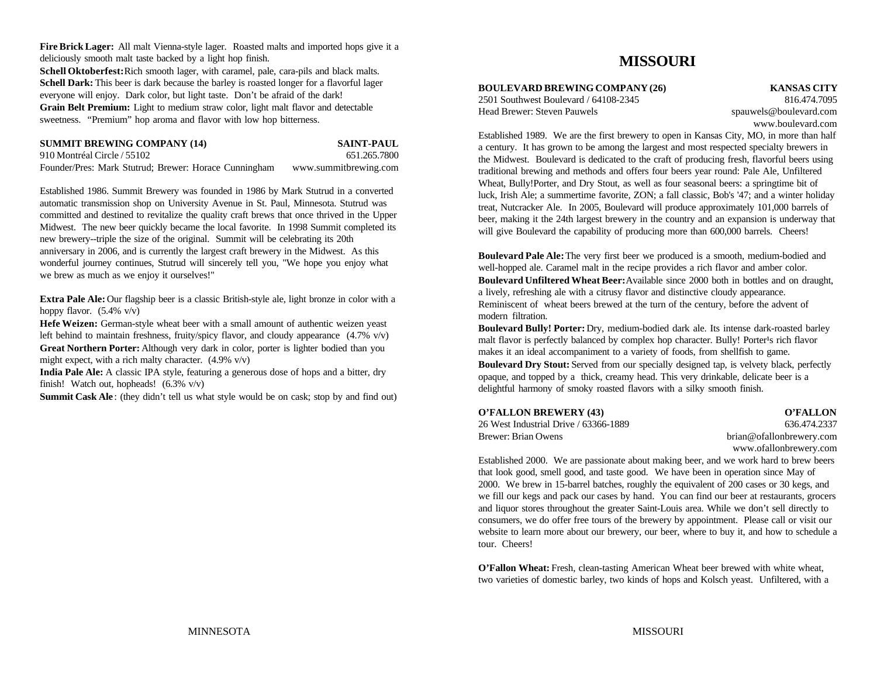**Fire Brick Lager:** All malt Vienna-style lager. Roasted malts and imported hops give it a deliciously smooth malt taste backed by a light hop finish.
**Schell Oktoberfest:** Rich smooth lager, with caramel, pale, cara-pils and black malts.
**Schell Dark:** This beer is dark because the barley is roasted longer for a flavorful lager everyone will enjoy. Dark color, but light taste. Don't be afraid of the dark!
**Grain Belt Premium:** Light to medium straw color, light malt flavor and detectable sweetness. "Premium" hop aroma and flavor with low hop bitterness.

**SUMMIT BREWING COMPANY (14)** — **SAINT-PAUL**
910 Montréal Circle / 55102 — 651.265.7800
Founder/Pres: Mark Stutrud; Brewer: Horace Cunningham — www.summitbrewing.com

Established 1986. Summit Brewery was founded in 1986 by Mark Stutrud in a converted automatic transmission shop on University Avenue in St. Paul, Minnesota. Stutrud was committed and destined to revitalize the quality craft brews that once thrived in the Upper Midwest. The new beer quickly became the local favorite. In 1998 Summit completed its new brewery--triple the size of the original. Summit will be celebrating its 20th anniversary in 2006, and is currently the largest craft brewery in the Midwest. As this wonderful journey continues, Stutrud will sincerely tell you, "We hope you enjoy what we brew as much as we enjoy it ourselves!"

**Extra Pale Ale:** Our flagship beer is a classic British-style ale, light bronze in color with a hoppy flavor. (5.4% v/v)
**Hefe Weizen:** German-style wheat beer with a small amount of authentic weizen yeast left behind to maintain freshness, fruity/spicy flavor, and cloudy appearance (4.7% v/v)
**Great Northern Porter:** Although very dark in color, porter is lighter bodied than you might expect, with a rich malty character. (4.9% v/v)
**India Pale Ale:** A classic IPA style, featuring a generous dose of hops and a bitter, dry finish! Watch out, hopheads! (6.3% v/v)
**Summit Cask Ale**: (they didn't tell us what style would be on cask; stop by and find out)

# MISSOURI

**BOULEVARD BREWING COMPANY (26)** — **KANSAS CITY**
2501 Southwest Boulevard / 64108-2345 — 816.474.7095
Head Brewer: Steven Pauwels — spauwels@boulevard.com
www.boulevard.com

Established 1989. We are the first brewery to open in Kansas City, MO, in more than half a century. It has grown to be among the largest and most respected specialty brewers in the Midwest. Boulevard is dedicated to the craft of producing fresh, flavorful beers using traditional brewing and methods and offers four beers year round: Pale Ale, Unfiltered Wheat, Bully!Porter, and Dry Stout, as well as four seasonal beers: a springtime bit of luck, Irish Ale; a summertime favorite, ZON; a fall classic, Bob's '47; and a winter holiday treat, Nutcracker Ale. In 2005, Boulevard will produce approximately 101,000 barrels of beer, making it the 24th largest brewery in the country and an expansion is underway that will give Boulevard the capability of producing more than 600,000 barrels. Cheers!

**Boulevard Pale Ale:** The very first beer we produced is a smooth, medium-bodied and well-hopped ale. Caramel malt in the recipe provides a rich flavor and amber color.
**Boulevard Unfiltered Wheat Beer:** Available since 2000 both in bottles and on draught, a lively, refreshing ale with a citrusy flavor and distinctive cloudy appearance. Reminiscent of wheat beers brewed at the turn of the century, before the advent of modern filtration.
**Boulevard Bully! Porter:** Dry, medium-bodied dark ale. Its intense dark-roasted barley malt flavor is perfectly balanced by complex hop character. Bully! Porter¹s rich flavor makes it an ideal accompaniment to a variety of foods, from shellfish to game.
**Boulevard Dry Stout:** Served from our specially designed tap, is velvety black, perfectly opaque, and topped by a thick, creamy head. This very drinkable, delicate beer is a delightful harmony of smoky roasted flavors with a silky smooth finish.

**O'FALLON BREWERY (43)** — **O'FALLON**
26 West Industrial Drive / 63366-1889 — 636.474.2337
Brewer: Brian Owens — brian@ofallonbrewery.com
www.ofallonbrewery.com

Established 2000. We are passionate about making beer, and we work hard to brew beers that look good, smell good, and taste good. We have been in operation since May of 2000. We brew in 15-barrel batches, roughly the equivalent of 200 cases or 30 kegs, and we fill our kegs and pack our cases by hand. You can find our beer at restaurants, grocers and liquor stores throughout the greater Saint-Louis area. While we don't sell directly to consumers, we do offer free tours of the brewery by appointment. Please call or visit our website to learn more about our brewery, our beer, where to buy it, and how to schedule a tour. Cheers!

**O'Fallon Wheat:** Fresh, clean-tasting American Wheat beer brewed with white wheat, two varieties of domestic barley, two kinds of hops and Kolsch yeast. Unfiltered, with a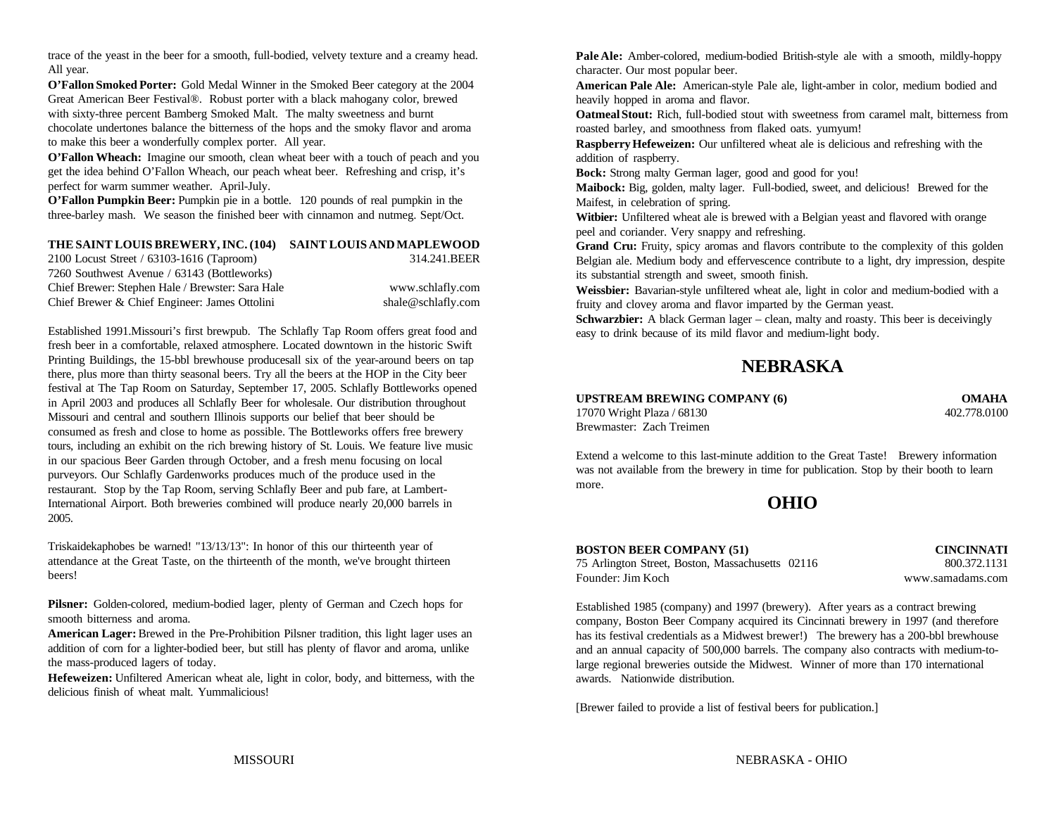trace of the yeast in the beer for a smooth, full-bodied, velvety texture and a creamy head. All year.

**O'Fallon Smoked Porter:** Gold Medal Winner in the Smoked Beer category at the 2004 Great American Beer Festival®. Robust porter with a black mahogany color, brewed with sixty-three percent Bamberg Smoked Malt. The malty sweetness and burnt chocolate undertones balance the bitterness of the hops and the smoky flavor and aroma to make this beer a wonderfully complex porter. All year.

**O'Fallon Wheach:** Imagine our smooth, clean wheat beer with a touch of peach and you get the idea behind O'Fallon Wheach, our peach wheat beer. Refreshing and crisp, it's perfect for warm summer weather. April-July.

**O'Fallon Pumpkin Beer:** Pumpkin pie in a bottle. 120 pounds of real pumpkin in the three-barley mash. We season the finished beer with cinnamon and nutmeg. Sept/Oct.

**THE SAINT LOUIS BREWERY, INC. (104) SAINT LOUIS AND MAPLEWOOD**

2100 Locust Street / 63103-1616 (Taproom) 314.241.BEER
7260 Southwest Avenue / 63143 (Bottleworks)
Chief Brewer: Stephen Hale / Brewster: Sara Hale www.schlafly.com
Chief Brewer & Chief Engineer: James Ottolini shale@schlafly.com

Established 1991.Missouri's first brewpub. The Schlafly Tap Room offers great food and fresh beer in a comfortable, relaxed atmosphere. Located downtown in the historic Swift Printing Buildings, the 15-bbl brewhouse producesall six of the year-around beers on tap there, plus more than thirty seasonal beers. Try all the beers at the HOP in the City beer festival at The Tap Room on Saturday, September 17, 2005. Schlafly Bottleworks opened in April 2003 and produces all Schlafly Beer for wholesale. Our distribution throughout Missouri and central and southern Illinois supports our belief that beer should be consumed as fresh and close to home as possible. The Bottleworks offers free brewery tours, including an exhibit on the rich brewing history of St. Louis. We feature live music in our spacious Beer Garden through October, and a fresh menu focusing on local purveyors. Our Schlafly Gardenworks produces much of the produce used in the restaurant. Stop by the Tap Room, serving Schlafly Beer and pub fare, at Lambert-International Airport. Both breweries combined will produce nearly 20,000 barrels in 2005.

Triskaidekaphobes be warned! "13/13/13": In honor of this our thirteenth year of attendance at the Great Taste, on the thirteenth of the month, we've brought thirteen beers!

**Pilsner:** Golden-colored, medium-bodied lager, plenty of German and Czech hops for smooth bitterness and aroma.

**American Lager:** Brewed in the Pre-Prohibition Pilsner tradition, this light lager uses an addition of corn for a lighter-bodied beer, but still has plenty of flavor and aroma, unlike the mass-produced lagers of today.

**Hefeweizen:** Unfiltered American wheat ale, light in color, body, and bitterness, with the delicious finish of wheat malt. Yummalicious!

**Pale Ale:** Amber-colored, medium-bodied British-style ale with a smooth, mildly-hoppy character. Our most popular beer.

**American Pale Ale:** American-style Pale ale, light-amber in color, medium bodied and heavily hopped in aroma and flavor.

**Oatmeal Stout:** Rich, full-bodied stout with sweetness from caramel malt, bitterness from roasted barley, and smoothness from flaked oats. yumyum!

**Raspberry Hefeweizen:** Our unfiltered wheat ale is delicious and refreshing with the addition of raspberry.

**Bock:** Strong malty German lager, good and good for you!

**Maibock:** Big, golden, malty lager. Full-bodied, sweet, and delicious! Brewed for the Maifest, in celebration of spring.

**Witbier:** Unfiltered wheat ale is brewed with a Belgian yeast and flavored with orange peel and coriander. Very snappy and refreshing.

**Grand Cru:** Fruity, spicy aromas and flavors contribute to the complexity of this golden Belgian ale. Medium body and effervescence contribute to a light, dry impression, despite its substantial strength and sweet, smooth finish.

**Weissbier:** Bavarian-style unfiltered wheat ale, light in color and medium-bodied with a fruity and clovey aroma and flavor imparted by the German yeast.

**Schwarzbier:** A black German lager – clean, malty and roasty. This beer is deceivingly easy to drink because of its mild flavor and medium-light body.

# NEBRASKA

**UPSTREAM BREWING COMPANY (6) OMAHA**

17070 Wright Plaza / 68130 402.778.0100
Brewmaster: Zach Treimen

Extend a welcome to this last-minute addition to the Great Taste! Brewery information was not available from the brewery in time for publication. Stop by their booth to learn more.

# OHIO

**BOSTON BEER COMPANY (51) CINCINNATI**

75 Arlington Street, Boston, Massachusetts 02116 800.372.1131
Founder: Jim Koch www.samadams.com

Established 1985 (company) and 1997 (brewery). After years as a contract brewing company, Boston Beer Company acquired its Cincinnati brewery in 1997 (and therefore has its festival credentials as a Midwest brewer!) The brewery has a 200-bbl brewhouse and an annual capacity of 500,000 barrels. The company also contracts with medium-to-large regional breweries outside the Midwest. Winner of more than 170 international awards. Nationwide distribution.

[Brewer failed to provide a list of festival beers for publication.]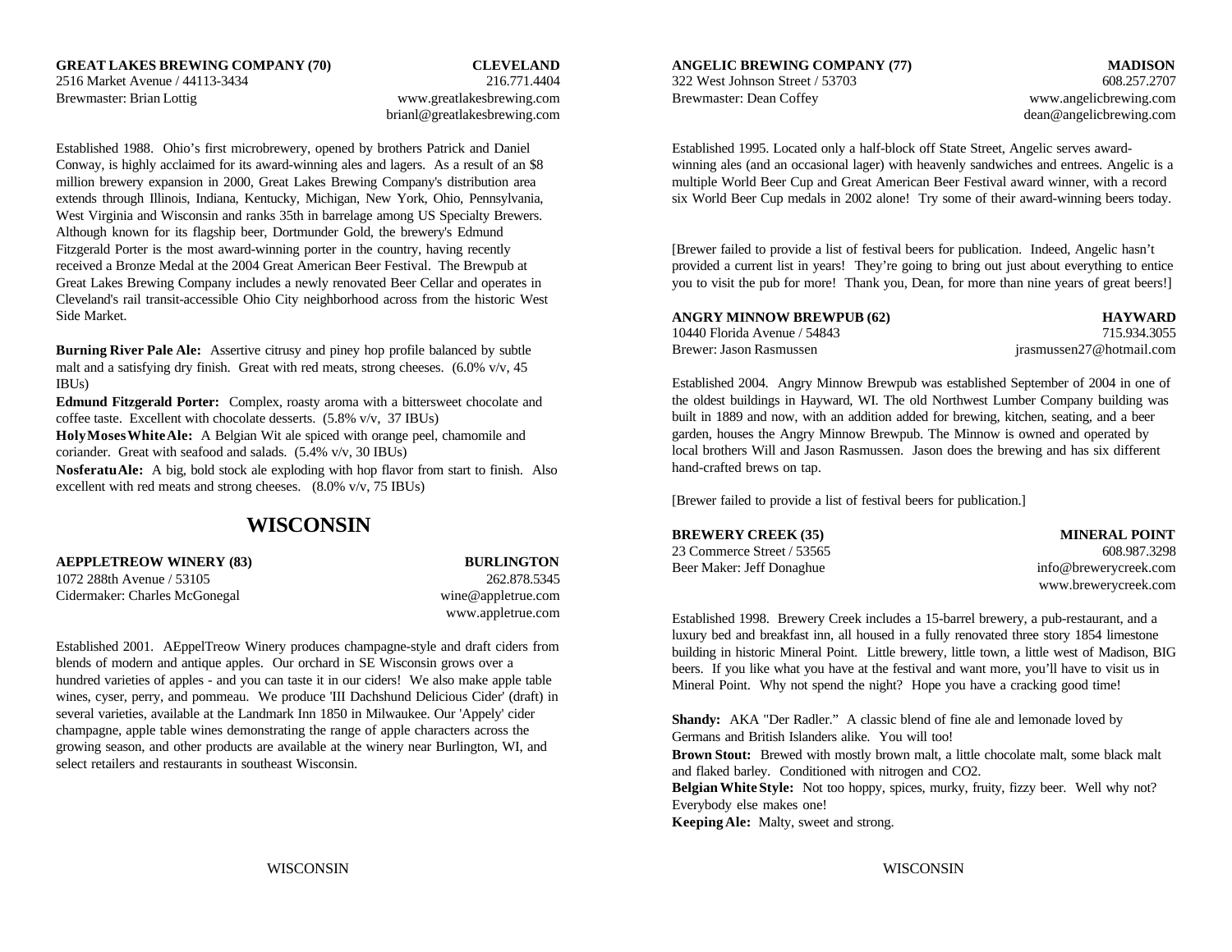**GREAT LAKES BREWING COMPANY (70)** **CLEVELAND**
2516 Market Avenue / 44113-3434 216.771.4404
Brewmaster: Brian Lottig www.greatlakesbrewing.com
brianl@greatlakesbrewing.com

Established 1988. Ohio's first microbrewery, opened by brothers Patrick and Daniel Conway, is highly acclaimed for its award-winning ales and lagers. As a result of an $8 million brewery expansion in 2000, Great Lakes Brewing Company's distribution area extends through Illinois, Indiana, Kentucky, Michigan, New York, Ohio, Pennsylvania, West Virginia and Wisconsin and ranks 35th in barrelage among US Specialty Brewers. Although known for its flagship beer, Dortmunder Gold, the brewery's Edmund Fitzgerald Porter is the most award-winning porter in the country, having recently received a Bronze Medal at the 2004 Great American Beer Festival. The Brewpub at Great Lakes Brewing Company includes a newly renovated Beer Cellar and operates in Cleveland's rail transit-accessible Ohio City neighborhood across from the historic West Side Market.

**Burning River Pale Ale:** Assertive citrusy and piney hop profile balanced by subtle malt and a satisfying dry finish. Great with red meats, strong cheeses. (6.0% v/v, 45 IBUs)
**Edmund Fitzgerald Porter:** Complex, roasty aroma with a bittersweet chocolate and coffee taste. Excellent with chocolate desserts. (5.8% v/v, 37 IBUs)
**Holy Moses White Ale:** A Belgian Wit ale spiced with orange peel, chamomile and coriander. Great with seafood and salads. (5.4% v/v, 30 IBUs)
**Nosferatu Ale:** A big, bold stock ale exploding with hop flavor from start to finish. Also excellent with red meats and strong cheeses. (8.0% v/v, 75 IBUs)

# WISCONSIN

**AEPPLETREOW WINERY (83)** **BURLINGTON**
1072 288th Avenue / 53105 262.878.5345
Cidermaker: Charles McGonegal wine@appletrue.com
www.appletrue.com

Established 2001. AEppelTreow Winery produces champagne-style and draft ciders from blends of modern and antique apples. Our orchard in SE Wisconsin grows over a hundred varieties of apples - and you can taste it in our ciders! We also make apple table wines, cyser, perry, and pommeau. We produce 'III Dachshund Delicious Cider' (draft) in several varieties, available at the Landmark Inn 1850 in Milwaukee. Our 'Appely' cider champagne, apple table wines demonstrating the range of apple characters across the growing season, and other products are available at the winery near Burlington, WI, and select retailers and restaurants in southeast Wisconsin.

**ANGELIC BREWING COMPANY (77)** **MADISON**
322 West Johnson Street / 53703 608.257.2707
Brewmaster: Dean Coffey www.angelicbrewing.com
dean@angelicbrewing.com

Established 1995. Located only a half-block off State Street, Angelic serves award-winning ales (and an occasional lager) with heavenly sandwiches and entrees. Angelic is a multiple World Beer Cup and Great American Beer Festival award winner, with a record six World Beer Cup medals in 2002 alone! Try some of their award-winning beers today.

[Brewer failed to provide a list of festival beers for publication. Indeed, Angelic hasn't provided a current list in years! They're going to bring out just about everything to entice you to visit the pub for more! Thank you, Dean, for more than nine years of great beers!]

**ANGRY MINNOW BREWPUB (62)** **HAYWARD**
10440 Florida Avenue / 54843 715.934.3055
Brewer: Jason Rasmussen jrasmussen27@hotmail.com

Established 2004. Angry Minnow Brewpub was established September of 2004 in one of the oldest buildings in Hayward, WI. The old Northwest Lumber Company building was built in 1889 and now, with an addition added for brewing, kitchen, seating, and a beer garden, houses the Angry Minnow Brewpub. The Minnow is owned and operated by local brothers Will and Jason Rasmussen. Jason does the brewing and has six different hand-crafted brews on tap.

[Brewer failed to provide a list of festival beers for publication.]

**BREWERY CREEK (35)** **MINERAL POINT**
23 Commerce Street / 53565 608.987.3298
Beer Maker: Jeff Donaghue info@brewerycreek.com
www.brewerycreek.com

Established 1998. Brewery Creek includes a 15-barrel brewery, a pub-restaurant, and a luxury bed and breakfast inn, all housed in a fully renovated three story 1854 limestone building in historic Mineral Point. Little brewery, little town, a little west of Madison, BIG beers. If you like what you have at the festival and want more, you'll have to visit us in Mineral Point. Why not spend the night? Hope you have a cracking good time!

**Shandy:** AKA "Der Radler." A classic blend of fine ale and lemonade loved by Germans and British Islanders alike. You will too!
**Brown Stout:** Brewed with mostly brown malt, a little chocolate malt, some black malt and flaked barley. Conditioned with nitrogen and CO2.
**Belgian White Style:** Not too hoppy, spices, murky, fruity, fizzy beer. Well why not? Everybody else makes one!
**Keeping Ale:** Malty, sweet and strong.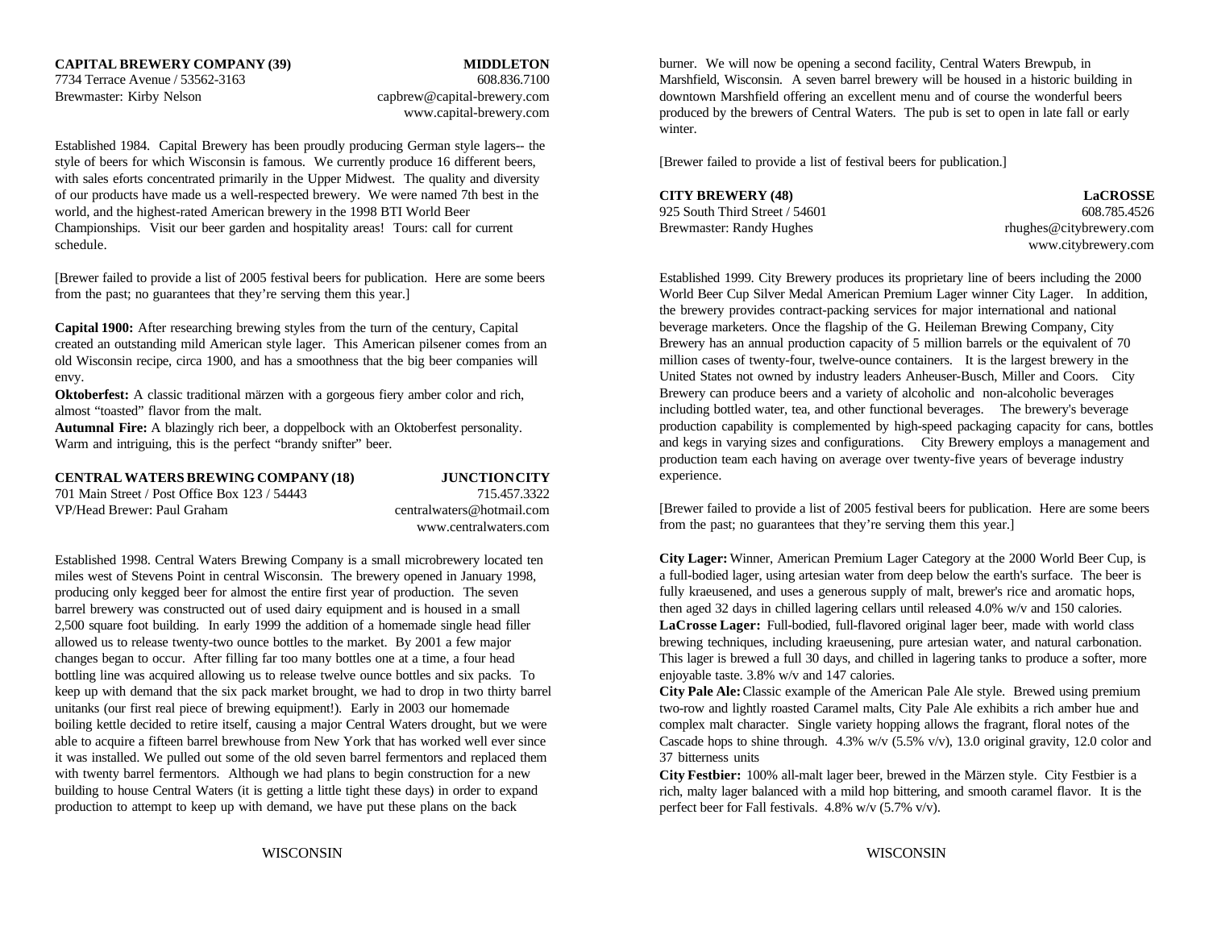**CAPITAL BREWERY COMPANY (39)** **MIDDLETON**
7734 Terrace Avenue / 53562-3163 608.836.7100
Brewmaster: Kirby Nelson capbrew@capital-brewery.com
www.capital-brewery.com

Established 1984. Capital Brewery has been proudly producing German style lagers-- the style of beers for which Wisconsin is famous. We currently produce 16 different beers, with sales eforts concentrated primarily in the Upper Midwest. The quality and diversity of our products have made us a well-respected brewery. We were named 7th best in the world, and the highest-rated American brewery in the 1998 BTI World Beer Championships. Visit our beer garden and hospitality areas! Tours: call for current schedule.

[Brewer failed to provide a list of 2005 festival beers for publication. Here are some beers from the past; no guarantees that they're serving them this year.]

**Capital 1900:** After researching brewing styles from the turn of the century, Capital created an outstanding mild American style lager. This American pilsener comes from an old Wisconsin recipe, circa 1900, and has a smoothness that the big beer companies will envy.
**Oktoberfest:** A classic traditional märzen with a gorgeous fiery amber color and rich, almost "toasted" flavor from the malt.
**Autumnal Fire:** A blazingly rich beer, a doppelbock with an Oktoberfest personality. Warm and intriguing, this is the perfect "brandy snifter" beer.

**CENTRAL WATERS BREWING COMPANY (18)** **JUNCTION CITY**
701 Main Street / Post Office Box 123 / 54443 715.457.3322
VP/Head Brewer: Paul Graham centralwaters@hotmail.com
www.centralwaters.com

Established 1998. Central Waters Brewing Company is a small microbrewery located ten miles west of Stevens Point in central Wisconsin. The brewery opened in January 1998, producing only kegged beer for almost the entire first year of production. The seven barrel brewery was constructed out of used dairy equipment and is housed in a small 2,500 square foot building. In early 1999 the addition of a homemade single head filler allowed us to release twenty-two ounce bottles to the market. By 2001 a few major changes began to occur. After filling far too many bottles one at a time, a four head bottling line was acquired allowing us to release twelve ounce bottles and six packs. To keep up with demand that the six pack market brought, we had to drop in two thirty barrel unitanks (our first real piece of brewing equipment!). Early in 2003 our homemade boiling kettle decided to retire itself, causing a major Central Waters drought, but we were able to acquire a fifteen barrel brewhouse from New York that has worked well ever since it was installed. We pulled out some of the old seven barrel fermentors and replaced them with twenty barrel fermentors. Although we had plans to begin construction for a new building to house Central Waters (it is getting a little tight these days) in order to expand production to attempt to keep up with demand, we have put these plans on the back burner. We will now be opening a second facility, Central Waters Brewpub, in Marshfield, Wisconsin. A seven barrel brewery will be housed in a historic building in downtown Marshfield offering an excellent menu and of course the wonderful beers produced by the brewers of Central Waters. The pub is set to open in late fall or early winter.

[Brewer failed to provide a list of festival beers for publication.]

**CITY BREWERY (48)** **LaCROSSE**
925 South Third Street / 54601 608.785.4526
Brewmaster: Randy Hughes rhughes@citybrewery.com
www.citybrewery.com

Established 1999. City Brewery produces its proprietary line of beers including the 2000 World Beer Cup Silver Medal American Premium Lager winner City Lager. In addition, the brewery provides contract-packing services for major international and national beverage marketers. Once the flagship of the G. Heileman Brewing Company, City Brewery has an annual production capacity of 5 million barrels or the equivalent of 70 million cases of twenty-four, twelve-ounce containers. It is the largest brewery in the United States not owned by industry leaders Anheuser-Busch, Miller and Coors. City Brewery can produce beers and a variety of alcoholic and non-alcoholic beverages including bottled water, tea, and other functional beverages. The brewery's beverage production capability is complemented by high-speed packaging capacity for cans, bottles and kegs in varying sizes and configurations. City Brewery employs a management and production team each having on average over twenty-five years of beverage industry experience.

[Brewer failed to provide a list of 2005 festival beers for publication. Here are some beers from the past; no guarantees that they're serving them this year.]

**City Lager:** Winner, American Premium Lager Category at the 2000 World Beer Cup, is a full-bodied lager, using artesian water from deep below the earth's surface. The beer is fully kraeusened, and uses a generous supply of malt, brewer's rice and aromatic hops, then aged 32 days in chilled lagering cellars until released 4.0% w/v and 150 calories.
**LaCrosse Lager:** Full-bodied, full-flavored original lager beer, made with world class brewing techniques, including kraeusening, pure artesian water, and natural carbonation. This lager is brewed a full 30 days, and chilled in lagering tanks to produce a softer, more enjoyable taste. 3.8% w/v and 147 calories.
**City Pale Ale:** Classic example of the American Pale Ale style. Brewed using premium two-row and lightly roasted Caramel malts, City Pale Ale exhibits a rich amber hue and complex malt character. Single variety hopping allows the fragrant, floral notes of the Cascade hops to shine through. 4.3% w/v (5.5% v/v), 13.0 original gravity, 12.0 color and 37 bitterness units
**City Festbier:** 100% all-malt lager beer, brewed in the Märzen style. City Festbier is a rich, malty lager balanced with a mild hop bittering, and smooth caramel flavor. It is the perfect beer for Fall festivals. 4.8% w/v (5.7% v/v).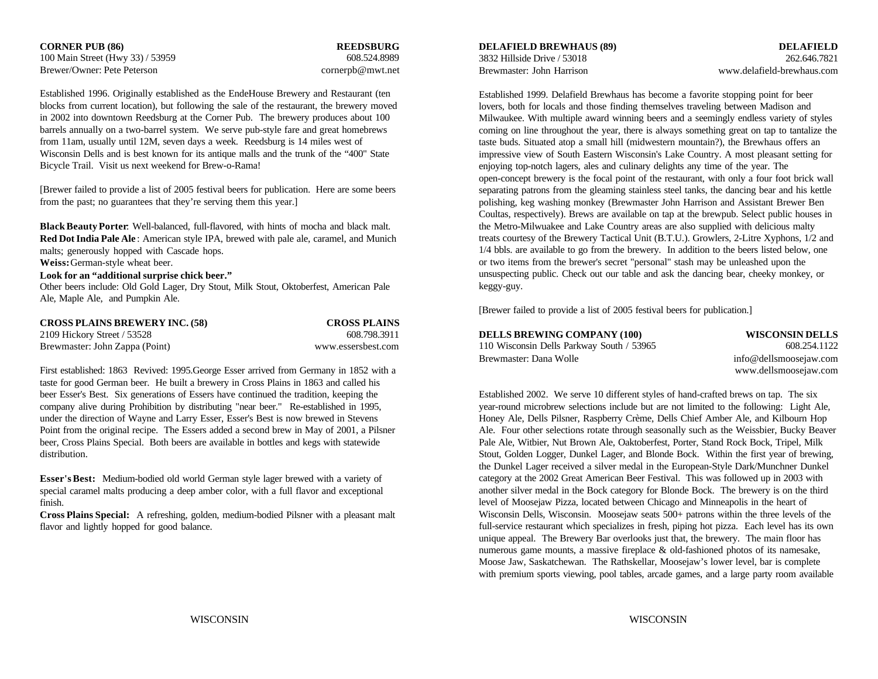**CORNER PUB (86)** **REEDSBURG**
100 Main Street (Hwy 33) / 53959 608.524.8989
Brewer/Owner: Pete Peterson cornerpb@mwt.net

Established 1996. Originally established as the EndeHouse Brewery and Restaurant (ten blocks from current location), but following the sale of the restaurant, the brewery moved in 2002 into downtown Reedsburg at the Corner Pub. The brewery produces about 100 barrels annually on a two-barrel system. We serve pub-style fare and great homebrews from 11am, usually until 12M, seven days a week. Reedsburg is 14 miles west of Wisconsin Dells and is best known for its antique malls and the trunk of the "400" State Bicycle Trail. Visit us next weekend for Brew-o-Rama!

[Brewer failed to provide a list of 2005 festival beers for publication. Here are some beers from the past; no guarantees that they're serving them this year.]

**Black Beauty Porter**: Well-balanced, full-flavored, with hints of mocha and black malt.
**Red Dot India Pale Ale**: American style IPA, brewed with pale ale, caramel, and Munich malts; generously hopped with Cascade hops.
**Weiss:** German-style wheat beer.
**Look for an "additional surprise chick beer."**
Other beers include: Old Gold Lager, Dry Stout, Milk Stout, Oktoberfest, American Pale Ale, Maple Ale, and Pumpkin Ale.

**CROSS PLAINS BREWERY INC. (58)** **CROSS PLAINS**
2109 Hickory Street / 53528 608.798.3911
Brewmaster: John Zappa (Point) www.essersbest.com

First established: 1863 Revived: 1995.George Esser arrived from Germany in 1852 with a taste for good German beer. He built a brewery in Cross Plains in 1863 and called his beer Esser's Best. Six generations of Essers have continued the tradition, keeping the company alive during Prohibition by distributing "near beer." Re-established in 1995, under the direction of Wayne and Larry Esser, Esser's Best is now brewed in Stevens Point from the original recipe. The Essers added a second brew in May of 2001, a Pilsner beer, Cross Plains Special. Both beers are available in bottles and kegs with statewide distribution.

**Esser's Best:** Medium-bodied old world German style lager brewed with a variety of special caramel malts producing a deep amber color, with a full flavor and exceptional finish.
**Cross Plains Special:** A refreshing, golden, medium-bodied Pilsner with a pleasant malt flavor and lightly hopped for good balance.

**DELAFIELD BREWHAUS (89)** **DELAFIELD**
3832 Hillside Drive / 53018 262.646.7821
Brewmaster: John Harrison www.delafield-brewhaus.com

Established 1999. Delafield Brewhaus has become a favorite stopping point for beer lovers, both for locals and those finding themselves traveling between Madison and Milwaukee. With multiple award winning beers and a seemingly endless variety of styles coming on line throughout the year, there is always something great on tap to tantalize the taste buds. Situated atop a small hill (midwestern mountain?), the Brewhaus offers an impressive view of South Eastern Wisconsin's Lake Country. A most pleasant setting for enjoying top-notch lagers, ales and culinary delights any time of the year. The open-concept brewery is the focal point of the restaurant, with only a four foot brick wall separating patrons from the gleaming stainless steel tanks, the dancing bear and his kettle polishing, keg washing monkey (Brewmaster John Harrison and Assistant Brewer Ben Coultas, respectively). Brews are available on tap at the brewpub. Select public houses in the Metro-Milwuakee and Lake Country areas are also supplied with delicious malty treats courtesy of the Brewery Tactical Unit (B.T.U.). Growlers, 2-Litre Xyphons, 1/2 and 1/4 bbls. are available to go from the brewery. In addition to the beers listed below, one or two items from the brewer's secret "personal" stash may be unleashed upon the unsuspecting public. Check out our table and ask the dancing bear, cheeky monkey, or keggy-guy.

[Brewer failed to provide a list of 2005 festival beers for publication.]

**DELLS BREWING COMPANY (100)** **WISCONSIN DELLS**
110 Wisconsin Dells Parkway South / 53965 608.254.1122
Brewmaster: Dana Wolle info@dellsmoosejaw.com
www.dellsmoosejaw.com

Established 2002. We serve 10 different styles of hand-crafted brews on tap. The six year-round microbrew selections include but are not limited to the following: Light Ale, Honey Ale, Dells Pilsner, Raspberry Crème, Dells Chief Amber Ale, and Kilbourn Hop Ale. Four other selections rotate through seasonally such as the Weissbier, Bucky Beaver Pale Ale, Witbier, Nut Brown Ale, Oaktoberfest, Porter, Stand Rock Bock, Tripel, Milk Stout, Golden Logger, Dunkel Lager, and Blonde Bock. Within the first year of brewing, the Dunkel Lager received a silver medal in the European-Style Dark/Munchner Dunkel category at the 2002 Great American Beer Festival. This was followed up in 2003 with another silver medal in the Bock category for Blonde Bock. The brewery is on the third level of Moosejaw Pizza, located between Chicago and Minneapolis in the heart of Wisconsin Dells, Wisconsin. Moosejaw seats 500+ patrons within the three levels of the full-service restaurant which specializes in fresh, piping hot pizza. Each level has its own unique appeal. The Brewery Bar overlooks just that, the brewery. The main floor has numerous game mounts, a massive fireplace & old-fashioned photos of its namesake, Moose Jaw, Saskatchewan. The Rathskellar, Moosejaw's lower level, bar is complete with premium sports viewing, pool tables, arcade games, and a large party room available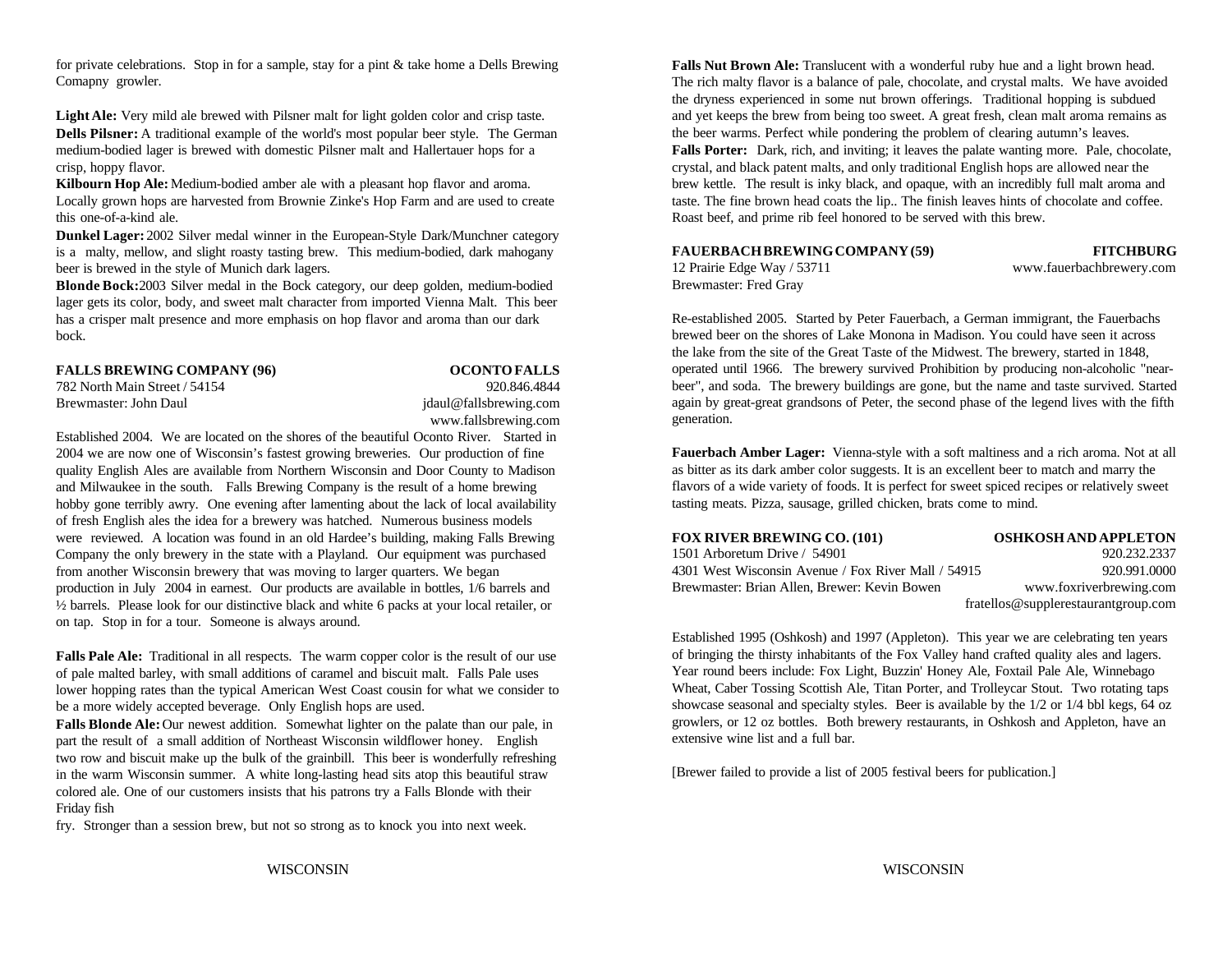for private celebrations. Stop in for a sample, stay for a pint & take home a Dells Brewing Comapny growler.

**Light Ale:** Very mild ale brewed with Pilsner malt for light golden color and crisp taste.
**Dells Pilsner:** A traditional example of the world's most popular beer style. The German medium-bodied lager is brewed with domestic Pilsner malt and Hallertauer hops for a crisp, hoppy flavor.
**Kilbourn Hop Ale:** Medium-bodied amber ale with a pleasant hop flavor and aroma. Locally grown hops are harvested from Brownie Zinke's Hop Farm and are used to create this one-of-a-kind ale.
**Dunkel Lager:** 2002 Silver medal winner in the European-Style Dark/Munchner category is a malty, mellow, and slight roasty tasting brew. This medium-bodied, dark mahogany beer is brewed in the style of Munich dark lagers.
**Blonde Bock:** 2003 Silver medal in the Bock category, our deep golden, medium-bodied lager gets its color, body, and sweet malt character from imported Vienna Malt. This beer has a crisper malt presence and more emphasis on hop flavor and aroma than our dark bock.

**FALLS BREWING COMPANY (96)** — **OCONTO FALLS**
782 North Main Street / 54154 — 920.846.4844
Brewmaster: John Daul — jdaul@fallsbrewing.com
www.fallsbrewing.com

Established 2004. We are located on the shores of the beautiful Oconto River. Started in 2004 we are now one of Wisconsin's fastest growing breweries. Our production of fine quality English Ales are available from Northern Wisconsin and Door County to Madison and Milwaukee in the south. Falls Brewing Company is the result of a home brewing hobby gone terribly awry. One evening after lamenting about the lack of local availability of fresh English ales the idea for a brewery was hatched. Numerous business models were reviewed. A location was found in an old Hardee's building, making Falls Brewing Company the only brewery in the state with a Playland. Our equipment was purchased from another Wisconsin brewery that was moving to larger quarters. We began production in July 2004 in earnest. Our products are available in bottles, 1/6 barrels and ½ barrels. Please look for our distinctive black and white 6 packs at your local retailer, or on tap. Stop in for a tour. Someone is always around.

**Falls Pale Ale:** Traditional in all respects. The warm copper color is the result of our use of pale malted barley, with small additions of caramel and biscuit malt. Falls Pale uses lower hopping rates than the typical American West Coast cousin for what we consider to be a more widely accepted beverage. Only English hops are used.
**Falls Blonde Ale:** Our newest addition. Somewhat lighter on the palate than our pale, in part the result of a small addition of Northeast Wisconsin wildflower honey. English two row and biscuit make up the bulk of the grainbill. This beer is wonderfully refreshing in the warm Wisconsin summer. A white long-lasting head sits atop this beautiful straw colored ale. One of our customers insists that his patrons try a Falls Blonde with their Friday fish fry. Stronger than a session brew, but not so strong as to knock you into next week.
**Falls Nut Brown Ale:** Translucent with a wonderful ruby hue and a light brown head. The rich malty flavor is a balance of pale, chocolate, and crystal malts. We have avoided the dryness experienced in some nut brown offerings. Traditional hopping is subdued and yet keeps the brew from being too sweet. A great fresh, clean malt aroma remains as the beer warms. Perfect while pondering the problem of clearing autumn's leaves.
**Falls Porter:** Dark, rich, and inviting; it leaves the palate wanting more. Pale, chocolate, crystal, and black patent malts, and only traditional English hops are allowed near the brew kettle. The result is inky black, and opaque, with an incredibly full malt aroma and taste. The fine brown head coats the lip.. The finish leaves hints of chocolate and coffee. Roast beef, and prime rib feel honored to be served with this brew.

**FAUERBACH BREWING COMPANY (59)** — **FITCHBURG**
12 Prairie Edge Way / 53711 — www.fauerbachbrewery.com
Brewmaster: Fred Gray

Re-established 2005. Started by Peter Fauerbach, a German immigrant, the Fauerbachs brewed beer on the shores of Lake Monona in Madison. You could have seen it across the lake from the site of the Great Taste of the Midwest. The brewery, started in 1848, operated until 1966. The brewery survived Prohibition by producing non-alcoholic "near-beer", and soda. The brewery buildings are gone, but the name and taste survived. Started again by great-great grandsons of Peter, the second phase of the legend lives with the fifth generation.

**Fauerbach Amber Lager:** Vienna-style with a soft maltiness and a rich aroma. Not at all as bitter as its dark amber color suggests. It is an excellent beer to match and marry the flavors of a wide variety of foods. It is perfect for sweet spiced recipes or relatively sweet tasting meats. Pizza, sausage, grilled chicken, brats come to mind.

**FOX RIVER BREWING CO. (101)** — **OSHKOSH AND APPLETON**
1501 Arboretum Drive / 54901 — 920.232.2337
4301 West Wisconsin Avenue / Fox River Mall / 54915 — 920.991.0000
Brewmaster: Brian Allen, Brewer: Kevin Bowen — www.foxriverbrewing.com
fratellos@supplerestaurantgroup.com

Established 1995 (Oshkosh) and 1997 (Appleton). This year we are celebrating ten years of bringing the thirsty inhabitants of the Fox Valley hand crafted quality ales and lagers. Year round beers include: Fox Light, Buzzin' Honey Ale, Foxtail Pale Ale, Winnebago Wheat, Caber Tossing Scottish Ale, Titan Porter, and Trolleycar Stout. Two rotating taps showcase seasonal and specialty styles. Beer is available by the 1/2 or 1/4 bbl kegs, 64 oz growlers, or 12 oz bottles. Both brewery restaurants, in Oshkosh and Appleton, have an extensive wine list and a full bar.

[Brewer failed to provide a list of 2005 festival beers for publication.]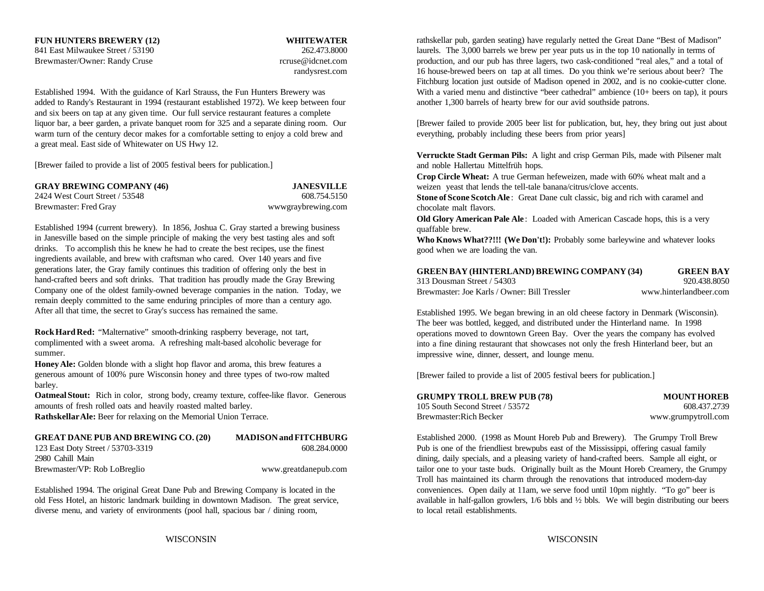**FUN HUNTERS BREWERY (12)** **WHITEWATER**
841 East Milwaukee Street / 53190 262.473.8000
Brewmaster/Owner: Randy Cruse rcruse@idcnet.com
randysrest.com

Established 1994. With the guidance of Karl Strauss, the Fun Hunters Brewery was added to Randy's Restaurant in 1994 (restaurant established 1972). We keep between four and six beers on tap at any given time. Our full service restaurant features a complete liquor bar, a beer garden, a private banquet room for 325 and a separate dining room. Our warm turn of the century decor makes for a comfortable setting to enjoy a cold brew and a great meal. East side of Whitewater on US Hwy 12.

[Brewer failed to provide a list of 2005 festival beers for publication.]

**GRAY BREWING COMPANY (46)** **JANESVILLE**
2424 West Court Street / 53548 608.754.5150
Brewmaster: Fred Gray wwwgraybrewing.com

Established 1994 (current brewery). In 1856, Joshua C. Gray started a brewing business in Janesville based on the simple principle of making the very best tasting ales and soft drinks. To accomplish this he knew he had to create the best recipes, use the finest ingredients available, and brew with craftsman who cared. Over 140 years and five generations later, the Gray family continues this tradition of offering only the best in hand-crafted beers and soft drinks. That tradition has proudly made the Gray Brewing Company one of the oldest family-owned beverage companies in the nation. Today, we remain deeply committed to the same enduring principles of more than a century ago. After all that time, the secret to Gray's success has remained the same.

**Rock Hard Red:** "Malternative" smooth-drinking raspberry beverage, not tart, complimented with a sweet aroma. A refreshing malt-based alcoholic beverage for summer.
**Honey Ale:** Golden blonde with a slight hop flavor and aroma, this brew features a generous amount of 100% pure Wisconsin honey and three types of two-row malted barley.
**Oatmeal Stout:** Rich in color, strong body, creamy texture, coffee-like flavor. Generous amounts of fresh rolled oats and heavily roasted malted barley.
**Rathskellar Ale:** Beer for relaxing on the Memorial Union Terrace.

**GREAT DANE PUB AND BREWING CO. (20)** **MADISON and FITCHBURG**
123 East Doty Street / 53703-3319 608.284.0000
2980 Cahill Main
Brewmaster/VP: Rob LoBreglio www.greatdanepub.com

Established 1994. The original Great Dane Pub and Brewing Company is located in the old Fess Hotel, an historic landmark building in downtown Madison. The great service, diverse menu, and variety of environments (pool hall, spacious bar / dining room, rathskellar pub, garden seating) have regularly netted the Great Dane "Best of Madison" laurels. The 3,000 barrels we brew per year puts us in the top 10 nationally in terms of production, and our pub has three lagers, two cask-conditioned "real ales," and a total of 16 house-brewed beers on tap at all times. Do you think we're serious about beer? The Fitchburg location just outside of Madison opened in 2002, and is no cookie-cutter clone. With a varied menu and distinctive "beer cathedral" ambience (10+ beers on tap), it pours another 1,300 barrels of hearty brew for our avid southside patrons.

[Brewer failed to provide 2005 beer list for publication, but, hey, they bring out just about everything, probably including these beers from prior years]

**Verruckte Stadt German Pils:** A light and crisp German Pils, made with Pilsener malt and noble Hallertau Mittelfrüh hops.
**Crop Circle Wheat:** A true German hefeweizen, made with 60% wheat malt and a weizen yeast that lends the tell-tale banana/citrus/clove accents.
**Stone of Scone Scotch Ale**: Great Dane cult classic, big and rich with caramel and chocolate malt flavors.
**Old Glory American Pale Ale**: Loaded with American Cascade hops, this is a very quaffable brew.
**Who Knows What??!!! (We Don't!):** Probably some barleywine and whatever looks good when we are loading the van.

**GREEN BAY (HINTERLAND) BREWING COMPANY (34)** **GREEN BAY**
313 Dousman Street / 54303 920.438.8050
Brewmaster: Joe Karls / Owner: Bill Tressler www.hinterlandbeer.com

Established 1995. We began brewing in an old cheese factory in Denmark (Wisconsin). The beer was bottled, kegged, and distributed under the Hinterland name. In 1998 operations moved to downtown Green Bay. Over the years the company has evolved into a fine dining restaurant that showcases not only the fresh Hinterland beer, but an impressive wine, dinner, dessert, and lounge menu.

[Brewer failed to provide a list of 2005 festival beers for publication.]

**GRUMPY TROLL BREW PUB (78)** **MOUNT HOREB**
105 South Second Street / 53572 608.437.2739
Brewmaster:Rich Becker www.grumpytroll.com

Established 2000. (1998 as Mount Horeb Pub and Brewery). The Grumpy Troll Brew Pub is one of the friendliest brewpubs east of the Mississippi, offering casual family dining, daily specials, and a pleasing variety of hand-crafted beers. Sample all eight, or tailor one to your taste buds. Originally built as the Mount Horeb Creamery, the Grumpy Troll has maintained its charm through the renovations that introduced modern-day conveniences. Open daily at 11am, we serve food until 10pm nightly. "To go" beer is available in half-gallon growlers, 1/6 bbls and ½ bbls. We will begin distributing our beers to local retail establishments.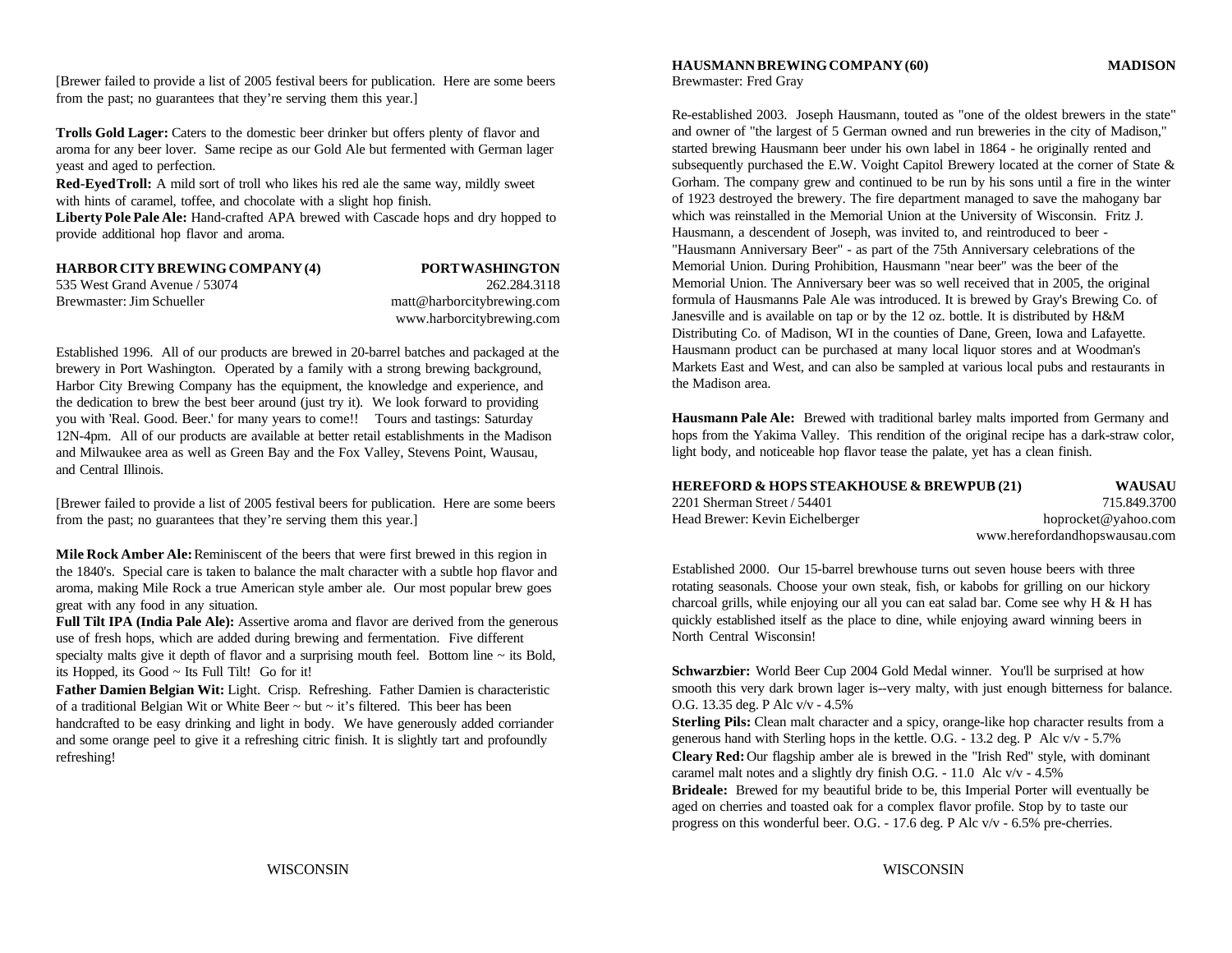[Brewer failed to provide a list of 2005 festival beers for publication. Here are some beers from the past; no guarantees that they're serving them this year.]

**Trolls Gold Lager:** Caters to the domestic beer drinker but offers plenty of flavor and aroma for any beer lover. Same recipe as our Gold Ale but fermented with German lager yeast and aged to perfection.

**Red-Eyed Troll:** A mild sort of troll who likes his red ale the same way, mildly sweet with hints of caramel, toffee, and chocolate with a slight hop finish.

**Liberty Pole Pale Ale:** Hand-crafted APA brewed with Cascade hops and dry hopped to provide additional hop flavor and aroma.

## HARBOR CITY BREWING COMPANY (4) — PORT WASHINGTON

535 West Grand Avenue / 53074
262.284.3118
Brewmaster: Jim Schueller
matt@harborcitybrewing.com
www.harborcitybrewing.com

Established 1996. All of our products are brewed in 20-barrel batches and packaged at the brewery in Port Washington. Operated by a family with a strong brewing background, Harbor City Brewing Company has the equipment, the knowledge and experience, and the dedication to brew the best beer around (just try it). We look forward to providing you with 'Real. Good. Beer.' for many years to come!! Tours and tastings: Saturday 12N-4pm. All of our products are available at better retail establishments in the Madison and Milwaukee area as well as Green Bay and the Fox Valley, Stevens Point, Wausau, and Central Illinois.

[Brewer failed to provide a list of 2005 festival beers for publication. Here are some beers from the past; no guarantees that they're serving them this year.]

**Mile Rock Amber Ale:** Reminiscent of the beers that were first brewed in this region in the 1840's. Special care is taken to balance the malt character with a subtle hop flavor and aroma, making Mile Rock a true American style amber ale. Our most popular brew goes great with any food in any situation.

**Full Tilt IPA (India Pale Ale):** Assertive aroma and flavor are derived from the generous use of fresh hops, which are added during brewing and fermentation. Five different specialty malts give it depth of flavor and a surprising mouth feel. Bottom line ~ its Bold, its Hopped, its Good ~ Its Full Tilt! Go for it!

**Father Damien Belgian Wit:** Light. Crisp. Refreshing. Father Damien is characteristic of a traditional Belgian Wit or White Beer ~ but ~ it's filtered. This beer has been handcrafted to be easy drinking and light in body. We have generously added corriander and some orange peel to give it a refreshing citric finish. It is slightly tart and profoundly refreshing!

## HAUSMANN BREWING COMPANY (60) — MADISON

Brewmaster: Fred Gray

Re-established 2003. Joseph Hausmann, touted as "one of the oldest brewers in the state" and owner of "the largest of 5 German owned and run breweries in the city of Madison," started brewing Hausmann beer under his own label in 1864 - he originally rented and subsequently purchased the E.W. Voight Capitol Brewery located at the corner of State & Gorham. The company grew and continued to be run by his sons until a fire in the winter of 1923 destroyed the brewery. The fire department managed to save the mahogany bar which was reinstalled in the Memorial Union at the University of Wisconsin. Fritz J. Hausmann, a descendent of Joseph, was invited to, and reintroduced to beer - "Hausmann Anniversary Beer" - as part of the 75th Anniversary celebrations of the Memorial Union. During Prohibition, Hausmann "near beer" was the beer of the Memorial Union. The Anniversary beer was so well received that in 2005, the original formula of Hausmanns Pale Ale was introduced. It is brewed by Gray's Brewing Co. of Janesville and is available on tap or by the 12 oz. bottle. It is distributed by H&M Distributing Co. of Madison, WI in the counties of Dane, Green, Iowa and Lafayette. Hausmann product can be purchased at many local liquor stores and at Woodman's Markets East and West, and can also be sampled at various local pubs and restaurants in the Madison area.

**Hausmann Pale Ale:** Brewed with traditional barley malts imported from Germany and hops from the Yakima Valley. This rendition of the original recipe has a dark-straw color, light body, and noticeable hop flavor tease the palate, yet has a clean finish.

## HEREFORD & HOPS STEAKHOUSE & BREWPUB (21) — WAUSAU

2201 Sherman Street / 54401
715.849.3700
Head Brewer: Kevin Eichelberger
hoprocket@yahoo.com
www.herefordandhopswausau.com

Established 2000. Our 15-barrel brewhouse turns out seven house beers with three rotating seasonals. Choose your own steak, fish, or kabobs for grilling on our hickory charcoal grills, while enjoying our all you can eat salad bar. Come see why H & H has quickly established itself as the place to dine, while enjoying award winning beers in North Central Wisconsin!

**Schwarzbier:** World Beer Cup 2004 Gold Medal winner. You'll be surprised at how smooth this very dark brown lager is--very malty, with just enough bitterness for balance. O.G. 13.35 deg. P Alc v/v - 4.5%

**Sterling Pils:** Clean malt character and a spicy, orange-like hop character results from a generous hand with Sterling hops in the kettle. O.G. - 13.2 deg. P Alc v/v - 5.7%

**Cleary Red:** Our flagship amber ale is brewed in the "Irish Red" style, with dominant caramel malt notes and a slightly dry finish O.G. - 11.0 Alc v/v - 4.5%

**Brideale:** Brewed for my beautiful bride to be, this Imperial Porter will eventually be aged on cherries and toasted oak for a complex flavor profile. Stop by to taste our progress on this wonderful beer. O.G. - 17.6 deg. P Alc v/v - 6.5% pre-cherries.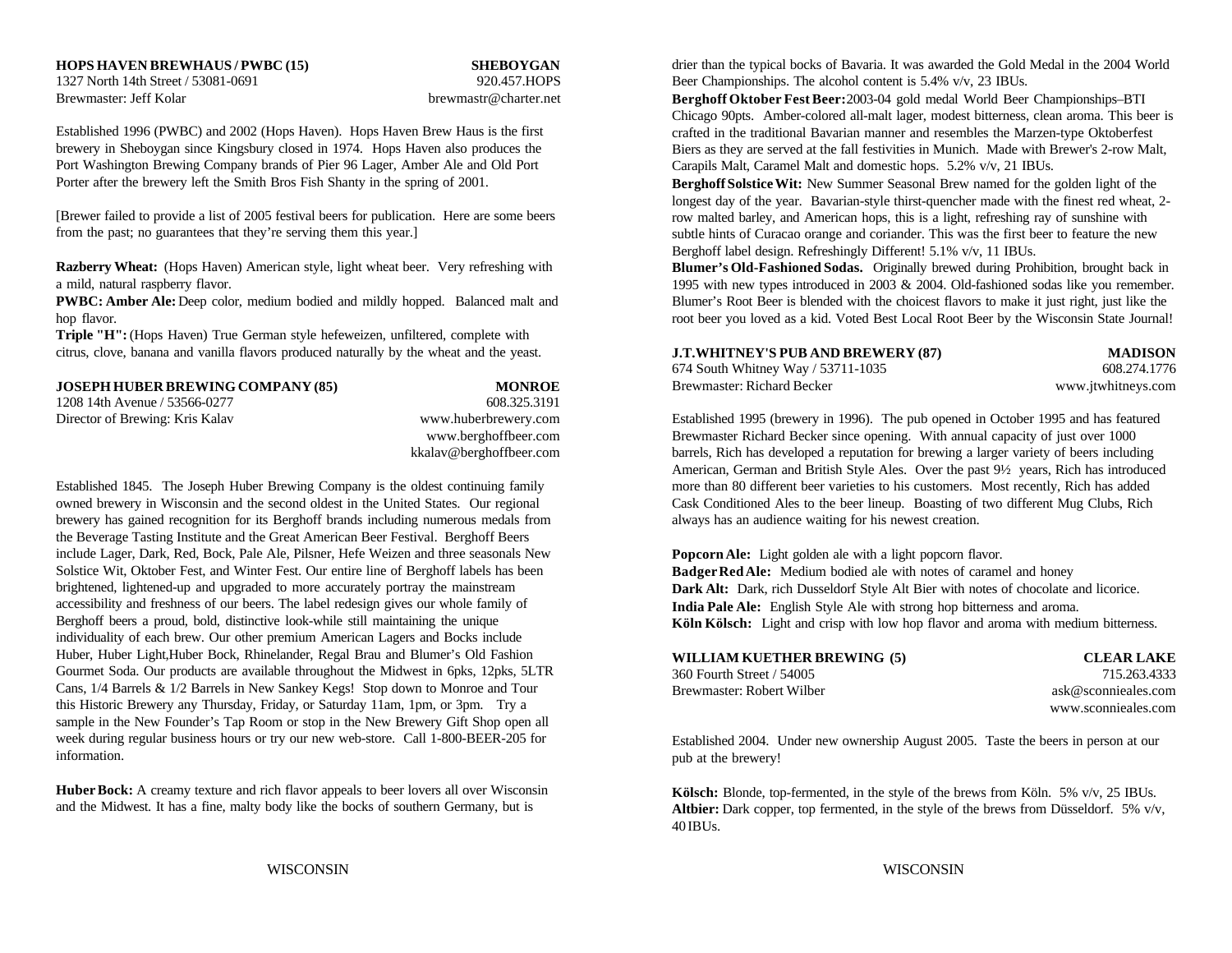## HOPS HAVEN BREWHAUS / PWBC (15) — SHEBOYGAN

1327 North 14th Street / 53081-0691 — 920.457.HOPS
Brewmaster: Jeff Kolar — brewmastr@charter.net

Established 1996 (PWBC) and 2002 (Hops Haven). Hops Haven Brew Haus is the first brewery in Sheboygan since Kingsbury closed in 1974. Hops Haven also produces the Port Washington Brewing Company brands of Pier 96 Lager, Amber Ale and Old Port Porter after the brewery left the Smith Bros Fish Shanty in the spring of 2001.

[Brewer failed to provide a list of 2005 festival beers for publication. Here are some beers from the past; no guarantees that they're serving them this year.]

**Razberry Wheat:** (Hops Haven) American style, light wheat beer. Very refreshing with a mild, natural raspberry flavor.
**PWBC: Amber Ale:** Deep color, medium bodied and mildly hopped. Balanced malt and hop flavor.
**Triple "H":** (Hops Haven) True German style hefeweizen, unfiltered, complete with citrus, clove, banana and vanilla flavors produced naturally by the wheat and the yeast.

## JOSEPH HUBER BREWING COMPANY (85) — MONROE

1208 14th Avenue / 53566-0277 — 608.325.3191
Director of Brewing: Kris Kalav — www.huberbrewery.com
www.berghoffbeer.com
kkalav@berghoffbeer.com

Established 1845. The Joseph Huber Brewing Company is the oldest continuing family owned brewery in Wisconsin and the second oldest in the United States. Our regional brewery has gained recognition for its Berghoff brands including numerous medals from the Beverage Tasting Institute and the Great American Beer Festival. Berghoff Beers include Lager, Dark, Red, Bock, Pale Ale, Pilsner, Hefe Weizen and three seasonals New Solstice Wit, Oktober Fest, and Winter Fest. Our entire line of Berghoff labels has been brightened, lightened-up and upgraded to more accurately portray the mainstream accessibility and freshness of our beers. The label redesign gives our whole family of Berghoff beers a proud, bold, distinctive look-while still maintaining the unique individuality of each brew. Our other premium American Lagers and Bocks include Huber, Huber Light,Huber Bock, Rhinelander, Regal Brau and Blumer's Old Fashion Gourmet Soda. Our products are available throughout the Midwest in 6pks, 12pks, 5LTR Cans, 1/4 Barrels & 1/2 Barrels in New Sankey Kegs! Stop down to Monroe and Tour this Historic Brewery any Thursday, Friday, or Saturday 11am, 1pm, or 3pm. Try a sample in the New Founder's Tap Room or stop in the New Brewery Gift Shop open all week during regular business hours or try our new web-store. Call 1-800-BEER-205 for information.

**Huber Bock:** A creamy texture and rich flavor appeals to beer lovers all over Wisconsin and the Midwest. It has a fine, malty body like the bocks of southern Germany, but is drier than the typical bocks of Bavaria. It was awarded the Gold Medal in the 2004 World Beer Championships. The alcohol content is 5.4% v/v, 23 IBUs.
**Berghoff Oktober Fest Beer:** 2003-04 gold medal World Beer Championships–BTI Chicago 90pts. Amber-colored all-malt lager, modest bitterness, clean aroma. This beer is crafted in the traditional Bavarian manner and resembles the Marzen-type Oktoberfest Biers as they are served at the fall festivities in Munich. Made with Brewer's 2-row Malt, Carapils Malt, Caramel Malt and domestic hops. 5.2% v/v, 21 IBUs.
**Berghoff Solstice Wit:** New Summer Seasonal Brew named for the golden light of the longest day of the year. Bavarian-style thirst-quencher made with the finest red wheat, 2-row malted barley, and American hops, this is a light, refreshing ray of sunshine with subtle hints of Curacao orange and coriander. This was the first beer to feature the new Berghoff label design. Refreshingly Different! 5.1% v/v, 11 IBUs.
**Blumer's Old-Fashioned Sodas.** Originally brewed during Prohibition, brought back in 1995 with new types introduced in 2003 & 2004. Old-fashioned sodas like you remember. Blumer's Root Beer is blended with the choicest flavors to make it just right, just like the root beer you loved as a kid. Voted Best Local Root Beer by the Wisconsin State Journal!

## J.T.WHITNEY'S PUB AND BREWERY (87) — MADISON

674 South Whitney Way / 53711-1035 — 608.274.1776
Brewmaster: Richard Becker — www.jtwhitneys.com

Established 1995 (brewery in 1996). The pub opened in October 1995 and has featured Brewmaster Richard Becker since opening. With annual capacity of just over 1000 barrels, Rich has developed a reputation for brewing a larger variety of beers including American, German and British Style Ales. Over the past 9½ years, Rich has introduced more than 80 different beer varieties to his customers. Most recently, Rich has added Cask Conditioned Ales to the beer lineup. Boasting of two different Mug Clubs, Rich always has an audience waiting for his newest creation.

**Popcorn Ale:** Light golden ale with a light popcorn flavor.
**Badger Red Ale:** Medium bodied ale with notes of caramel and honey
**Dark Alt:** Dark, rich Dusseldorf Style Alt Bier with notes of chocolate and licorice.
**India Pale Ale:** English Style Ale with strong hop bitterness and aroma.
**Köln Kölsch:** Light and crisp with low hop flavor and aroma with medium bitterness.

## WILLIAM KUETHER BREWING (5) — CLEAR LAKE

360 Fourth Street / 54005 — 715.263.4333
Brewmaster: Robert Wilber — ask@sconnieales.com
www.sconnieales.com

Established 2004. Under new ownership August 2005. Taste the beers in person at our pub at the brewery!

**Kölsch:** Blonde, top-fermented, in the style of the brews from Köln. 5% v/v, 25 IBUs.
**Altbier:** Dark copper, top fermented, in the style of the brews from Düsseldorf. 5% v/v, 40 IBUs.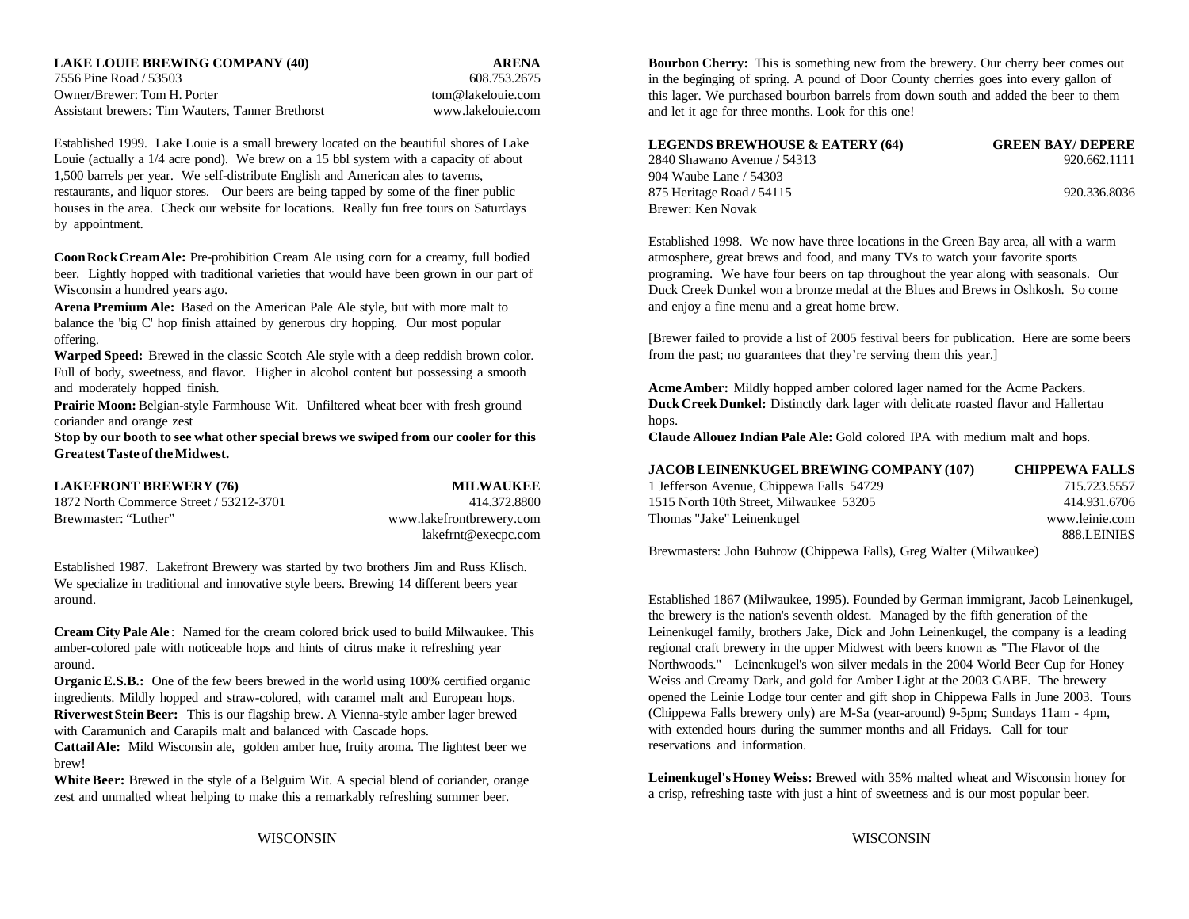## LAKE LOUIE BREWING COMPANY (40) — ARENA

7556 Pine Road / 53503 — 608.753.2675
Owner/Brewer: Tom H. Porter — tom@lakelouie.com
Assistant brewers: Tim Wauters, Tanner Brethorst — www.lakelouie.com

Established 1999. Lake Louie is a small brewery located on the beautiful shores of Lake Louie (actually a 1/4 acre pond). We brew on a 15 bbl system with a capacity of about 1,500 barrels per year. We self-distribute English and American ales to taverns, restaurants, and liquor stores. Our beers are being tapped by some of the finer public houses in the area. Check our website for locations. Really fun free tours on Saturdays by appointment.

**Coon Rock Cream Ale:** Pre-prohibition Cream Ale using corn for a creamy, full bodied beer. Lightly hopped with traditional varieties that would have been grown in our part of Wisconsin a hundred years ago.
**Arena Premium Ale:** Based on the American Pale Ale style, but with more malt to balance the 'big C' hop finish attained by generous dry hopping. Our most popular offering.
**Warped Speed:** Brewed in the classic Scotch Ale style with a deep reddish brown color. Full of body, sweetness, and flavor. Higher in alcohol content but possessing a smooth and moderately hopped finish.
**Prairie Moon:** Belgian-style Farmhouse Wit. Unfiltered wheat beer with fresh ground coriander and orange zest
**Stop by our booth to see what other special brews we swiped from our cooler for this Greatest Taste of the Midwest.**

## LAKEFRONT BREWERY (76) — MILWAUKEE

1872 North Commerce Street / 53212-3701 — 414.372.8800
Brewmaster: "Luther" — www.lakefrontbrewery.com
lakefrnt@execpc.com

Established 1987. Lakefront Brewery was started by two brothers Jim and Russ Klisch. We specialize in traditional and innovative style beers. Brewing 14 different beers year around.

**Cream City Pale Ale**: Named for the cream colored brick used to build Milwaukee. This amber-colored pale with noticeable hops and hints of citrus make it refreshing year around.
**Organic E.S.B.:** One of the few beers brewed in the world using 100% certified organic ingredients. Mildly hopped and straw-colored, with caramel malt and European hops.
**Riverwest Stein Beer:** This is our flagship brew. A Vienna-style amber lager brewed with Caramunich and Carapils malt and balanced with Cascade hops.
**Cattail Ale:** Mild Wisconsin ale, golden amber hue, fruity aroma. The lightest beer we brew!
**White Beer:** Brewed in the style of a Belguim Wit. A special blend of coriander, orange zest and unmalted wheat helping to make this a remarkably refreshing summer beer.
**Bourbon Cherry:** This is something new from the brewery. Our cherry beer comes out in the beginging of spring. A pound of Door County cherries goes into every gallon of this lager. We purchased bourbon barrels from down south and added the beer to them and let it age for three months. Look for this one!

## LEGENDS BREWHOUSE & EATERY (64) — GREEN BAY/ DEPERE

2840 Shawano Avenue / 54313 — 920.662.1111
904 Waube Lane / 54303
875 Heritage Road / 54115 — 920.336.8036
Brewer: Ken Novak

Established 1998. We now have three locations in the Green Bay area, all with a warm atmosphere, great brews and food, and many TVs to watch your favorite sports programing. We have four beers on tap throughout the year along with seasonals. Our Duck Creek Dunkel won a bronze medal at the Blues and Brews in Oshkosh. So come and enjoy a fine menu and a great home brew.

[Brewer failed to provide a list of 2005 festival beers for publication. Here are some beers from the past; no guarantees that they're serving them this year.]

**Acme Amber:** Mildly hopped amber colored lager named for the Acme Packers.
**Duck Creek Dunkel:** Distinctly dark lager with delicate roasted flavor and Hallertau hops.
**Claude Allouez Indian Pale Ale:** Gold colored IPA with medium malt and hops.

## JACOB LEINENKUGEL BREWING COMPANY (107) — CHIPPEWA FALLS

1 Jefferson Avenue, Chippewa Falls 54729 — 715.723.5557
1515 North 10th Street, Milwaukee 53205 — 414.931.6706
Thomas "Jake" Leinenkugel — www.leinie.com
888.LEINIES
Brewmasters: John Buhrow (Chippewa Falls), Greg Walter (Milwaukee)

Established 1867 (Milwaukee, 1995). Founded by German immigrant, Jacob Leinenkugel, the brewery is the nation's seventh oldest. Managed by the fifth generation of the Leinenkugel family, brothers Jake, Dick and John Leinenkugel, the company is a leading regional craft brewery in the upper Midwest with beers known as "The Flavor of the Northwoods." Leinenkugel's won silver medals in the 2004 World Beer Cup for Honey Weiss and Creamy Dark, and gold for Amber Light at the 2003 GABF. The brewery opened the Leinie Lodge tour center and gift shop in Chippewa Falls in June 2003. Tours (Chippewa Falls brewery only) are M-Sa (year-around) 9-5pm; Sundays 11am - 4pm, with extended hours during the summer months and all Fridays. Call for tour reservations and information.

**Leinenkugel's Honey Weiss:** Brewed with 35% malted wheat and Wisconsin honey for a crisp, refreshing taste with just a hint of sweetness and is our most popular beer.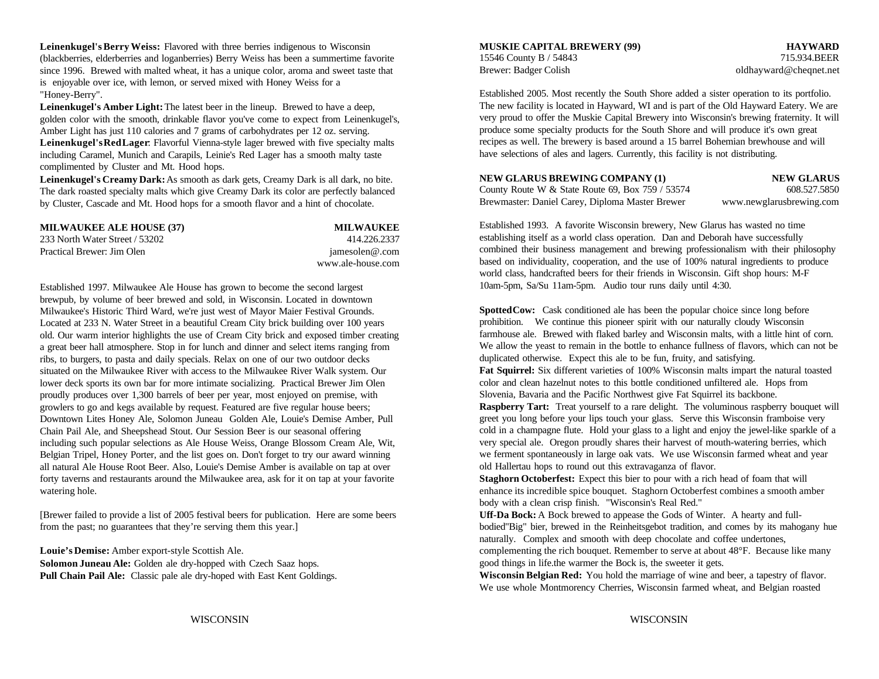**Leinenkugel's Berry Weiss:** Flavored with three berries indigenous to Wisconsin (blackberries, elderberries and loganberries) Berry Weiss has been a summertime favorite since 1996. Brewed with malted wheat, it has a unique color, aroma and sweet taste that is enjoyable over ice, with lemon, or served mixed with Honey Weiss for a "Honey-Berry".

**Leinenkugel's Amber Light:** The latest beer in the lineup. Brewed to have a deep, golden color with the smooth, drinkable flavor you've come to expect from Leinenkugel's, Amber Light has just 110 calories and 7 grams of carbohydrates per 12 oz. serving.

**Leinenkugel's Red Lager**: Flavorful Vienna-style lager brewed with five specialty malts including Caramel, Munich and Carapils, Leinie's Red Lager has a smooth malty taste complimented by Cluster and Mt. Hood hops.

**Leinenkugel's Creamy Dark:** As smooth as dark gets, Creamy Dark is all dark, no bite. The dark roasted specialty malts which give Creamy Dark its color are perfectly balanced by Cluster, Cascade and Mt. Hood hops for a smooth flavor and a hint of chocolate.

**MILWAUKEE ALE HOUSE (37)** — **MILWAUKEE**
233 North Water Street / 53202 — 414.226.2337
Practical Brewer: Jim Olen — jamesolen@.com
www.ale-house.com

Established 1997. Milwaukee Ale House has grown to become the second largest brewpub, by volume of beer brewed and sold, in Wisconsin. Located in downtown Milwaukee's Historic Third Ward, we're just west of Mayor Maier Festival Grounds. Located at 233 N. Water Street in a beautiful Cream City brick building over 100 years old. Our warm interior highlights the use of Cream City brick and exposed timber creating a great beer hall atmosphere. Stop in for lunch and dinner and select items ranging from ribs, to burgers, to pasta and daily specials. Relax on one of our two outdoor decks situated on the Milwaukee River with access to the Milwaukee River Walk system. Our lower deck sports its own bar for more intimate socializing. Practical Brewer Jim Olen proudly produces over 1,300 barrels of beer per year, most enjoyed on premise, with growlers to go and kegs available by request. Featured are five regular house beers; Downtown Lites Honey Ale, Solomon Juneau Golden Ale, Louie's Demise Amber, Pull Chain Pail Ale, and Sheepshead Stout. Our Session Beer is our seasonal offering including such popular selections as Ale House Weiss, Orange Blossom Cream Ale, Wit, Belgian Tripel, Honey Porter, and the list goes on. Don't forget to try our award winning all natural Ale House Root Beer. Also, Louie's Demise Amber is available on tap at over forty taverns and restaurants around the Milwaukee area, ask for it on tap at your favorite watering hole.

[Brewer failed to provide a list of 2005 festival beers for publication. Here are some beers from the past; no guarantees that they're serving them this year.]

**Louie's Demise:** Amber export-style Scottish Ale.
**Solomon Juneau Ale:** Golden ale dry-hopped with Czech Saaz hops.
**Pull Chain Pail Ale:** Classic pale ale dry-hoped with East Kent Goldings.

**MUSKIE CAPITAL BREWERY (99)** — **HAYWARD**
15546 County B / 54843 — 715.934.BEER
Brewer: Badger Colish — oldhayward@cheqnet.net

Established 2005. Most recently the South Shore added a sister operation to its portfolio. The new facility is located in Hayward, WI and is part of the Old Hayward Eatery. We are very proud to offer the Muskie Capital Brewery into Wisconsin's brewing fraternity. It will produce some specialty products for the South Shore and will produce it's own great recipes as well. The brewery is based around a 15 barrel Bohemian brewhouse and will have selections of ales and lagers. Currently, this facility is not distributing.

**NEW GLARUS BREWING COMPANY (1)** — **NEW GLARUS**
County Route W & State Route 69, Box 759 / 53574 — 608.527.5850
Brewmaster: Daniel Carey, Diploma Master Brewer — www.newglarusbrewing.com

Established 1993. A favorite Wisconsin brewery, New Glarus has wasted no time establishing itself as a world class operation. Dan and Deborah have successfully combined their business management and brewing professionalism with their philosophy based on individuality, cooperation, and the use of 100% natural ingredients to produce world class, handcrafted beers for their friends in Wisconsin. Gift shop hours: M-F 10am-5pm, Sa/Su 11am-5pm. Audio tour runs daily until 4:30.

**Spotted Cow:** Cask conditioned ale has been the popular choice since long before prohibition. We continue this pioneer spirit with our naturally cloudy Wisconsin farmhouse ale. Brewed with flaked barley and Wisconsin malts, with a little hint of corn. We allow the yeast to remain in the bottle to enhance fullness of flavors, which can not be duplicated otherwise. Expect this ale to be fun, fruity, and satisfying.

**Fat Squirrel:** Six different varieties of 100% Wisconsin malts impart the natural toasted color and clean hazelnut notes to this bottle conditioned unfiltered ale. Hops from Slovenia, Bavaria and the Pacific Northwest give Fat Squirrel its backbone.

**Raspberry Tart:** Treat yourself to a rare delight. The voluminous raspberry bouquet will greet you long before your lips touch your glass. Serve this Wisconsin framboise very cold in a champagne flute. Hold your glass to a light and enjoy the jewel-like sparkle of a very special ale. Oregon proudly shares their harvest of mouth-watering berries, which we ferment spontaneously in large oak vats. We use Wisconsin farmed wheat and year old Hallertau hops to round out this extravaganza of flavor.

**Staghorn Octoberfest:** Expect this bier to pour with a rich head of foam that will enhance its incredible spice bouquet. Staghorn Octoberfest combines a smooth amber body with a clean crisp finish. "Wisconsin's Real Red."

**Uff-Da Bock:** A Bock brewed to appease the Gods of Winter. A hearty and full-bodied"Big" bier, brewed in the Reinheitsgebot tradition, and comes by its mahogany hue naturally. Complex and smooth with deep chocolate and coffee undertones, complementing the rich bouquet. Remember to serve at about 48°F. Because like many good things in life.the warmer the Bock is, the sweeter it gets.

**Wisconsin Belgian Red:** You hold the marriage of wine and beer, a tapestry of flavor. We use whole Montmorency Cherries, Wisconsin farmed wheat, and Belgian roasted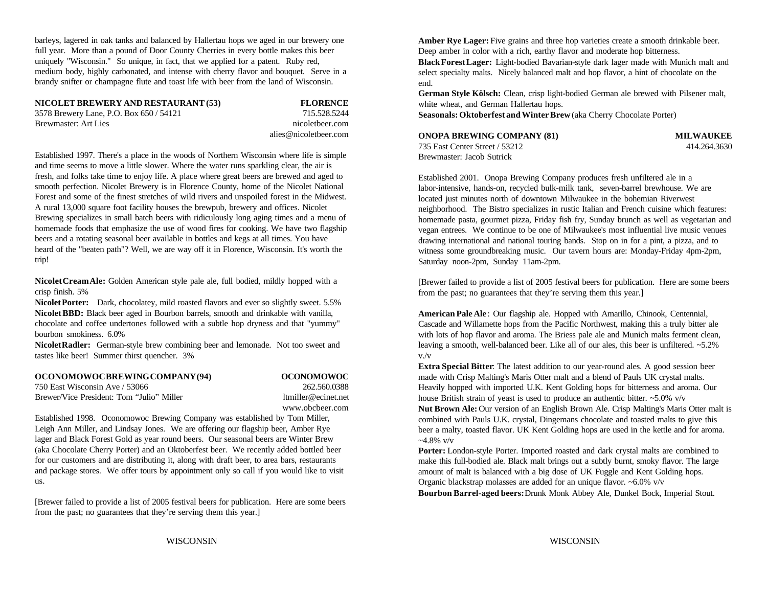barleys, lagered in oak tanks and balanced by Hallertau hops we aged in our brewery one full year. More than a pound of Door County Cherries in every bottle makes this beer uniquely "Wisconsin." So unique, in fact, that we applied for a patent. Ruby red, medium body, highly carbonated, and intense with cherry flavor and bouquet. Serve in a brandy snifter or champagne flute and toast life with beer from the land of Wisconsin.

**NICOLET BREWERY AND RESTAURANT (53)** — **FLORENCE**
3578 Brewery Lane, P.O. Box 650 / 54121 — 715.528.5244
Brewmaster: Art Lies — nicoletbeer.com
alies@nicoletbeer.com

Established 1997. There's a place in the woods of Northern Wisconsin where life is simple and time seems to move a little slower. Where the water runs sparkling clear, the air is fresh, and folks take time to enjoy life. A place where great beers are brewed and aged to smooth perfection. Nicolet Brewery is in Florence County, home of the Nicolet National Forest and some of the finest stretches of wild rivers and unspoiled forest in the Midwest. A rural 13,000 square foot facility houses the brewpub, brewery and offices. Nicolet Brewing specializes in small batch beers with ridiculously long aging times and a menu of homemade foods that emphasize the use of wood fires for cooking. We have two flagship beers and a rotating seasonal beer available in bottles and kegs at all times. You have heard of the "beaten path"? Well, we are way off it in Florence, Wisconsin. It's worth the trip!

**Nicolet Cream Ale:** Golden American style pale ale, full bodied, mildly hopped with a crisp finish. 5%
**Nicolet Porter:** Dark, chocolatey, mild roasted flavors and ever so slightly sweet. 5.5%
**Nicolet BBD:** Black beer aged in Bourbon barrels, smooth and drinkable with vanilla, chocolate and coffee undertones followed with a subtle hop dryness and that "yummy" bourbon smokiness. 6.0%
**Nicolet Radler:** German-style brew combining beer and lemonade. Not too sweet and tastes like beer! Summer thirst quencher. 3%

**OCONOMOWOC BREWING COMPANY (94)** — **OCONOMOWOC**
750 East Wisconsin Ave / 53066 — 262.560.0388
Brewer/Vice President: Tom "Julio" Miller — ltmiller@ecinet.net
www.obcbeer.com

Established 1998. Oconomowoc Brewing Company was established by Tom Miller, Leigh Ann Miller, and Lindsay Jones. We are offering our flagship beer, Amber Rye lager and Black Forest Gold as year round beers. Our seasonal beers are Winter Brew (aka Chocolate Cherry Porter) and an Oktoberfest beer. We recently added bottled beer for our customers and are distributing it, along with draft beer, to area bars, restaurants and package stores. We offer tours by appointment only so call if you would like to visit us.

[Brewer failed to provide a list of 2005 festival beers for publication. Here are some beers from the past; no guarantees that they're serving them this year.]

**Amber Rye Lager:** Five grains and three hop varieties create a smooth drinkable beer. Deep amber in color with a rich, earthy flavor and moderate hop bitterness.
**Black Forest Lager:** Light-bodied Bavarian-style dark lager made with Munich malt and select specialty malts. Nicely balanced malt and hop flavor, a hint of chocolate on the end.
**German Style Kölsch:** Clean, crisp light-bodied German ale brewed with Pilsener malt, white wheat, and German Hallertau hops.
**Seasonals: Oktoberfest and Winter Brew** (aka Cherry Chocolate Porter)

**ONOPA BREWING COMPANY (81)** — **MILWAUKEE**
735 East Center Street / 53212 — 414.264.3630
Brewmaster: Jacob Sutrick

Established 2001. Onopa Brewing Company produces fresh unfiltered ale in a labor-intensive, hands-on, recycled bulk-milk tank, seven-barrel brewhouse. We are located just minutes north of downtown Milwaukee in the bohemian Riverwest neighborhood. The Bistro specializes in rustic Italian and French cuisine which features: homemade pasta, gourmet pizza, Friday fish fry, Sunday brunch as well as vegetarian and vegan entrees. We continue to be one of Milwaukee's most influential live music venues drawing international and national touring bands. Stop on in for a pint, a pizza, and to witness some groundbreaking music. Our tavern hours are: Monday-Friday 4pm-2pm, Saturday noon-2pm, Sunday 11am-2pm.

[Brewer failed to provide a list of 2005 festival beers for publication. Here are some beers from the past; no guarantees that they're serving them this year.]

**American Pale Ale**: Our flagship ale. Hopped with Amarillo, Chinook, Centennial, Cascade and Willamette hops from the Pacific Northwest, making this a truly bitter ale with lots of hop flavor and aroma. The Briess pale ale and Munich malts ferment clean, leaving a smooth, well-balanced beer. Like all of our ales, this beer is unfiltered. ~5.2% v./v
**Extra Special Bitter**: The latest addition to our year-round ales. A good session beer made with Crisp Malting's Maris Otter malt and a blend of Pauls UK crystal malts. Heavily hopped with imported U.K. Kent Golding hops for bitterness and aroma. Our house British strain of yeast is used to produce an authentic bitter. ~5.0% v/v
**Nut Brown Ale:** Our version of an English Brown Ale. Crisp Malting's Maris Otter malt is combined with Pauls U.K. crystal, Dingemans chocolate and toasted malts to give this beer a malty, toasted flavor. UK Kent Golding hops are used in the kettle and for aroma. ~4.8% v/v
**Porter:** London-style Porter. Imported roasted and dark crystal malts are combined to make this full-bodied ale. Black malt brings out a subtly burnt, smoky flavor. The large amount of malt is balanced with a big dose of UK Fuggle and Kent Golding hops. Organic blackstrap molasses are added for an unique flavor. ~6.0% v/v
**Bourbon Barrel-aged beers:** Drunk Monk Abbey Ale, Dunkel Bock, Imperial Stout.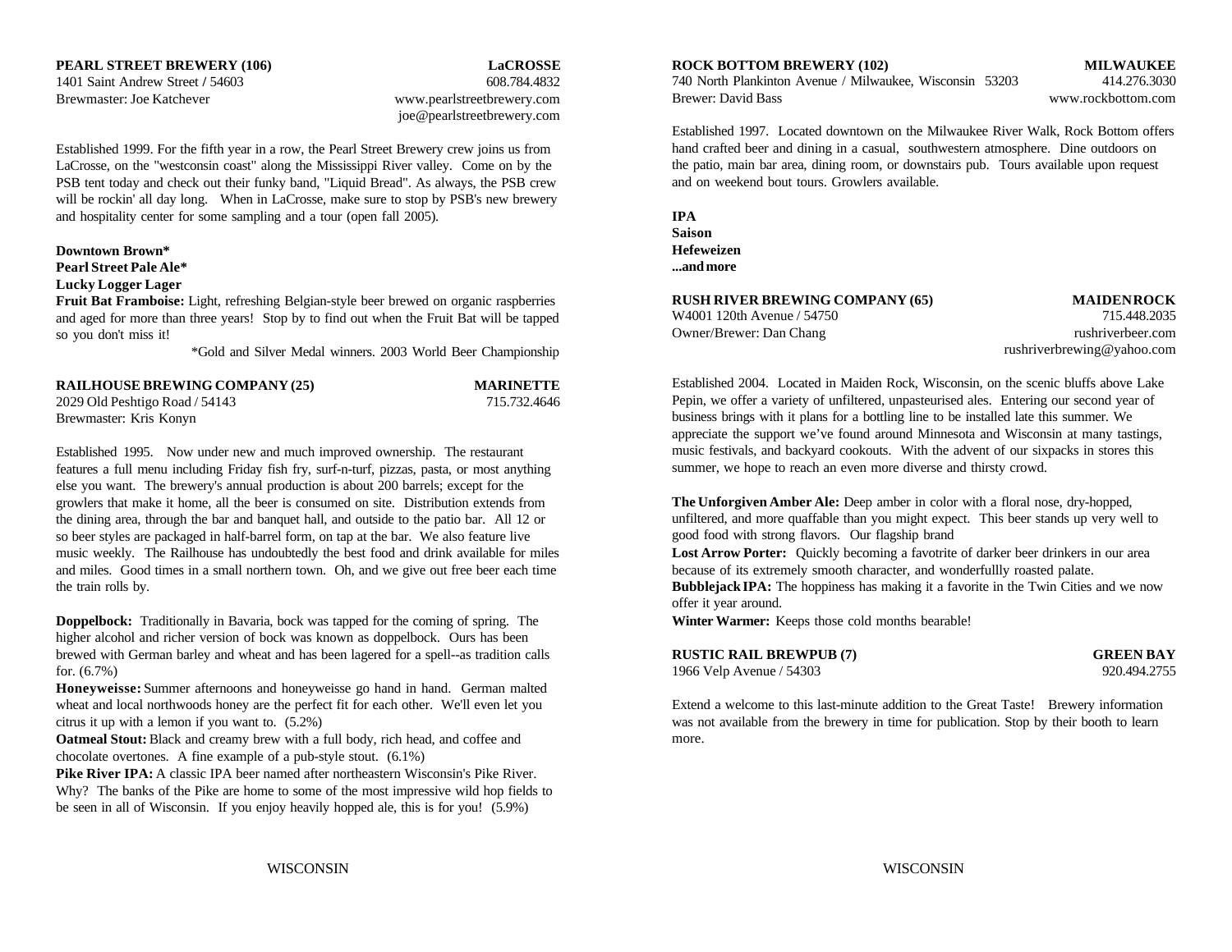**PEARL STREET BREWERY (106)** **LaCROSSE**
1401 Saint Andrew Street / 54603 608.784.4832
Brewmaster: Joe Katchever www.pearlstreetbrewery.com
joe@pearlstreetbrewery.com

Established 1999. For the fifth year in a row, the Pearl Street Brewery crew joins us from LaCrosse, on the "westconsin coast" along the Mississippi River valley. Come on by the PSB tent today and check out their funky band, "Liquid Bread". As always, the PSB crew will be rockin' all day long. When in LaCrosse, make sure to stop by PSB's new brewery and hospitality center for some sampling and a tour (open fall 2005).

**Downtown Brown***
**Pearl Street Pale Ale***
**Lucky Logger Lager**
**Fruit Bat Framboise:** Light, refreshing Belgian-style beer brewed on organic raspberries and aged for more than three years! Stop by to find out when the Fruit Bat will be tapped so you don't miss it!

*Gold and Silver Medal winners. 2003 World Beer Championship

**RAILHOUSE BREWING COMPANY (25)** **MARINETTE**
2029 Old Peshtigo Road / 54143 715.732.4646
Brewmaster: Kris Konyn

Established 1995. Now under new and much improved ownership. The restaurant features a full menu including Friday fish fry, surf-n-turf, pizzas, pasta, or most anything else you want. The brewery's annual production is about 200 barrels; except for the growlers that make it home, all the beer is consumed on site. Distribution extends from the dining area, through the bar and banquet hall, and outside to the patio bar. All 12 or so beer styles are packaged in half-barrel form, on tap at the bar. We also feature live music weekly. The Railhouse has undoubtedly the best food and drink available for miles and miles. Good times in a small northern town. Oh, and we give out free beer each time the train rolls by.

**Doppelbock:** Traditionally in Bavaria, bock was tapped for the coming of spring. The higher alcohol and richer version of bock was known as doppelbock. Ours has been brewed with German barley and wheat and has been lagered for a spell--as tradition calls for. (6.7%)
**Honeyweisse:** Summer afternoons and honeyweisse go hand in hand. German malted wheat and local northwoods honey are the perfect fit for each other. We'll even let you citrus it up with a lemon if you want to. (5.2%)
**Oatmeal Stout:** Black and creamy brew with a full body, rich head, and coffee and chocolate overtones. A fine example of a pub-style stout. (6.1%)
**Pike River IPA:** A classic IPA beer named after northeastern Wisconsin's Pike River. Why? The banks of the Pike are home to some of the most impressive wild hop fields to be seen in all of Wisconsin. If you enjoy heavily hopped ale, this is for you! (5.9%)

**ROCK BOTTOM BREWERY (102)** **MILWAUKEE**
740 North Plankinton Avenue / Milwaukee, Wisconsin 53203 414.276.3030
Brewer: David Bass www.rockbottom.com

Established 1997. Located downtown on the Milwaukee River Walk, Rock Bottom offers hand crafted beer and dining in a casual, southwestern atmosphere. Dine outdoors on the patio, main bar area, dining room, or downstairs pub. Tours available upon request and on weekend bout tours. Growlers available.

**IPA**
**Saison**
**Hefeweizen**
**...and more**

**RUSH RIVER BREWING COMPANY (65)** **MAIDEN ROCK**
W4001 120th Avenue / 54750 715.448.2035
Owner/Brewer: Dan Chang rushriverbeer.com
rushriverbrewing@yahoo.com

Established 2004. Located in Maiden Rock, Wisconsin, on the scenic bluffs above Lake Pepin, we offer a variety of unfiltered, unpasteurised ales. Entering our second year of business brings with it plans for a bottling line to be installed late this summer. We appreciate the support we've found around Minnesota and Wisconsin at many tastings, music festivals, and backyard cookouts. With the advent of our sixpacks in stores this summer, we hope to reach an even more diverse and thirsty crowd.

**The Unforgiven Amber Ale:** Deep amber in color with a floral nose, dry-hopped, unfiltered, and more quaffable than you might expect. This beer stands up very well to good food with strong flavors. Our flagship brand
**Lost Arrow Porter:** Quickly becoming a favotrite of darker beer drinkers in our area because of its extremely smooth character, and wonderfullly roasted palate.
**Bubblejack IPA:** The hoppiness has making it a favorite in the Twin Cities and we now offer it year around.
**Winter Warmer:** Keeps those cold months bearable!

**RUSTIC RAIL BREWPUB (7)** **GREEN BAY**
1966 Velp Avenue / 54303 920.494.2755

Extend a welcome to this last-minute addition to the Great Taste! Brewery information was not available from the brewery in time for publication. Stop by their booth to learn more.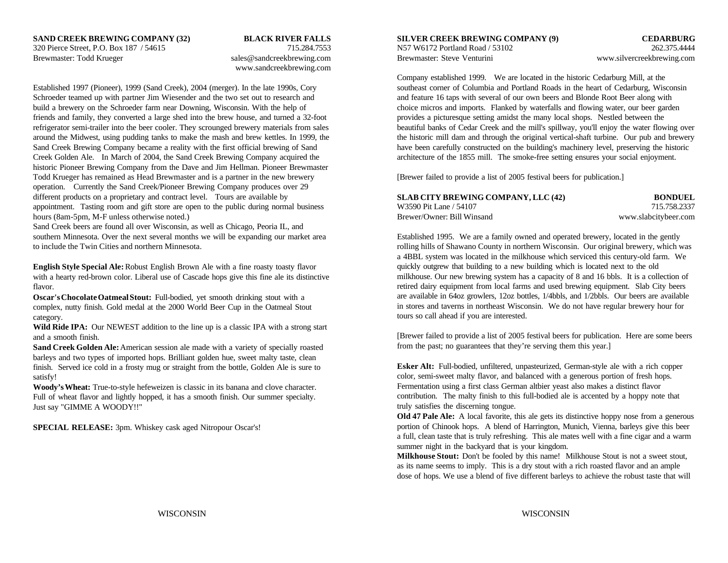**SAND CREEK BREWING COMPANY (32)** **BLACK RIVER FALLS**
320 Pierce Street, P.O. Box 187 / 54615 715.284.7553
Brewmaster: Todd Krueger sales@sandcreekbrewing.com
www.sandcreekbrewing.com

Established 1997 (Pioneer), 1999 (Sand Creek), 2004 (merger). In the late 1990s, Cory Schroeder teamed up with partner Jim Wiesender and the two set out to research and build a brewery on the Schroeder farm near Downing, Wisconsin. With the help of friends and family, they converted a large shed into the brew house, and turned a 32-foot refrigerator semi-trailer into the beer cooler. They scrounged brewery materials from sales around the Midwest, using pudding tanks to make the mash and brew kettles. In 1999, the Sand Creek Brewing Company became a reality with the first official brewing of Sand Creek Golden Ale. In March of 2004, the Sand Creek Brewing Company acquired the historic Pioneer Brewing Company from the Dave and Jim Hellman. Pioneer Brewmaster Todd Krueger has remained as Head Brewmaster and is a partner in the new brewery operation. Currently the Sand Creek/Pioneer Brewing Company produces over 29 different products on a proprietary and contract level. Tours are available by appointment. Tasting room and gift store are open to the public during normal business hours (8am-5pm, M-F unless otherwise noted.)
Sand Creek beers are found all over Wisconsin, as well as Chicago, Peoria IL, and southern Minnesota. Over the next several months we will be expanding our market area to include the Twin Cities and northern Minnesota.

**English Style Special Ale:** Robust English Brown Ale with a fine roasty toasty flavor with a hearty red-brown color. Liberal use of Cascade hops give this fine ale its distinctive flavor.
**Oscar's Chocolate Oatmeal Stout:** Full-bodied, yet smooth drinking stout with a complex, nutty finish. Gold medal at the 2000 World Beer Cup in the Oatmeal Stout category.
**Wild Ride IPA:** Our NEWEST addition to the line up is a classic IPA with a strong start and a smooth finish.
**Sand Creek Golden Ale:** American session ale made with a variety of specially roasted barleys and two types of imported hops. Brilliant golden hue, sweet malty taste, clean finish. Served ice cold in a frosty mug or straight from the bottle, Golden Ale is sure to satisfy!
**Woody's Wheat:** True-to-style hefeweizen is classic in its banana and clove character. Full of wheat flavor and lightly hopped, it has a smooth finish. Our summer specialty. Just say "GIMME A WOODY!!"

**SPECIAL RELEASE:** 3pm. Whiskey cask aged Nitropour Oscar's!

**SILVER CREEK BREWING COMPANY (9)** **CEDARBURG**
N57 W6172 Portland Road / 53102 262.375.4444
Brewmaster: Steve Venturini www.silvercreekbrewing.com

Company established 1999. We are located in the historic Cedarburg Mill, at the southeast corner of Columbia and Portland Roads in the heart of Cedarburg, Wisconsin and feature 16 taps with several of our own beers and Blonde Root Beer along with choice micros and imports. Flanked by waterfalls and flowing water, our beer garden provides a picturesque setting amidst the many local shops. Nestled between the beautiful banks of Cedar Creek and the mill's spillway, you'll enjoy the water flowing over the historic mill dam and through the original vertical-shaft turbine. Our pub and brewery have been carefully constructed on the building's machinery level, preserving the historic architecture of the 1855 mill. The smoke-free setting ensures your social enjoyment.

[Brewer failed to provide a list of 2005 festival beers for publication.]

**SLAB CITY BREWING COMPANY, LLC (42)** **BONDUEL**
W3590 Pit Lane / 54107 715.758.2337
Brewer/Owner: Bill Winsand www.slabcitybeer.com

Established 1995. We are a family owned and operated brewery, located in the gently rolling hills of Shawano County in northern Wisconsin. Our original brewery, which was a 4BBL system was located in the milkhouse which serviced this century-old farm. We quickly outgrew that building to a new building which is located next to the old milkhouse. Our new brewing system has a capacity of 8 and 16 bbls. It is a collection of retired dairy equipment from local farms and used brewing equipment. Slab City beers are available in 64oz growlers, 12oz bottles, 1/4bbls, and 1/2bbls. Our beers are available in stores and taverns in northeast Wisconsin. We do not have regular brewery hour for tours so call ahead if you are interested.

[Brewer failed to provide a list of 2005 festival beers for publication. Here are some beers from the past; no guarantees that they're serving them this year.]

**Esker Alt:** Full-bodied, unfiltered, unpasteurized, German-style ale with a rich copper color, semi-sweet malty flavor, and balanced with a generous portion of fresh hops. Fermentation using a first class German altbier yeast also makes a distinct flavor contribution. The malty finish to this full-bodied ale is accented by a hoppy note that truly satisfies the discerning tongue.
**Old 47 Pale Ale:** A local favorite, this ale gets its distinctive hoppy nose from a generous portion of Chinook hops. A blend of Harrington, Munich, Vienna, barleys give this beer a full, clean taste that is truly refreshing. This ale mates well with a fine cigar and a warm summer night in the backyard that is your kingdom.
**Milkhouse Stout:** Don't be fooled by this name! Milkhouse Stout is not a sweet stout, as its name seems to imply. This is a dry stout with a rich roasted flavor and an ample dose of hops. We use a blend of five different barleys to achieve the robust taste that will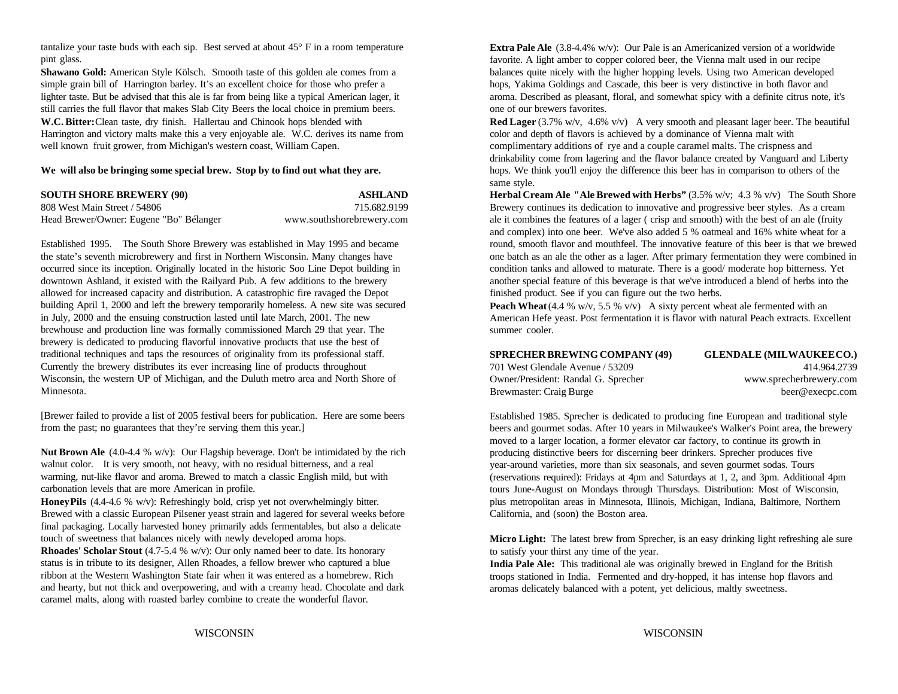tantalize your taste buds with each sip. Best served at about 45° F in a room temperature pint glass.

**Shawano Gold:** American Style Kölsch. Smooth taste of this golden ale comes from a simple grain bill of Harrington barley. It's an excellent choice for those who prefer a lighter taste. But be advised that this ale is far from being like a typical American lager, it still carries the full flavor that makes Slab City Beers the local choice in premium beers.

**W.C. Bitter:** Clean taste, dry finish. Hallertau and Chinook hops blended with Harrington and victory malts make this a very enjoyable ale. W.C. derives its name from well known fruit grower, from Michigan's western coast, William Capen.

**We will also be bringing some special brew. Stop by to find out what they are.**

**SOUTH SHORE BREWERY (90)** — **ASHLAND**
808 West Main Street / 54806 — 715.682.9199
Head Brewer/Owner: Eugene "Bo" Bélanger — www.southshorebrewery.com

Established 1995. The South Shore Brewery was established in May 1995 and became the state's seventh microbrewery and first in Northern Wisconsin. Many changes have occurred since its inception. Originally located in the historic Soo Line Depot building in downtown Ashland, it existed with the Railyard Pub. A few additions to the brewery allowed for increased capacity and distribution. A catastrophic fire ravaged the Depot building April 1, 2000 and left the brewery temporarily homeless. A new site was secured in July, 2000 and the ensuing construction lasted until late March, 2001. The new brewhouse and production line was formally commissioned March 29 that year. The brewery is dedicated to producing flavorful innovative products that use the best of traditional techniques and taps the resources of originality from its professional staff. Currently the brewery distributes its ever increasing line of products throughout Wisconsin, the western UP of Michigan, and the Duluth metro area and North Shore of Minnesota.

[Brewer failed to provide a list of 2005 festival beers for publication. Here are some beers from the past; no guarantees that they're serving them this year.]

**Nut Brown Ale** (4.0-4.4 % w/v): Our Flagship beverage. Don't be intimidated by the rich walnut color. It is very smooth, not heavy, with no residual bitterness, and a real warming, nut-like flavor and aroma. Brewed to match a classic English mild, but with carbonation levels that are more American in profile.

**HoneyPils** (4.4-4.6 % w/v): Refreshingly bold, crisp yet not overwhelmingly bitter. Brewed with a classic European Pilsener yeast strain and lagered for several weeks before final packaging. Locally harvested honey primarily adds fermentables, but also a delicate touch of sweetness that balances nicely with newly developed aroma hops.

**Rhoades' Scholar Stout** (4.7-5.4 % w/v): Our only named beer to date. Its honorary status is in tribute to its designer, Allen Rhoades, a fellow brewer who captured a blue ribbon at the Western Washington State fair when it was entered as a homebrew. Rich and hearty, but not thick and overpowering, and with a creamy head. Chocolate and dark caramel malts, along with roasted barley combine to create the wonderful flavor.

**Extra Pale Ale** (3.8-4.4% w/v): Our Pale is an Americanized version of a worldwide favorite. A light amber to copper colored beer, the Vienna malt used in our recipe balances quite nicely with the higher hopping levels. Using two American developed hops, Yakima Goldings and Cascade, this beer is very distinctive in both flavor and aroma. Described as pleasant, floral, and somewhat spicy with a definite citrus note, it's one of our brewers favorites.

**Red Lager** (3.7% w/v, 4.6% v/v) A very smooth and pleasant lager beer. The beautiful color and depth of flavors is achieved by a dominance of Vienna malt with complimentary additions of rye and a couple caramel malts. The crispness and drinkability come from lagering and the flavor balance created by Vanguard and Liberty hops. We think you'll enjoy the difference this beer has in comparison to others of the same style.

**Herbal Cream Ale "Ale Brewed with Herbs"** (3.5% w/v; 4.3 % v/v) The South Shore Brewery continues its dedication to innovative and progressive beer styles. As a cream ale it combines the features of a lager ( crisp and smooth) with the best of an ale (fruity and complex) into one beer. We've also added 5 % oatmeal and 16% white wheat for a round, smooth flavor and mouthfeel. The innovative feature of this beer is that we brewed one batch as an ale the other as a lager. After primary fermentation they were combined in condition tanks and allowed to maturate. There is a good/ moderate hop bitterness. Yet another special feature of this beverage is that we've introduced a blend of herbs into the finished product. See if you can figure out the two herbs.

**Peach Wheat** (4.4 % w/v, 5.5 % v/v) A sixty percent wheat ale fermented with an American Hefe yeast. Post fermentation it is flavor with natural Peach extracts. Excellent summer cooler.

**SPRECHER BREWING COMPANY (49)** — **GLENDALE (MILWAUKEE CO.)**
701 West Glendale Avenue / 53209 — 414.964.2739
Owner/President: Randal G. Sprecher — www.sprecherbrewery.com
Brewmaster: Craig Burge — beer@execpc.com

Established 1985. Sprecher is dedicated to producing fine European and traditional style beers and gourmet sodas. After 10 years in Milwaukee's Walker's Point area, the brewery moved to a larger location, a former elevator car factory, to continue its growth in producing distinctive beers for discerning beer drinkers. Sprecher produces five year-around varieties, more than six seasonals, and seven gourmet sodas. Tours (reservations required): Fridays at 4pm and Saturdays at 1, 2, and 3pm. Additional 4pm tours June-August on Mondays through Thursdays. Distribution: Most of Wisconsin, plus metropolitan areas in Minnesota, Illinois, Michigan, Indiana, Baltimore, Northern California, and (soon) the Boston area.

**Micro Light:** The latest brew from Sprecher, is an easy drinking light refreshing ale sure to satisfy your thirst any time of the year.

**India Pale Ale:** This traditional ale was originally brewed in England for the British troops stationed in India. Fermented and dry-hopped, it has intense hop flavors and aromas delicately balanced with a potent, yet delicious, maltly sweetness.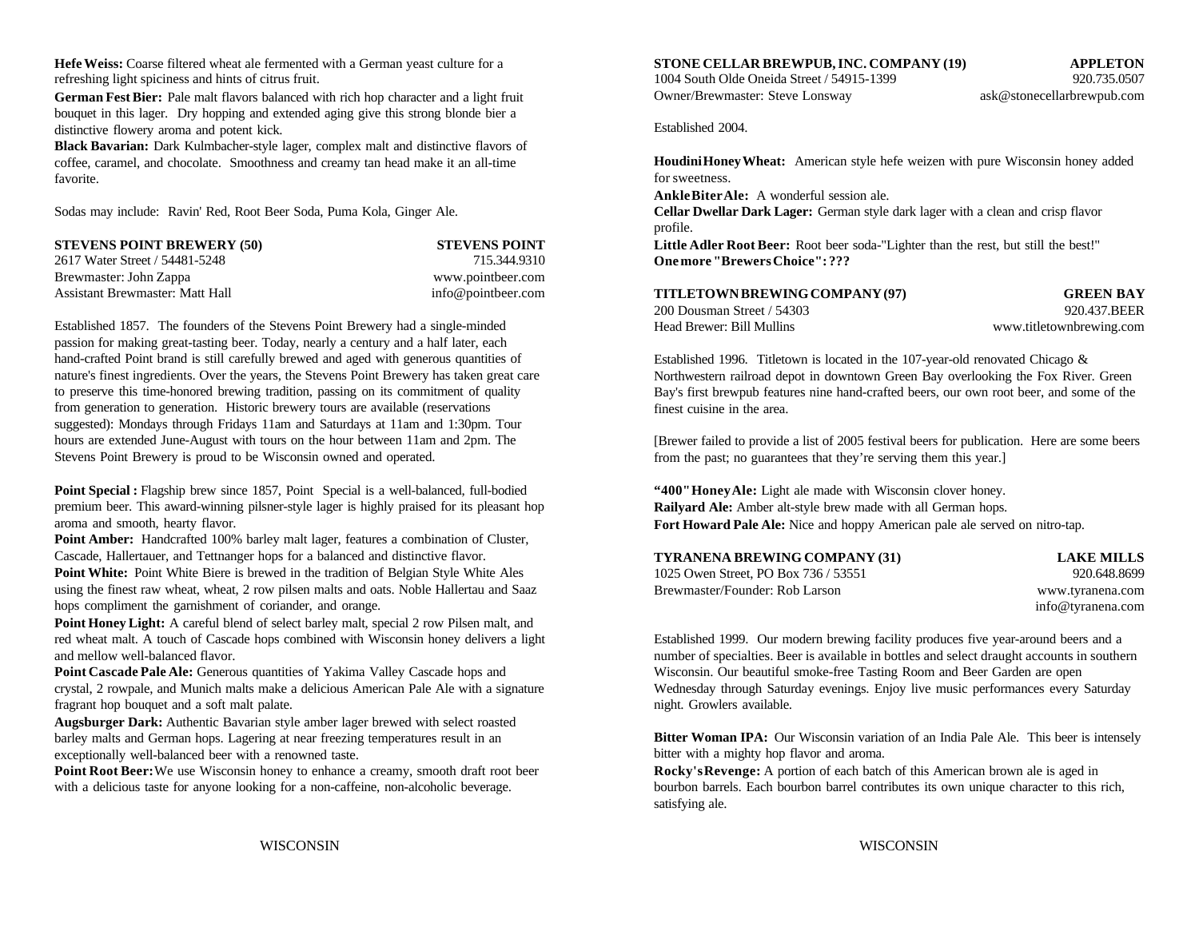**Hefe Weiss:** Coarse filtered wheat ale fermented with a German yeast culture for a refreshing light spiciness and hints of citrus fruit.

**German Fest Bier:** Pale malt flavors balanced with rich hop character and a light fruit bouquet in this lager. Dry hopping and extended aging give this strong blonde bier a distinctive flowery aroma and potent kick.

**Black Bavarian:** Dark Kulmbacher-style lager, complex malt and distinctive flavors of coffee, caramel, and chocolate. Smoothness and creamy tan head make it an all-time favorite.

Sodas may include: Ravin' Red, Root Beer Soda, Puma Kola, Ginger Ale.

**STEVENS POINT BREWERY (50)** — **STEVENS POINT**
2617 Water Street / 54481-5248 — 715.344.9310
Brewmaster: John Zappa — www.pointbeer.com
Assistant Brewmaster: Matt Hall — info@pointbeer.com

Established 1857. The founders of the Stevens Point Brewery had a single-minded passion for making great-tasting beer. Today, nearly a century and a half later, each hand-crafted Point brand is still carefully brewed and aged with generous quantities of nature's finest ingredients. Over the years, the Stevens Point Brewery has taken great care to preserve this time-honored brewing tradition, passing on its commitment of quality from generation to generation. Historic brewery tours are available (reservations suggested): Mondays through Fridays 11am and Saturdays at 11am and 1:30pm. Tour hours are extended June-August with tours on the hour between 11am and 2pm. The Stevens Point Brewery is proud to be Wisconsin owned and operated.

**Point Special :** Flagship brew since 1857, Point Special is a well-balanced, full-bodied premium beer. This award-winning pilsner-style lager is highly praised for its pleasant hop aroma and smooth, hearty flavor.

**Point Amber:** Handcrafted 100% barley malt lager, features a combination of Cluster, Cascade, Hallertauer, and Tettnanger hops for a balanced and distinctive flavor.

**Point White:** Point White Biere is brewed in the tradition of Belgian Style White Ales using the finest raw wheat, wheat, 2 row pilsen malts and oats. Noble Hallertau and Saaz hops compliment the garnishment of coriander, and orange.

**Point Honey Light:** A careful blend of select barley malt, special 2 row Pilsen malt, and red wheat malt. A touch of Cascade hops combined with Wisconsin honey delivers a light and mellow well-balanced flavor.

**Point Cascade Pale Ale:** Generous quantities of Yakima Valley Cascade hops and crystal, 2 rowpale, and Munich malts make a delicious American Pale Ale with a signature fragrant hop bouquet and a soft malt palate.

**Augsburger Dark:** Authentic Bavarian style amber lager brewed with select roasted barley malts and German hops. Lagering at near freezing temperatures result in an exceptionally well-balanced beer with a renowned taste.

**Point Root Beer:** We use Wisconsin honey to enhance a creamy, smooth draft root beer with a delicious taste for anyone looking for a non-caffeine, non-alcoholic beverage.

**STONE CELLAR BREWPUB, INC. COMPANY (19)** — **APPLETON**
1004 South Olde Oneida Street / 54915-1399 — 920.735.0507
Owner/Brewmaster: Steve Lonsway — ask@stonecellarbrewpub.com

Established 2004.

**Houdini Honey Wheat:** American style hefe weizen with pure Wisconsin honey added for sweetness.

**Ankle Biter Ale:** A wonderful session ale.

**Cellar Dwellar Dark Lager:** German style dark lager with a clean and crisp flavor profile.

**Little Adler Root Beer:** Root beer soda-"Lighter than the rest, but still the best!"

**One more "Brewers Choice": ???**

**TITLETOWN BREWING COMPANY (97)** — **GREEN BAY**
200 Dousman Street / 54303 — 920.437.BEER
Head Brewer: Bill Mullins — www.titletownbrewing.com

Established 1996. Titletown is located in the 107-year-old renovated Chicago & Northwestern railroad depot in downtown Green Bay overlooking the Fox River. Green Bay's first brewpub features nine hand-crafted beers, our own root beer, and some of the finest cuisine in the area.

[Brewer failed to provide a list of 2005 festival beers for publication. Here are some beers from the past; no guarantees that they're serving them this year.]

**"400" Honey Ale:** Light ale made with Wisconsin clover honey.

**Railyard Ale:** Amber alt-style brew made with all German hops.

**Fort Howard Pale Ale:** Nice and hoppy American pale ale served on nitro-tap.

**TYRANENA BREWING COMPANY (31)** — **LAKE MILLS**
1025 Owen Street, PO Box 736 / 53551 — 920.648.8699
Brewmaster/Founder: Rob Larson — www.tyranena.com
info@tyranena.com

Established 1999. Our modern brewing facility produces five year-around beers and a number of specialties. Beer is available in bottles and select draught accounts in southern Wisconsin. Our beautiful smoke-free Tasting Room and Beer Garden are open Wednesday through Saturday evenings. Enjoy live music performances every Saturday night. Growlers available.

**Bitter Woman IPA:** Our Wisconsin variation of an India Pale Ale. This beer is intensely bitter with a mighty hop flavor and aroma.

**Rocky's Revenge:** A portion of each batch of this American brown ale is aged in bourbon barrels. Each bourbon barrel contributes its own unique character to this rich, satisfying ale.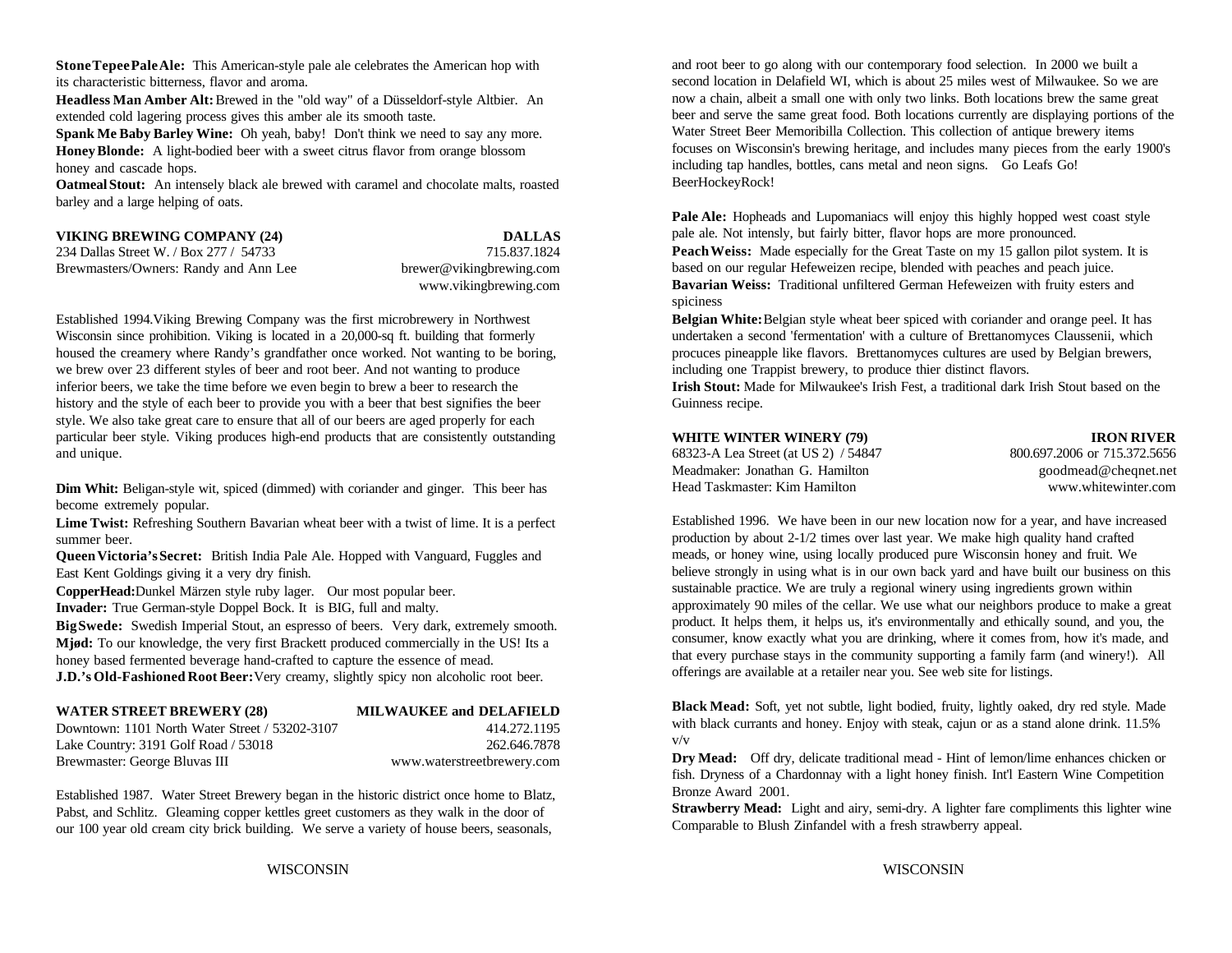**Stone Tepee Pale Ale:** This American-style pale ale celebrates the American hop with its characteristic bitterness, flavor and aroma.
**Headless Man Amber Alt:** Brewed in the "old way" of a Düsseldorf-style Altbier. An extended cold lagering process gives this amber ale its smooth taste.
**Spank Me Baby Barley Wine:** Oh yeah, baby! Don't think we need to say any more.
**Honey Blonde:** A light-bodied beer with a sweet citrus flavor from orange blossom honey and cascade hops.
**Oatmeal Stout:** An intensely black ale brewed with caramel and chocolate malts, roasted barley and a large helping of oats.

### VIKING BREWING COMPANY (24) — DALLAS

234 Dallas Street W. / Box 277 / 54733 — 715.837.1824
Brewmasters/Owners: Randy and Ann Lee — brewer@vikingbrewing.com
www.vikingbrewing.com

Established 1994.Viking Brewing Company was the first microbrewery in Northwest Wisconsin since prohibition. Viking is located in a 20,000-sq ft. building that formerly housed the creamery where Randy's grandfather once worked. Not wanting to be boring, we brew over 23 different styles of beer and root beer. And not wanting to produce inferior beers, we take the time before we even begin to brew a beer to research the history and the style of each beer to provide you with a beer that best signifies the beer style. We also take great care to ensure that all of our beers are aged properly for each particular beer style. Viking produces high-end products that are consistently outstanding and unique.

**Dim Whit:** Beligan-style wit, spiced (dimmed) with coriander and ginger. This beer has become extremely popular.
**Lime Twist:** Refreshing Southern Bavarian wheat beer with a twist of lime. It is a perfect summer beer.
**Queen Victoria's Secret:** British India Pale Ale. Hopped with Vanguard, Fuggles and East Kent Goldings giving it a very dry finish.
**CopperHead:** Dunkel Märzen style ruby lager. Our most popular beer.
**Invader:** True German-style Doppel Bock. It is BIG, full and malty.
**Big Swede:** Swedish Imperial Stout, an espresso of beers. Very dark, extremely smooth.
**Mjød:** To our knowledge, the very first Brackett produced commercially in the US! Its a honey based fermented beverage hand-crafted to capture the essence of mead.
**J.D.'s Old-Fashioned Root Beer:** Very creamy, slightly spicy non alcoholic root beer.

### WATER STREET BREWERY (28) — MILWAUKEE and DELAFIELD

Downtown: 1101 North Water Street / 53202-3107 — 414.272.1195
Lake Country: 3191 Golf Road / 53018 — 262.646.7878
Brewmaster: George Bluvas III — www.waterstreetbrewery.com

Established 1987. Water Street Brewery began in the historic district once home to Blatz, Pabst, and Schlitz. Gleaming copper kettles greet customers as they walk in the door of our 100 year old cream city brick building. We serve a variety of house beers, seasonals, and root beer to go along with our contemporary food selection. In 2000 we built a second location in Delafield WI, which is about 25 miles west of Milwaukee. So we are now a chain, albeit a small one with only two links. Both locations brew the same great beer and serve the same great food. Both locations currently are displaying portions of the Water Street Beer Memoribilla Collection. This collection of antique brewery items focuses on Wisconsin's brewing heritage, and includes many pieces from the early 1900's including tap handles, bottles, cans metal and neon signs. Go Leafs Go! BeerHockeyRock!

**Pale Ale:** Hopheads and Lupomaniacs will enjoy this highly hopped west coast style pale ale. Not intensly, but fairly bitter, flavor hops are more pronounced.
**Peach Weiss:** Made especially for the Great Taste on my 15 gallon pilot system. It is based on our regular Hefeweizen recipe, blended with peaches and peach juice.
**Bavarian Weiss:** Traditional unfiltered German Hefeweizen with fruity esters and spiciness
**Belgian White:** Belgian style wheat beer spiced with coriander and orange peel. It has undertaken a second 'fermentation' with a culture of Brettanomyces Claussenii, which procuces pineapple like flavors. Brettanomyces cultures are used by Belgian brewers, including one Trappist brewery, to produce thier distinct flavors.
**Irish Stout:** Made for Milwaukee's Irish Fest, a traditional dark Irish Stout based on the Guinness recipe.

### WHITE WINTER WINERY (79) — IRON RIVER

68323-A Lea Street (at US 2) / 54847 — 800.697.2006 or 715.372.5656
Meadmaker: Jonathan G. Hamilton — goodmead@cheqnet.net
Head Taskmaster: Kim Hamilton — www.whitewinter.com

Established 1996. We have been in our new location now for a year, and have increased production by about 2-1/2 times over last year. We make high quality hand crafted meads, or honey wine, using locally produced pure Wisconsin honey and fruit. We believe strongly in using what is in our own back yard and have built our business on this sustainable practice. We are truly a regional winery using ingredients grown within approximately 90 miles of the cellar. We use what our neighbors produce to make a great product. It helps them, it helps us, it's environmentally and ethically sound, and you, the consumer, know exactly what you are drinking, where it comes from, how it's made, and that every purchase stays in the community supporting a family farm (and winery!). All offerings are available at a retailer near you. See web site for listings.

**Black Mead:** Soft, yet not subtle, light bodied, fruity, lightly oaked, dry red style. Made with black currants and honey. Enjoy with steak, cajun or as a stand alone drink. 11.5% v/v
**Dry Mead:** Off dry, delicate traditional mead - Hint of lemon/lime enhances chicken or fish. Dryness of a Chardonnay with a light honey finish. Int'l Eastern Wine Competition Bronze Award 2001.
**Strawberry Mead:** Light and airy, semi-dry. A lighter fare compliments this lighter wine Comparable to Blush Zinfandel with a fresh strawberry appeal.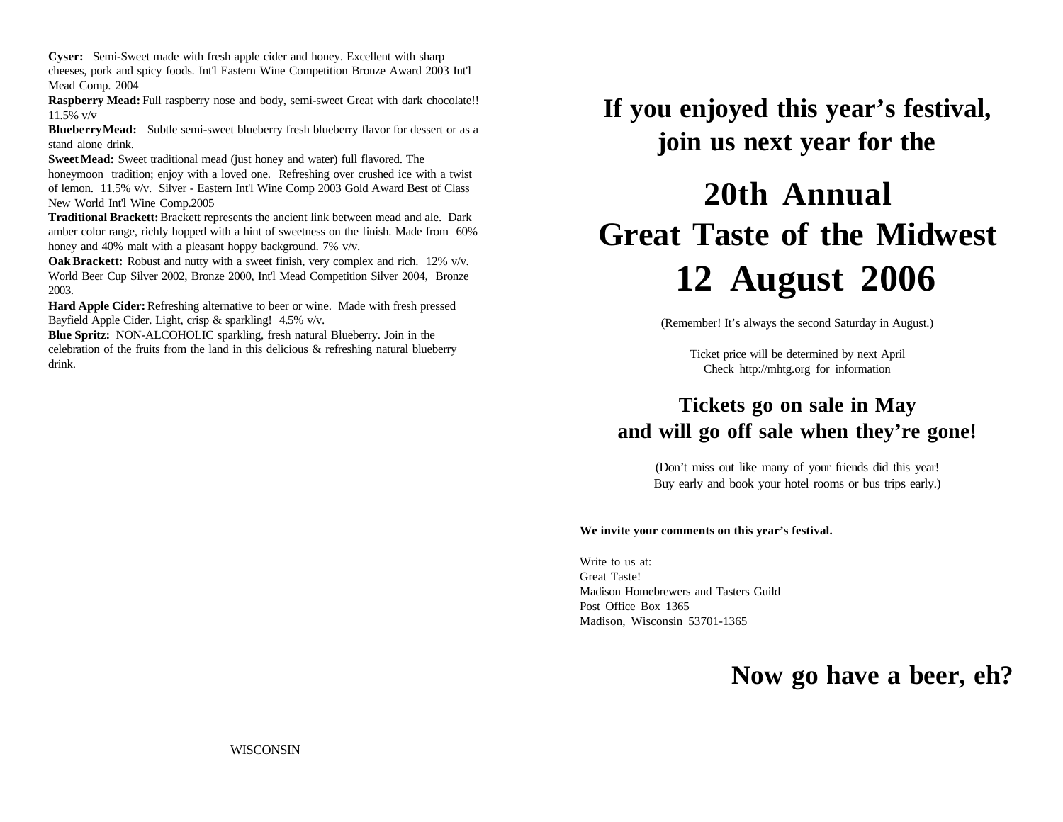**Cyser:** Semi-Sweet made with fresh apple cider and honey. Excellent with sharp cheeses, pork and spicy foods. Int'l Eastern Wine Competition Bronze Award 2003 Int'l Mead Comp. 2004

**Raspberry Mead:** Full raspberry nose and body, semi-sweet Great with dark chocolate!! 11.5% v/v

**Blueberry Mead:** Subtle semi-sweet blueberry fresh blueberry flavor for dessert or as a stand alone drink.

**Sweet Mead:** Sweet traditional mead (just honey and water) full flavored. The honeymoon tradition; enjoy with a loved one. Refreshing over crushed ice with a twist of lemon. 11.5% v/v. Silver - Eastern Int'l Wine Comp 2003 Gold Award Best of Class New World Int'l Wine Comp.2005

**Traditional Brackett:** Brackett represents the ancient link between mead and ale. Dark amber color range, richly hopped with a hint of sweetness on the finish. Made from 60% honey and 40% malt with a pleasant hoppy background. 7% v/v.

**Oak Brackett:** Robust and nutty with a sweet finish, very complex and rich. 12% v/v. World Beer Cup Silver 2002, Bronze 2000, Int'l Mead Competition Silver 2004, Bronze 2003.

**Hard Apple Cider:** Refreshing alternative to beer or wine. Made with fresh pressed Bayfield Apple Cider. Light, crisp & sparkling! 4.5% v/v.

**Blue Spritz:** NON-ALCOHOLIC sparkling, fresh natural Blueberry. Join in the celebration of the fruits from the land in this delicious & refreshing natural blueberry drink.

WISCONSIN

## If you enjoyed this year's festival, join us next year for the

# 20th Annual Great Taste of the Midwest 12 August 2006

(Remember! It's always the second Saturday in August.)

Ticket price will be determined by next April
Check http://mhtg.org for information

## Tickets go on sale in May and will go off sale when they're gone!

(Don't miss out like many of your friends did this year!
Buy early and book your hotel rooms or bus trips early.)

**We invite your comments on this year's festival.**

Write to us at:
Great Taste!
Madison Homebrewers and Tasters Guild
Post Office Box 1365
Madison, Wisconsin 53701-1365

## Now go have a beer, eh?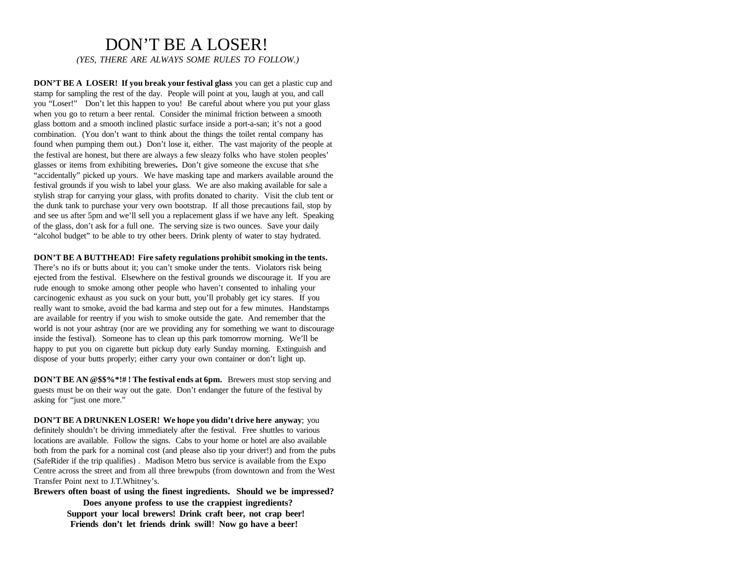# DON'T BE A LOSER!

*(YES, THERE ARE ALWAYS SOME RULES TO FOLLOW.)*

**DON'T BE A LOSER! If you break your festival glass** you can get a plastic cup and stamp for sampling the rest of the day. People will point at you, laugh at you, and call you "Loser!" Don't let this happen to you! Be careful about where you put your glass when you go to return a beer rental. Consider the minimal friction between a smooth glass bottom and a smooth inclined plastic surface inside a port-a-san; it's not a good combination. (You don't want to think about the things the toilet rental company has found when pumping them out.) Don't lose it, either. The vast majority of the people at the festival are honest, but there are always a few sleazy folks who have stolen peoples' glasses or items from exhibiting breweries**.** Don't give someone the excuse that s/he "accidentally" picked up yours. We have masking tape and markers available around the festival grounds if you wish to label your glass. We are also making available for sale a stylish strap for carrying your glass, with profits donated to charity. Visit the club tent or the dunk tank to purchase your very own bootstrap. If all those precautions fail, stop by and see us after 5pm and we'll sell you a replacement glass if we have any left. Speaking of the glass, don't ask for a full one. The serving size is two ounces. Save your daily "alcohol budget" to be able to try other beers. Drink plenty of water to stay hydrated.

**DON'T BE A BUTTHEAD! Fire safety regulations prohibit smoking in the tents.** There's no ifs or butts about it; you can't smoke under the tents. Violators risk being ejected from the festival. Elsewhere on the festival grounds we discourage it. If you are rude enough to smoke among other people who haven't consented to inhaling your carcinogenic exhaust as you suck on your butt, you'll probably get icy stares. If you really want to smoke, avoid the bad karma and step out for a few minutes. Handstamps are available for reentry if you wish to smoke outside the gate. And remember that the world is not your ashtray (nor are we providing any for something we want to discourage inside the festival). Someone has to clean up this park tomorrow morning. We'll be happy to put you on cigarette butt pickup duty early Sunday morning. Extinguish and dispose of your butts properly; either carry your own container or don't light up.

**DON'T BE AN @$$%*!# ! The festival ends at 6pm.** Brewers must stop serving and guests must be on their way out the gate. Don't endanger the future of the festival by asking for "just one more."

**DON'T BE A DRUNKEN LOSER! We hope you didn't drive here anyway**; you definitely shouldn't be driving immediately after the festival. Free shuttles to various locations are available. Follow the signs. Cabs to your home or hotel are also available both from the park for a nominal cost (and please also tip your driver!) and from the pubs (SafeRider if the trip qualifies) . Madison Metro bus service is available from the Expo Centre across the street and from all three brewpubs (from downtown and from the West Transfer Point next to J.T.Whitney's.

**Brewers often boast of using the finest ingredients. Should we be impressed? Does anyone profess to use the crappiest ingredients?**

**Support your local brewers! Drink craft beer, not crap beer!**

**Friends don't let friends drink swill! Now go have a beer!**